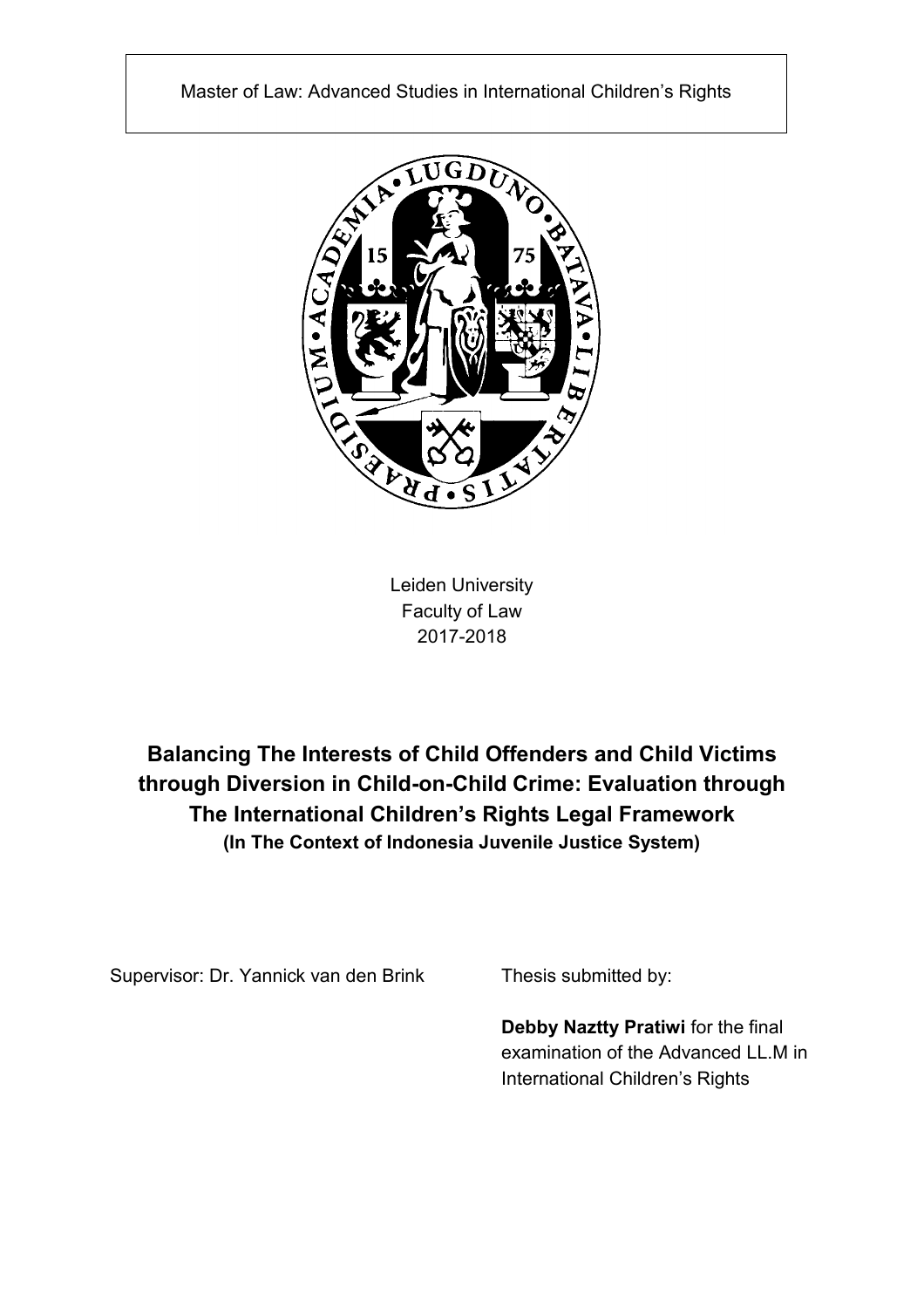Master of Law: Advanced Studies in International Children's Rights

Leiden University
Faculty of Law
2017-2018

# Balancing The Interests of Child Offenders and Child Victims through Diversion in Child-on-Child Crime: Evaluation through The International Children's Rights Legal Framework

**(In The Context of Indonesia Juvenile Justice System)**

Supervisor: Dr. Yannick van den Brink

Thesis submitted by:

**Debby Naztty Pratiwi** for the final examination of the Advanced LL.M in International Children's Rights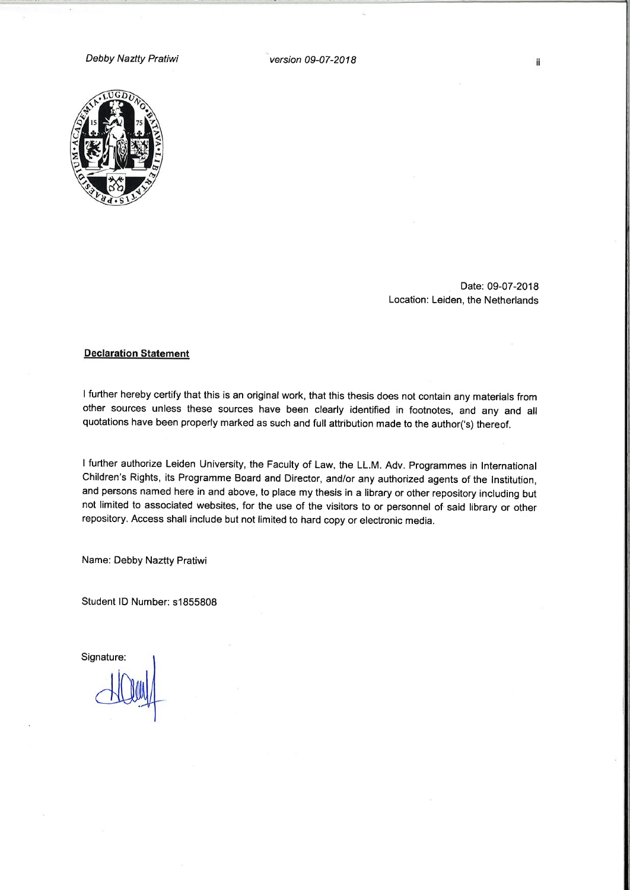Date: 09-07-2018

Location: Leiden, the Netherlands

**Declaration Statement**

I further hereby certify that this is an original work, that this thesis does not contain any materials from other sources unless these sources have been clearly identified in footnotes, and any and all quotations have been properly marked as such and full attribution made to the author('s) thereof.

I further authorize Leiden University, the Faculty of Law, the LL.M. Adv. Programmes in International Children's Rights, its Programme Board and Director, and/or any authorized agents of the Institution, and persons named here in and above, to place my thesis in a library or other repository including but not limited to associated websites, for the use of the visitors to or personnel of said library or other repository. Access shall include but not limited to hard copy or electronic media.

Name: Debby Naztty Pratiwi

Student ID Number: s1855808

Signature: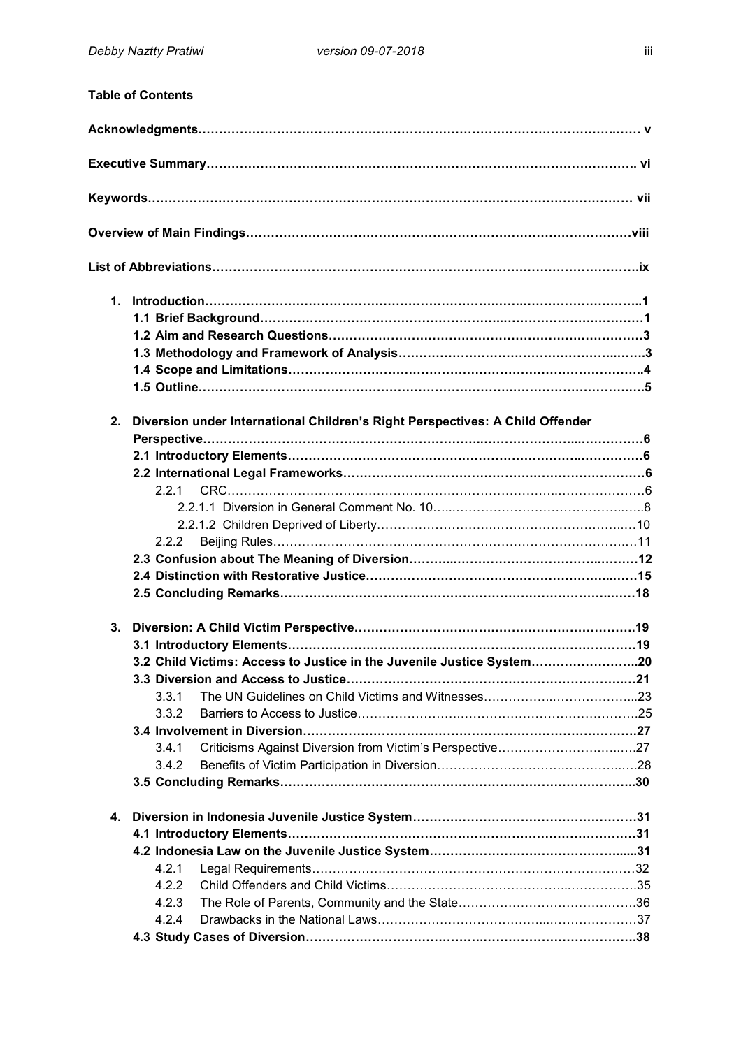**Table of Contents**

**Acknowledgments……………………………………………………………………………………….…… v**

**Executive Summary………………………………………………………………………………………. vi**

**Keywords………………………………………………………………………………………………… vii**

**Overview of Main Findings…………………………………………………………………………………viii**

**List of Abbreviations…………………………………………………………………………………………ix**

1. **Introduction……………………………………………………………………………………………..1**
   - **1.1 Brief Background………………………………………………………………………………1**
   - **1.2 Aim and Research Questions……………………………………………………………………3**
   - **1.3 Methodology and Framework of Analysis………………………………………………………3**
   - **1.4 Scope and Limitations……………………………………………………………………………4**
   - **1.5 Outline…………………………………………………………………………………………….5**

2. **Diversion under International Children's Right Perspectives: A Child Offender Perspective…………………………………………………………………………………………6**
   - **2.1 Introductory Elements……………………………………………………………………………6**
   - **2.2 International Legal Frameworks…………………………………………………………………6**
     - 2.2.1 CRC……………………………………………………………………………………………6
       - 2.2.1.1 Diversion in General Comment No. 10……………………………………………….8
       - 2.2.1.2 Children Deprived of Liberty………………………………………………………….10
     - 2.2.2 Beijing Rules…………………………………………………………………………………11
   - **2.3 Confusion about The Meaning of Diversion……………………………………………………12**
   - **2.4 Distinction with Restorative Justice……………………………………………………………15**
   - **2.5 Concluding Remarks……………………………………………………………………………18**

3. **Diversion: A Child Victim Perspective……………………………………………………………19**
   - **3.1 Introductory Elements……………………………………………………………………………19**
   - **3.2 Child Victims: Access to Justice in the Juvenile Justice System……………………………..20**
   - **3.3 Diversion and Access to Justice…………………………………………………………………21**
     - 3.3.1 The UN Guidelines on Child Victims and Witnesses………………………………………23
     - 3.3.2 Barriers to Access to Justice……………………………………………………………….25
   - **3.4 Involvement in Diversion…………………………………………………………………………27**
     - 3.4.1 Criticisms Against Diversion from Victim's Perspective……………………………………27
     - 3.4.2 Benefits of Victim Participation in Diversion…………………………………………………28
   - **3.5 Concluding Remarks……………………………………………………………………………..30**

4. **Diversion in Indonesia Juvenile Justice System………………………………………………31**
   - **4.1 Introductory Elements……………………………………………………………………………31**
   - **4.2 Indonesia Law on the Juvenile Justice System…………………………………………….....31**
     - 4.2.1 Legal Requirements…………………………………………………………………………32
     - 4.2.2 Child Offenders and Child Victims…………………………………………………………..35
     - 4.2.3 The Role of Parents, Community and the State……………………………………………36
     - 4.2.4 Drawbacks in the National Laws……………………………………………………………37
   - **4.3 Study Cases of Diversion…………………………………………………………………………38**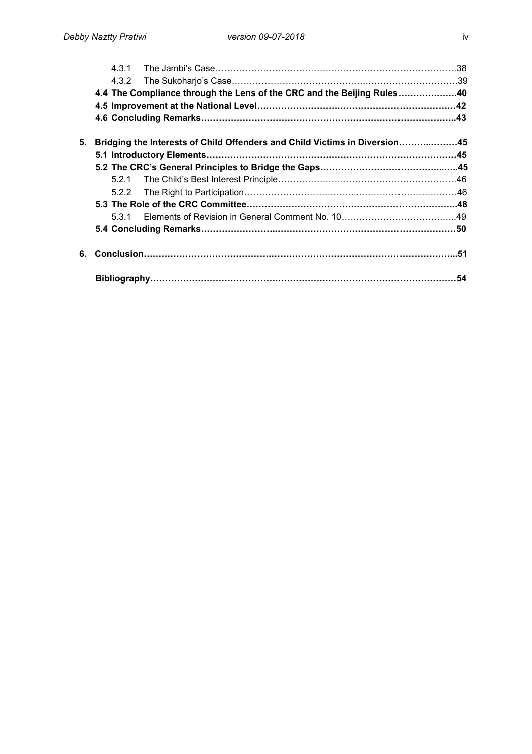4.3.1 The Jambi's Case……………………………………………………………………38

4.3.2 The Sukoharjo's Case………………………………………………………………39

**4.4 The Compliance through the Lens of the CRC and the Beijing Rules……………….40**

**4.5 Improvement at the National Level……………………………………………………42**

**4.6 Concluding Remarks……………………………………………………………………..43**

**5. Bridging the Interests of Child Offenders and Child Victims in Diversion………..……45**

**5.1 Introductory Elements……………………………………………………………………45**

**5.2 The CRC's General Principles to Bridge the Gaps…………………………………...…..45**

5.2.1 The Child's Best Interest Principle…………………………………………………46

5.2.2 The Right to Participation……………………………..……………………………46

**5.3 The Role of the CRC Committee…………………………………………………………..48**

5.3.1 Elements of Revision in General Comment No. 10………………………………..49

**5.4 Concluding Remarks……………………..………………………………………………50**

**6. Conclusion…………………………………..……………………………………………..51**

**Bibliography…………………………………..……………………………………………54**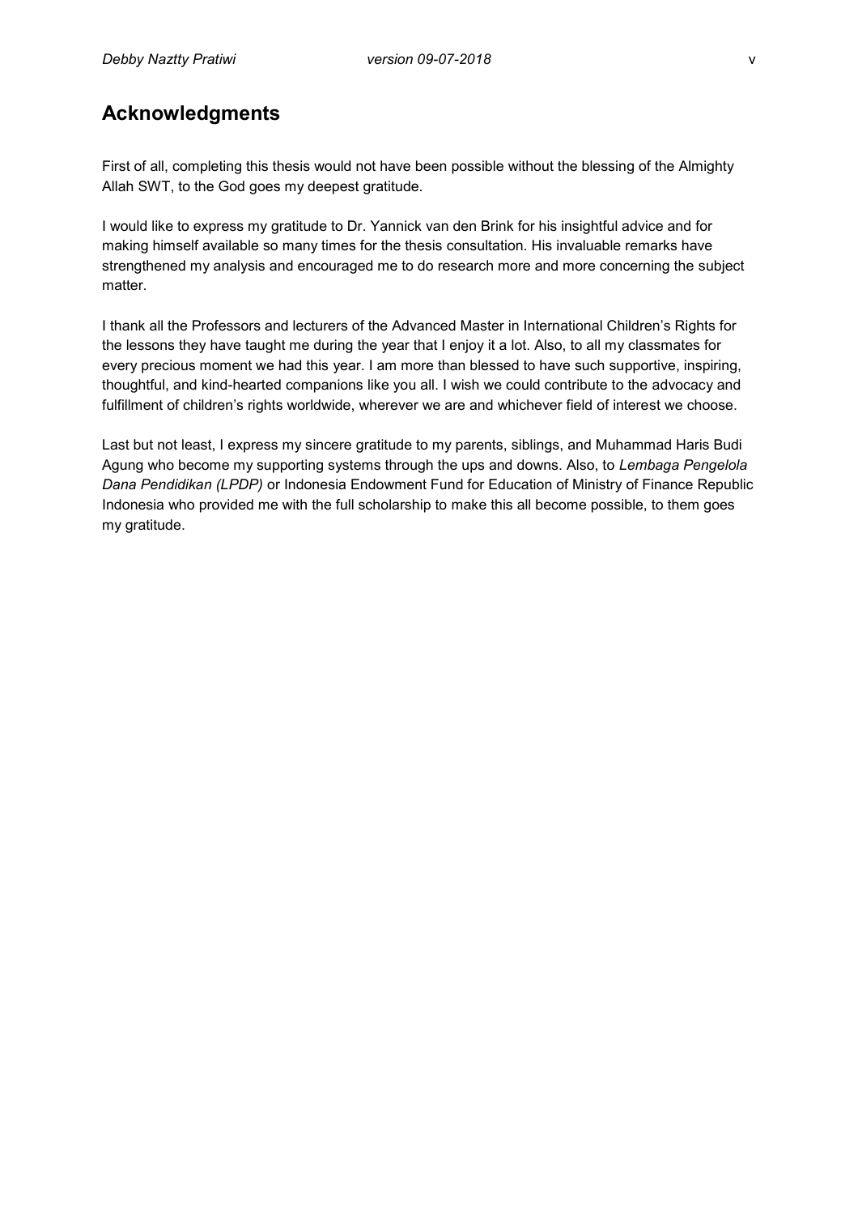## Acknowledgments

First of all, completing this thesis would not have been possible without the blessing of the Almighty Allah SWT, to the God goes my deepest gratitude.

I would like to express my gratitude to Dr. Yannick van den Brink for his insightful advice and for making himself available so many times for the thesis consultation. His invaluable remarks have strengthened my analysis and encouraged me to do research more and more concerning the subject matter.

I thank all the Professors and lecturers of the Advanced Master in International Children's Rights for the lessons they have taught me during the year that I enjoy it a lot. Also, to all my classmates for every precious moment we had this year. I am more than blessed to have such supportive, inspiring, thoughtful, and kind-hearted companions like you all. I wish we could contribute to the advocacy and fulfillment of children's rights worldwide, wherever we are and whichever field of interest we choose.

Last but not least, I express my sincere gratitude to my parents, siblings, and Muhammad Haris Budi Agung who become my supporting systems through the ups and downs. Also, to *Lembaga Pengelola Dana Pendidikan (LPDP)* or Indonesia Endowment Fund for Education of Ministry of Finance Republic Indonesia who provided me with the full scholarship to make this all become possible, to them goes my gratitude.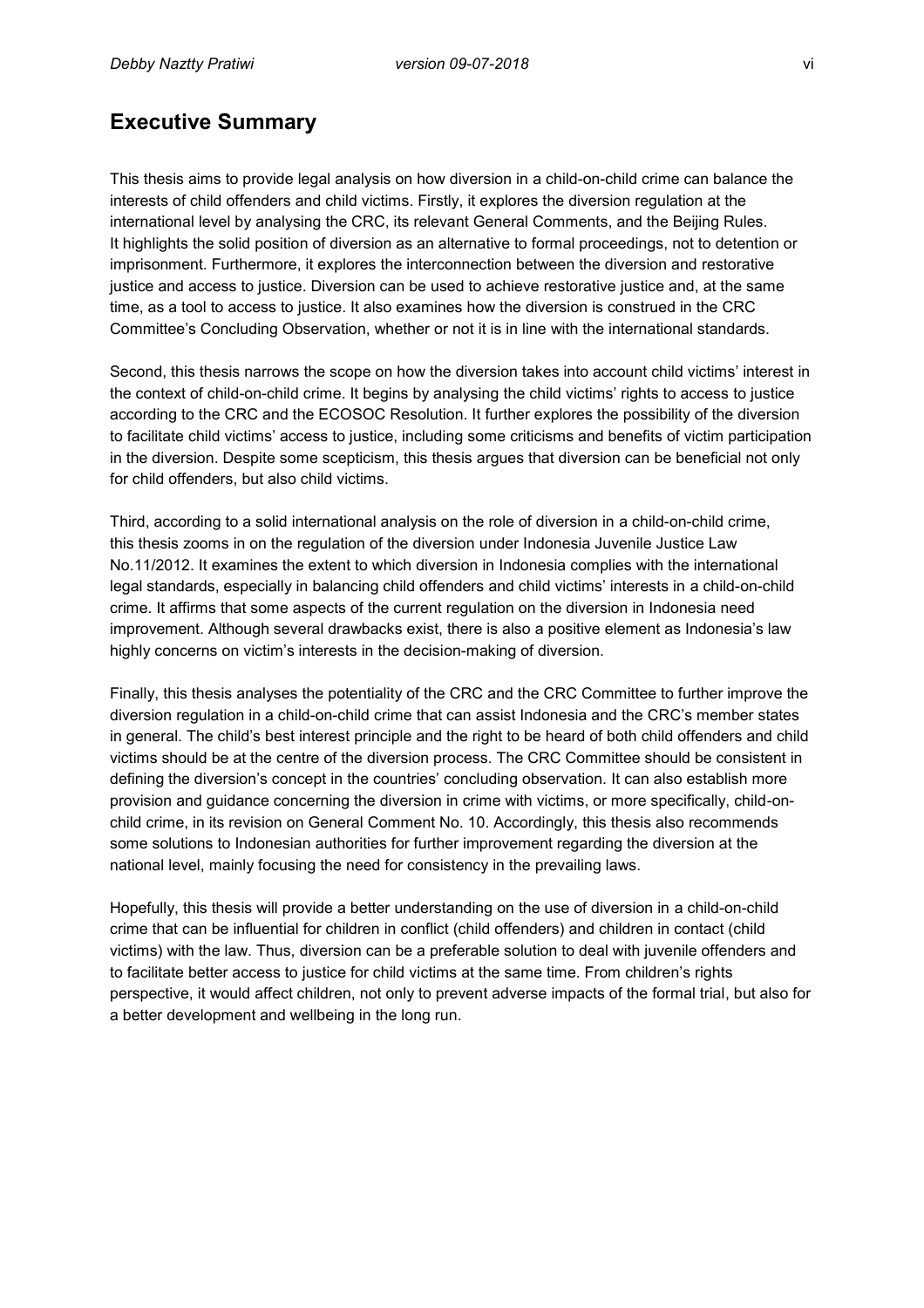## Executive Summary

This thesis aims to provide legal analysis on how diversion in a child-on-child crime can balance the interests of child offenders and child victims. Firstly, it explores the diversion regulation at the international level by analysing the CRC, its relevant General Comments, and the Beijing Rules. It highlights the solid position of diversion as an alternative to formal proceedings, not to detention or imprisonment. Furthermore, it explores the interconnection between the diversion and restorative justice and access to justice. Diversion can be used to achieve restorative justice and, at the same time, as a tool to access to justice. It also examines how the diversion is construed in the CRC Committee's Concluding Observation, whether or not it is in line with the international standards.

Second, this thesis narrows the scope on how the diversion takes into account child victims' interest in the context of child-on-child crime. It begins by analysing the child victims' rights to access to justice according to the CRC and the ECOSOC Resolution. It further explores the possibility of the diversion to facilitate child victims' access to justice, including some criticisms and benefits of victim participation in the diversion. Despite some scepticism, this thesis argues that diversion can be beneficial not only for child offenders, but also child victims.

Third, according to a solid international analysis on the role of diversion in a child-on-child crime, this thesis zooms in on the regulation of the diversion under Indonesia Juvenile Justice Law No.11/2012. It examines the extent to which diversion in Indonesia complies with the international legal standards, especially in balancing child offenders and child victims' interests in a child-on-child crime. It affirms that some aspects of the current regulation on the diversion in Indonesia need improvement. Although several drawbacks exist, there is also a positive element as Indonesia's law highly concerns on victim's interests in the decision-making of diversion.

Finally, this thesis analyses the potentiality of the CRC and the CRC Committee to further improve the diversion regulation in a child-on-child crime that can assist Indonesia and the CRC's member states in general. The child's best interest principle and the right to be heard of both child offenders and child victims should be at the centre of the diversion process. The CRC Committee should be consistent in defining the diversion's concept in the countries' concluding observation. It can also establish more provision and guidance concerning the diversion in crime with victims, or more specifically, child-on-child crime, in its revision on General Comment No. 10. Accordingly, this thesis also recommends some solutions to Indonesian authorities for further improvement regarding the diversion at the national level, mainly focusing the need for consistency in the prevailing laws.

Hopefully, this thesis will provide a better understanding on the use of diversion in a child-on-child crime that can be influential for children in conflict (child offenders) and children in contact (child victims) with the law. Thus, diversion can be a preferable solution to deal with juvenile offenders and to facilitate better access to justice for child victims at the same time. From children's rights perspective, it would affect children, not only to prevent adverse impacts of the formal trial, but also for a better development and wellbeing in the long run.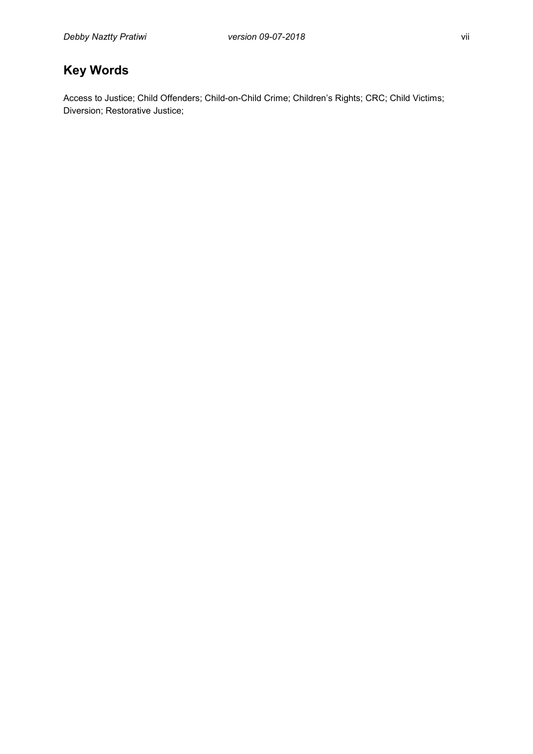## Key Words

Access to Justice; Child Offenders; Child-on-Child Crime; Children's Rights; CRC; Child Victims; Diversion; Restorative Justice;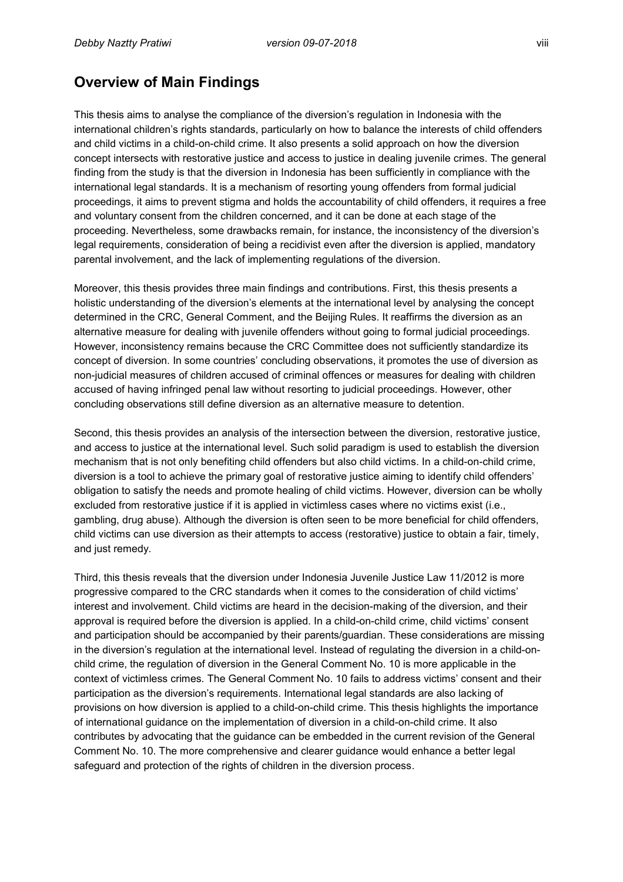## Overview of Main Findings

This thesis aims to analyse the compliance of the diversion's regulation in Indonesia with the international children's rights standards, particularly on how to balance the interests of child offenders and child victims in a child-on-child crime. It also presents a solid approach on how the diversion concept intersects with restorative justice and access to justice in dealing juvenile crimes. The general finding from the study is that the diversion in Indonesia has been sufficiently in compliance with the international legal standards. It is a mechanism of resorting young offenders from formal judicial proceedings, it aims to prevent stigma and holds the accountability of child offenders, it requires a free and voluntary consent from the children concerned, and it can be done at each stage of the proceeding. Nevertheless, some drawbacks remain, for instance, the inconsistency of the diversion's legal requirements, consideration of being a recidivist even after the diversion is applied, mandatory parental involvement, and the lack of implementing regulations of the diversion.

Moreover, this thesis provides three main findings and contributions. First, this thesis presents a holistic understanding of the diversion's elements at the international level by analysing the concept determined in the CRC, General Comment, and the Beijing Rules. It reaffirms the diversion as an alternative measure for dealing with juvenile offenders without going to formal judicial proceedings. However, inconsistency remains because the CRC Committee does not sufficiently standardize its concept of diversion. In some countries' concluding observations, it promotes the use of diversion as non-judicial measures of children accused of criminal offences or measures for dealing with children accused of having infringed penal law without resorting to judicial proceedings. However, other concluding observations still define diversion as an alternative measure to detention.

Second, this thesis provides an analysis of the intersection between the diversion, restorative justice, and access to justice at the international level. Such solid paradigm is used to establish the diversion mechanism that is not only benefiting child offenders but also child victims. In a child-on-child crime, diversion is a tool to achieve the primary goal of restorative justice aiming to identify child offenders' obligation to satisfy the needs and promote healing of child victims. However, diversion can be wholly excluded from restorative justice if it is applied in victimless cases where no victims exist (i.e., gambling, drug abuse). Although the diversion is often seen to be more beneficial for child offenders, child victims can use diversion as their attempts to access (restorative) justice to obtain a fair, timely, and just remedy.

Third, this thesis reveals that the diversion under Indonesia Juvenile Justice Law 11/2012 is more progressive compared to the CRC standards when it comes to the consideration of child victims' interest and involvement. Child victims are heard in the decision-making of the diversion, and their approval is required before the diversion is applied. In a child-on-child crime, child victims' consent and participation should be accompanied by their parents/guardian. These considerations are missing in the diversion's regulation at the international level. Instead of regulating the diversion in a child-on-child crime, the regulation of diversion in the General Comment No. 10 is more applicable in the context of victimless crimes. The General Comment No. 10 fails to address victims' consent and their participation as the diversion's requirements. International legal standards are also lacking of provisions on how diversion is applied to a child-on-child crime. This thesis highlights the importance of international guidance on the implementation of diversion in a child-on-child crime. It also contributes by advocating that the guidance can be embedded in the current revision of the General Comment No. 10. The more comprehensive and clearer guidance would enhance a better legal safeguard and protection of the rights of children in the diversion process.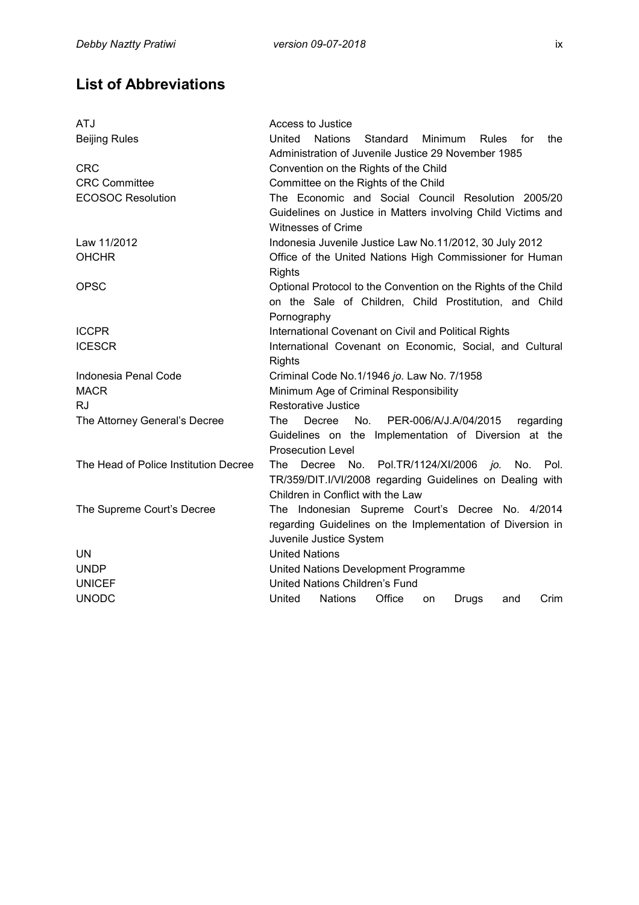## List of Abbreviations

| | |
|---|---|
| ATJ | Access to Justice |
| Beijing Rules | United Nations Standard Minimum Rules for the Administration of Juvenile Justice 29 November 1985 |
| CRC | Convention on the Rights of the Child |
| CRC Committee | Committee on the Rights of the Child |
| ECOSOC Resolution | The Economic and Social Council Resolution 2005/20 Guidelines on Justice in Matters involving Child Victims and Witnesses of Crime |
| Law 11/2012 | Indonesia Juvenile Justice Law No.11/2012, 30 July 2012 |
| OHCHR | Office of the United Nations High Commissioner for Human Rights |
| OPSC | Optional Protocol to the Convention on the Rights of the Child on the Sale of Children, Child Prostitution, and Child Pornography |
| ICCPR | International Covenant on Civil and Political Rights |
| ICESCR | International Covenant on Economic, Social, and Cultural Rights |
| Indonesia Penal Code | Criminal Code No.1/1946 *jo.* Law No. 7/1958 |
| MACR | Minimum Age of Criminal Responsibility |
| RJ | Restorative Justice |
| The Attorney General's Decree | The Decree No. PER-006/A/J.A/04/2015 regarding Guidelines on the Implementation of Diversion at the Prosecution Level |
| The Head of Police Institution Decree | The Decree No. Pol.TR/1124/XI/2006 *jo.* No. Pol. TR/359/DIT.I/VI/2008 regarding Guidelines on Dealing with Children in Conflict with the Law |
| The Supreme Court's Decree | The Indonesian Supreme Court's Decree No. 4/2014 regarding Guidelines on the Implementation of Diversion in Juvenile Justice System |
| UN | United Nations |
| UNDP | United Nations Development Programme |
| UNICEF | United Nations Children's Fund |
| UNODC | United Nations Office on Drugs and Crim |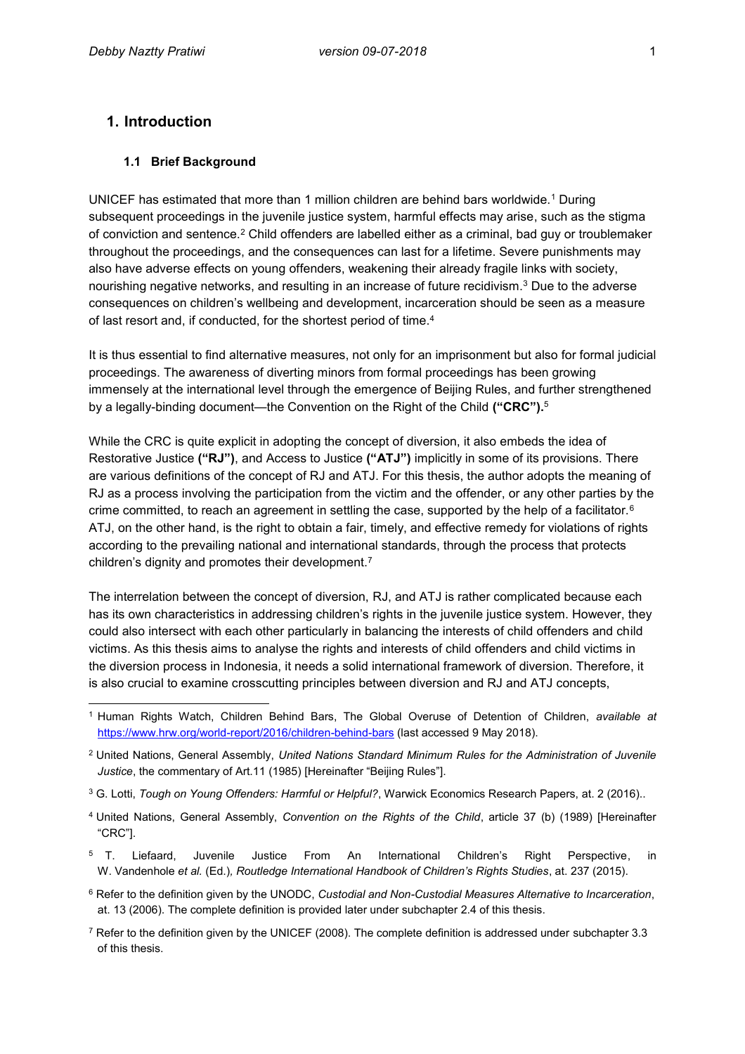# 1. Introduction

## 1.1 Brief Background

UNICEF has estimated that more than 1 million children are behind bars worldwide.[1] During subsequent proceedings in the juvenile justice system, harmful effects may arise, such as the stigma of conviction and sentence.[2] Child offenders are labelled either as a criminal, bad guy or troublemaker throughout the proceedings, and the consequences can last for a lifetime. Severe punishments may also have adverse effects on young offenders, weakening their already fragile links with society, nourishing negative networks, and resulting in an increase of future recidivism.[3] Due to the adverse consequences on children's wellbeing and development, incarceration should be seen as a measure of last resort and, if conducted, for the shortest period of time.[4]

It is thus essential to find alternative measures, not only for an imprisonment but also for formal judicial proceedings. The awareness of diverting minors from formal proceedings has been growing immensely at the international level through the emergence of Beijing Rules, and further strengthened by a legally-binding document—the Convention on the Right of the Child **("CRC").**[5]

While the CRC is quite explicit in adopting the concept of diversion, it also embeds the idea of Restorative Justice **("RJ")**, and Access to Justice **("ATJ")** implicitly in some of its provisions. There are various definitions of the concept of RJ and ATJ. For this thesis, the author adopts the meaning of RJ as a process involving the participation from the victim and the offender, or any other parties by the crime committed, to reach an agreement in settling the case, supported by the help of a facilitator.[6] ATJ, on the other hand, is the right to obtain a fair, timely, and effective remedy for violations of rights according to the prevailing national and international standards, through the process that protects children's dignity and promotes their development.[7]

The interrelation between the concept of diversion, RJ, and ATJ is rather complicated because each has its own characteristics in addressing children's rights in the juvenile justice system. However, they could also intersect with each other particularly in balancing the interests of child offenders and child victims. As this thesis aims to analyse the rights and interests of child offenders and child victims in the diversion process in Indonesia, it needs a solid international framework of diversion. Therefore, it is also crucial to examine crosscutting principles between diversion and RJ and ATJ concepts,

---

[1] Human Rights Watch, Children Behind Bars, The Global Overuse of Detention of Children, *available at* https://www.hrw.org/world-report/2016/children-behind-bars (last accessed 9 May 2018).

[2] United Nations, General Assembly, *United Nations Standard Minimum Rules for the Administration of Juvenile Justice*, the commentary of Art.11 (1985) [Hereinafter "Beijing Rules"].

[3] G. Lotti, *Tough on Young Offenders: Harmful or Helpful?*, Warwick Economics Research Papers, at. 2 (2016)..

[4] United Nations, General Assembly, *Convention on the Rights of the Child*, article 37 (b) (1989) [Hereinafter "CRC"].

[5] T. Liefaard, Juvenile Justice From An International Children's Right Perspective, in W. Vandenhole *et al.* (Ed.), *Routledge International Handbook of Children's Rights Studies*, at. 237 (2015).

[6] Refer to the definition given by the UNODC, *Custodial and Non-Custodial Measures Alternative to Incarceration*, at. 13 (2006). The complete definition is provided later under subchapter 2.4 of this thesis.

[7] Refer to the definition given by the UNICEF (2008). The complete definition is addressed under subchapter 3.3 of this thesis.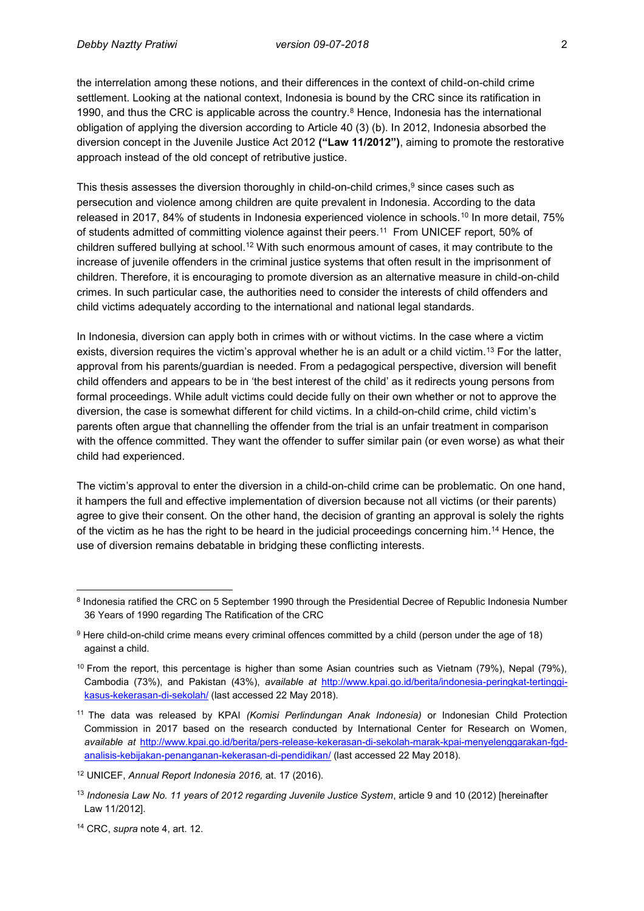the interrelation among these notions, and their differences in the context of child-on-child crime settlement. Looking at the national context, Indonesia is bound by the CRC since its ratification in 1990, and thus the CRC is applicable across the country.[8] Hence, Indonesia has the international obligation of applying the diversion according to Article 40 (3) (b). In 2012, Indonesia absorbed the diversion concept in the Juvenile Justice Act 2012 **("Law 11/2012")**, aiming to promote the restorative approach instead of the old concept of retributive justice.

This thesis assesses the diversion thoroughly in child-on-child crimes,[9] since cases such as persecution and violence among children are quite prevalent in Indonesia. According to the data released in 2017, 84% of students in Indonesia experienced violence in schools.[10] In more detail, 75% of students admitted of committing violence against their peers.[11] From UNICEF report, 50% of children suffered bullying at school.[12] With such enormous amount of cases, it may contribute to the increase of juvenile offenders in the criminal justice systems that often result in the imprisonment of children. Therefore, it is encouraging to promote diversion as an alternative measure in child-on-child crimes. In such particular case, the authorities need to consider the interests of child offenders and child victims adequately according to the international and national legal standards.

In Indonesia, diversion can apply both in crimes with or without victims. In the case where a victim exists, diversion requires the victim's approval whether he is an adult or a child victim.[13] For the latter, approval from his parents/guardian is needed. From a pedagogical perspective, diversion will benefit child offenders and appears to be in 'the best interest of the child' as it redirects young persons from formal proceedings. While adult victims could decide fully on their own whether or not to approve the diversion, the case is somewhat different for child victims. In a child-on-child crime, child victim's parents often argue that channelling the offender from the trial is an unfair treatment in comparison with the offence committed. They want the offender to suffer similar pain (or even worse) as what their child had experienced.

The victim's approval to enter the diversion in a child-on-child crime can be problematic. On one hand, it hampers the full and effective implementation of diversion because not all victims (or their parents) agree to give their consent. On the other hand, the decision of granting an approval is solely the rights of the victim as he has the right to be heard in the judicial proceedings concerning him.[14] Hence, the use of diversion remains debatable in bridging these conflicting interests.

---

[8] Indonesia ratified the CRC on 5 September 1990 through the Presidential Decree of Republic Indonesia Number 36 Years of 1990 regarding The Ratification of the CRC

[9] Here child-on-child crime means every criminal offences committed by a child (person under the age of 18) against a child.

[10] From the report, this percentage is higher than some Asian countries such as Vietnam (79%), Nepal (79%), Cambodia (73%), and Pakistan (43%), *available at* http://www.kpai.go.id/berita/indonesia-peringkat-tertinggi-kasus-kekerasan-di-sekolah/ (last accessed 22 May 2018).

[11] The data was released by KPAI *(Komisi Perlindungan Anak Indonesia)* or Indonesian Child Protection Commission in 2017 based on the research conducted by International Center for Research on Women, *available at* http://www.kpai.go.id/berita/pers-release-kekerasan-di-sekolah-marak-kpai-menyelenggarakan-fgd-analisis-kebijakan-penanganan-kekerasan-di-pendidikan/ (last accessed 22 May 2018).

[12] UNICEF, *Annual Report Indonesia 2016,* at. 17 (2016).

[13] *Indonesia Law No. 11 years of 2012 regarding Juvenile Justice System*, article 9 and 10 (2012) [hereinafter Law 11/2012].

[14] CRC, *supra* note 4, art. 12.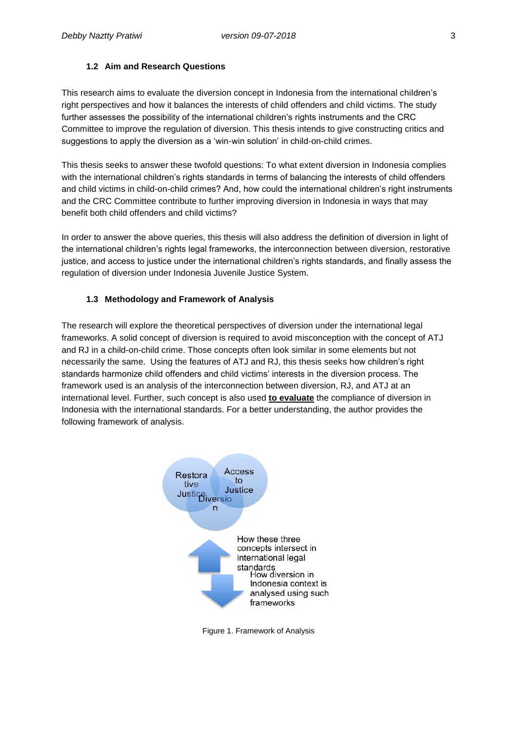### 1.2 Aim and Research Questions

This research aims to evaluate the diversion concept in Indonesia from the international children's right perspectives and how it balances the interests of child offenders and child victims. The study further assesses the possibility of the international children's rights instruments and the CRC Committee to improve the regulation of diversion. This thesis intends to give constructing critics and suggestions to apply the diversion as a 'win-win solution' in child-on-child crimes.

This thesis seeks to answer these twofold questions: To what extent diversion in Indonesia complies with the international children's rights standards in terms of balancing the interests of child offenders and child victims in child-on-child crimes? And, how could the international children's right instruments and the CRC Committee contribute to further improving diversion in Indonesia in ways that may benefit both child offenders and child victims?

In order to answer the above queries, this thesis will also address the definition of diversion in light of the international children's rights legal frameworks, the interconnection between diversion, restorative justice, and access to justice under the international children's rights standards, and finally assess the regulation of diversion under Indonesia Juvenile Justice System.

### 1.3 Methodology and Framework of Analysis

The research will explore the theoretical perspectives of diversion under the international legal frameworks. A solid concept of diversion is required to avoid misconception with the concept of ATJ and RJ in a child-on-child crime. Those concepts often look similar in some elements but not necessarily the same. Using the features of ATJ and RJ, this thesis seeks how children's right standards harmonize child offenders and child victims' interests in the diversion process. The framework used is an analysis of the interconnection between diversion, RJ, and ATJ at an international level. Further, such concept is also used **to evaluate** the compliance of diversion in Indonesia with the international standards. For a better understanding, the author provides the following framework of analysis.

Restorative Justice — Access to Justice — Diversion

How these three concepts intersect in international legal standards

How diversion in Indonesia context is analysed using such frameworks

Figure 1. Framework of Analysis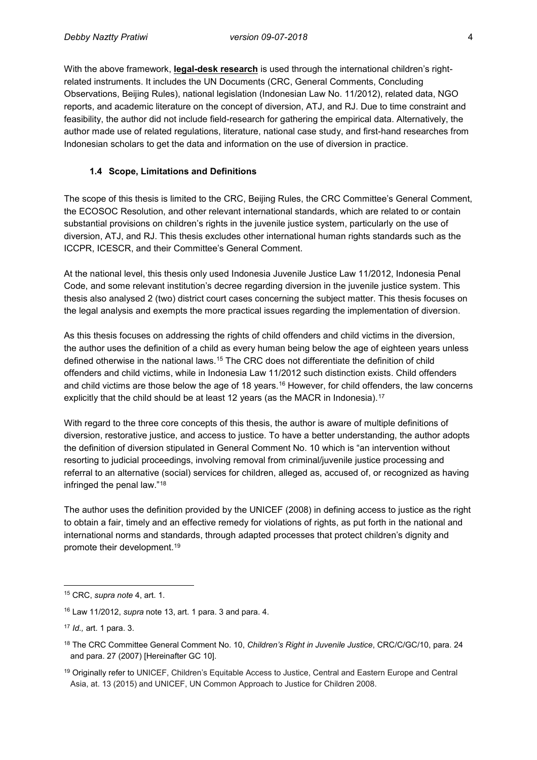With the above framework, **legal-desk research** is used through the international children's right-related instruments. It includes the UN Documents (CRC, General Comments, Concluding Observations, Beijing Rules), national legislation (Indonesian Law No. 11/2012), related data, NGO reports, and academic literature on the concept of diversion, ATJ, and RJ. Due to time constraint and feasibility, the author did not include field-research for gathering the empirical data. Alternatively, the author made use of related regulations, literature, national case study, and first-hand researches from Indonesian scholars to get the data and information on the use of diversion in practice.

### 1.4 Scope, Limitations and Definitions

The scope of this thesis is limited to the CRC, Beijing Rules, the CRC Committee's General Comment, the ECOSOC Resolution, and other relevant international standards, which are related to or contain substantial provisions on children's rights in the juvenile justice system, particularly on the use of diversion, ATJ, and RJ. This thesis excludes other international human rights standards such as the ICCPR, ICESCR, and their Committee's General Comment.

At the national level, this thesis only used Indonesia Juvenile Justice Law 11/2012, Indonesia Penal Code, and some relevant institution's decree regarding diversion in the juvenile justice system. This thesis also analysed 2 (two) district court cases concerning the subject matter. This thesis focuses on the legal analysis and exempts the more practical issues regarding the implementation of diversion.

As this thesis focuses on addressing the rights of child offenders and child victims in the diversion, the author uses the definition of a child as every human being below the age of eighteen years unless defined otherwise in the national laws.[15] The CRC does not differentiate the definition of child offenders and child victims, while in Indonesia Law 11/2012 such distinction exists. Child offenders and child victims are those below the age of 18 years.[16] However, for child offenders, the law concerns explicitly that the child should be at least 12 years (as the MACR in Indonesia).[17]

With regard to the three core concepts of this thesis, the author is aware of multiple definitions of diversion, restorative justice, and access to justice. To have a better understanding, the author adopts the definition of diversion stipulated in General Comment No. 10 which is "an intervention without resorting to judicial proceedings, involving removal from criminal/juvenile justice processing and referral to an alternative (social) services for children, alleged as, accused of, or recognized as having infringed the penal law."[18]

The author uses the definition provided by the UNICEF (2008) in defining access to justice as the right to obtain a fair, timely and an effective remedy for violations of rights, as put forth in the national and international norms and standards, through adapted processes that protect children's dignity and promote their development.[19]

---

[15] CRC, *supra note* 4, art. 1.

[16] Law 11/2012, *supra* note 13, art. 1 para. 3 and para. 4.

[17] *Id.,* art. 1 para. 3.

[18] The CRC Committee General Comment No. 10, *Children's Right in Juvenile Justice*, CRC/C/GC/10, para. 24 and para. 27 (2007) [Hereinafter GC 10].

[19] Originally refer to UNICEF, Children's Equitable Access to Justice, Central and Eastern Europe and Central Asia, at. 13 (2015) and UNICEF, UN Common Approach to Justice for Children 2008.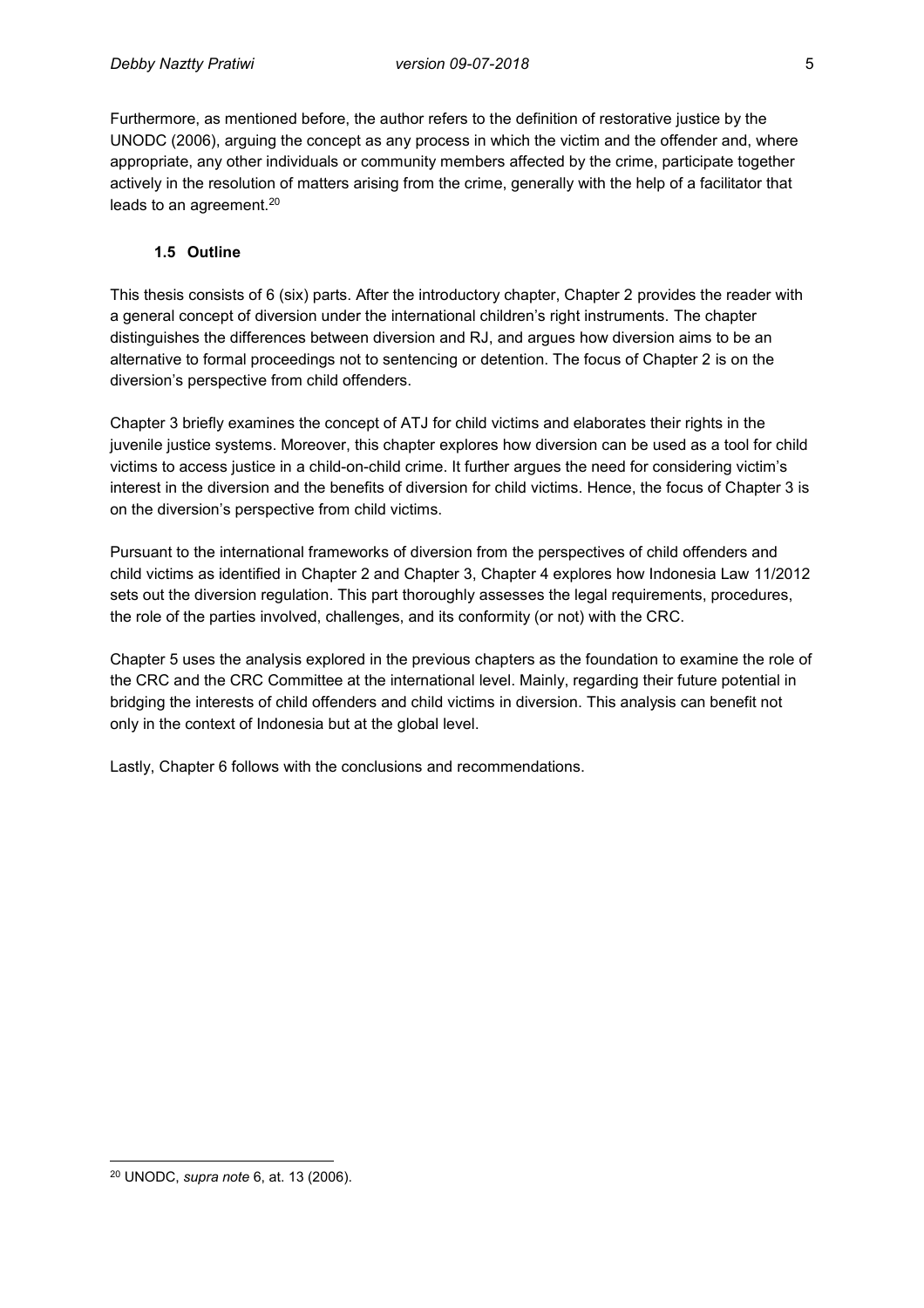Furthermore, as mentioned before, the author refers to the definition of restorative justice by the UNODC (2006), arguing the concept as any process in which the victim and the offender and, where appropriate, any other individuals or community members affected by the crime, participate together actively in the resolution of matters arising from the crime, generally with the help of a facilitator that leads to an agreement.[20]

### 1.5 Outline

This thesis consists of 6 (six) parts. After the introductory chapter, Chapter 2 provides the reader with a general concept of diversion under the international children's right instruments. The chapter distinguishes the differences between diversion and RJ, and argues how diversion aims to be an alternative to formal proceedings not to sentencing or detention. The focus of Chapter 2 is on the diversion's perspective from child offenders.

Chapter 3 briefly examines the concept of ATJ for child victims and elaborates their rights in the juvenile justice systems. Moreover, this chapter explores how diversion can be used as a tool for child victims to access justice in a child-on-child crime. It further argues the need for considering victim's interest in the diversion and the benefits of diversion for child victims. Hence, the focus of Chapter 3 is on the diversion's perspective from child victims.

Pursuant to the international frameworks of diversion from the perspectives of child offenders and child victims as identified in Chapter 2 and Chapter 3, Chapter 4 explores how Indonesia Law 11/2012 sets out the diversion regulation. This part thoroughly assesses the legal requirements, procedures, the role of the parties involved, challenges, and its conformity (or not) with the CRC.

Chapter 5 uses the analysis explored in the previous chapters as the foundation to examine the role of the CRC and the CRC Committee at the international level. Mainly, regarding their future potential in bridging the interests of child offenders and child victims in diversion. This analysis can benefit not only in the context of Indonesia but at the global level.

Lastly, Chapter 6 follows with the conclusions and recommendations.

---

[20] UNODC, *supra note* 6, at. 13 (2006).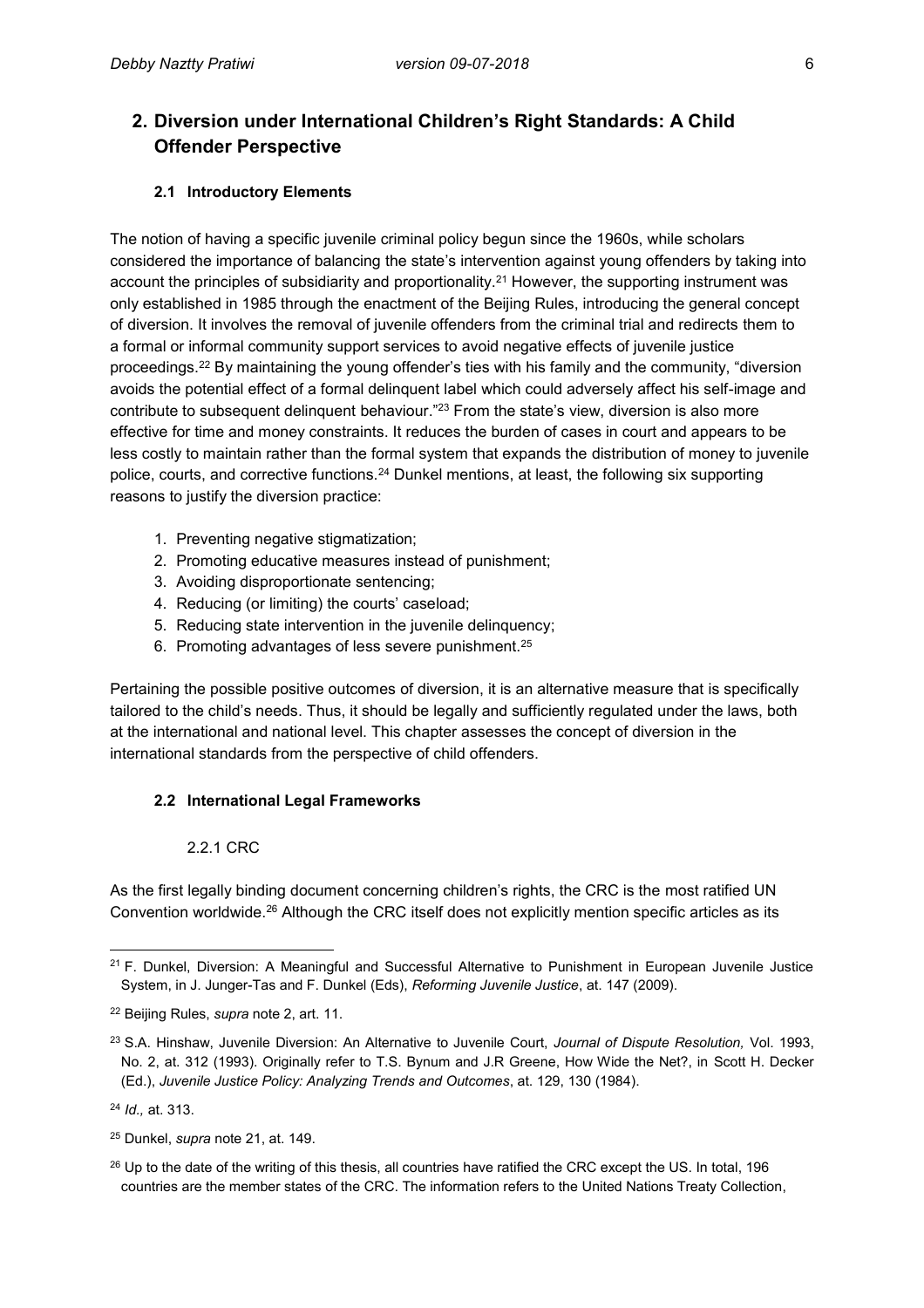## 2. Diversion under International Children's Right Standards: A Child Offender Perspective

### 2.1 Introductory Elements

The notion of having a specific juvenile criminal policy begun since the 1960s, while scholars considered the importance of balancing the state's intervention against young offenders by taking into account the principles of subsidiarity and proportionality.[21] However, the supporting instrument was only established in 1985 through the enactment of the Beijing Rules, introducing the general concept of diversion. It involves the removal of juvenile offenders from the criminal trial and redirects them to a formal or informal community support services to avoid negative effects of juvenile justice proceedings.[22] By maintaining the young offender's ties with his family and the community, "diversion avoids the potential effect of a formal delinquent label which could adversely affect his self-image and contribute to subsequent delinquent behaviour."[23] From the state's view, diversion is also more effective for time and money constraints. It reduces the burden of cases in court and appears to be less costly to maintain rather than the formal system that expands the distribution of money to juvenile police, courts, and corrective functions.[24] Dunkel mentions, at least, the following six supporting reasons to justify the diversion practice:

1. Preventing negative stigmatization;
2. Promoting educative measures instead of punishment;
3. Avoiding disproportionate sentencing;
4. Reducing (or limiting) the courts' caseload;
5. Reducing state intervention in the juvenile delinquency;
6. Promoting advantages of less severe punishment.[25]

Pertaining the possible positive outcomes of diversion, it is an alternative measure that is specifically tailored to the child's needs. Thus, it should be legally and sufficiently regulated under the laws, both at the international and national level. This chapter assesses the concept of diversion in the international standards from the perspective of child offenders.

### 2.2 International Legal Frameworks

#### 2.2.1 CRC

As the first legally binding document concerning children's rights, the CRC is the most ratified UN Convention worldwide.[26] Although the CRC itself does not explicitly mention specific articles as its

---

[21] F. Dunkel, Diversion: A Meaningful and Successful Alternative to Punishment in European Juvenile Justice System, in J. Junger-Tas and F. Dunkel (Eds), *Reforming Juvenile Justice*, at. 147 (2009).

[22] Beijing Rules, *supra* note 2, art. 11.

[23] S.A. Hinshaw, Juvenile Diversion: An Alternative to Juvenile Court, *Journal of Dispute Resolution,* Vol. 1993, No. 2, at. 312 (1993). Originally refer to T.S. Bynum and J.R Greene, How Wide the Net?, in Scott H. Decker (Ed.), *Juvenile Justice Policy: Analyzing Trends and Outcomes*, at. 129, 130 (1984).

[24] *Id.,* at. 313.

[25] Dunkel, *supra* note 21, at. 149.

[26] Up to the date of the writing of this thesis, all countries have ratified the CRC except the US. In total, 196 countries are the member states of the CRC. The information refers to the United Nations Treaty Collection,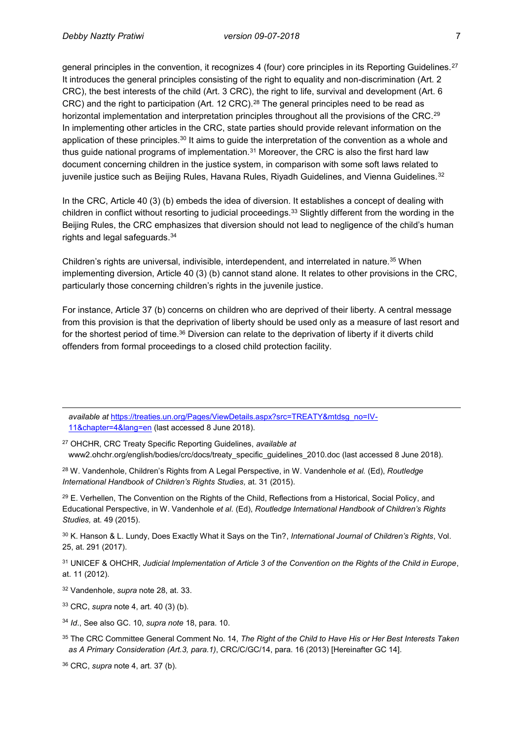general principles in the convention, it recognizes 4 (four) core principles in its Reporting Guidelines.[27] It introduces the general principles consisting of the right to equality and non-discrimination (Art. 2 CRC), the best interests of the child (Art. 3 CRC), the right to life, survival and development (Art. 6 CRC) and the right to participation (Art. 12 CRC).[28] The general principles need to be read as horizontal implementation and interpretation principles throughout all the provisions of the CRC.[29] In implementing other articles in the CRC, state parties should provide relevant information on the application of these principles.[30] It aims to guide the interpretation of the convention as a whole and thus guide national programs of implementation.[31] Moreover, the CRC is also the first hard law document concerning children in the justice system, in comparison with some soft laws related to juvenile justice such as Beijing Rules, Havana Rules, Riyadh Guidelines, and Vienna Guidelines.[32]

In the CRC, Article 40 (3) (b) embeds the idea of diversion. It establishes a concept of dealing with children in conflict without resorting to judicial proceedings.[33] Slightly different from the wording in the Beijing Rules, the CRC emphasizes that diversion should not lead to negligence of the child's human rights and legal safeguards.[34]

Children's rights are universal, indivisible, interdependent, and interrelated in nature.[35] When implementing diversion, Article 40 (3) (b) cannot stand alone. It relates to other provisions in the CRC, particularly those concerning children's rights in the juvenile justice.

For instance, Article 37 (b) concerns on children who are deprived of their liberty. A central message from this provision is that the deprivation of liberty should be used only as a measure of last resort and for the shortest period of time.[36] Diversion can relate to the deprivation of liberty if it diverts child offenders from formal proceedings to a closed child protection facility.

---

*available at* https://treaties.un.org/Pages/ViewDetails.aspx?src=TREATY&mtdsg_no=IV-11&chapter=4&lang=en (last accessed 8 June 2018).

[27] OHCHR, CRC Treaty Specific Reporting Guidelines, *available at* www2.ohchr.org/english/bodies/crc/docs/treaty_specific_guidelines_2010.doc (last accessed 8 June 2018).

[28] W. Vandenhole, Children's Rights from A Legal Perspective, in W. Vandenhole *et al.* (Ed), *Routledge International Handbook of Children's Rights Studies,* at. 31 (2015).

[29] E. Verhellen, The Convention on the Rights of the Child, Reflections from a Historical, Social Policy, and Educational Perspective, in W. Vandenhole *et al.* (Ed), *Routledge International Handbook of Children's Rights Studies,* at. 49 (2015).

[30] K. Hanson & L. Lundy, Does Exactly What it Says on the Tin?, *International Journal of Children's Rights*, Vol. 25, at. 291 (2017).

[31] UNICEF & OHCHR, *Judicial Implementation of Article 3 of the Convention on the Rights of the Child in Europe*, at. 11 (2012).

[32] Vandenhole, *supra* note 28, at. 33.

[33] CRC, *supra* note 4, art. 40 (3) (b).

[34] *Id*., See also GC. 10, *supra note* 18, para. 10.

[35] The CRC Committee General Comment No. 14, *The Right of the Child to Have His or Her Best Interests Taken as A Primary Consideration (Art.3, para.1)*, CRC/C/GC/14, para. 16 (2013) [Hereinafter GC 14].

[36] CRC, *supra* note 4, art. 37 (b).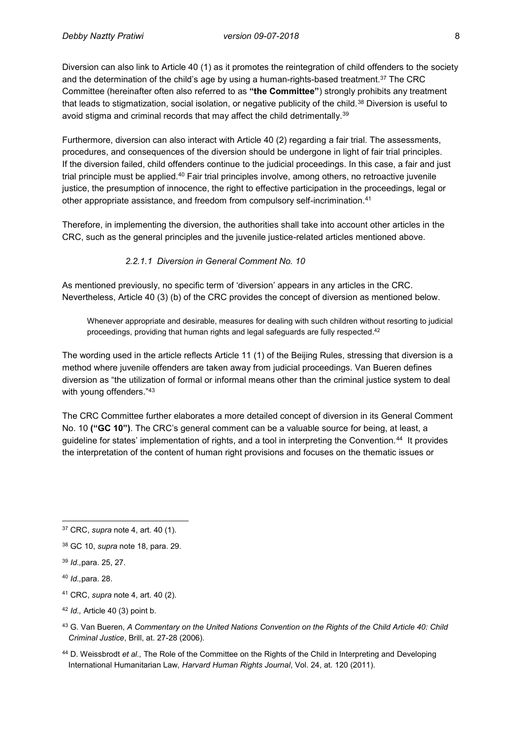Diversion can also link to Article 40 (1) as it promotes the reintegration of child offenders to the society and the determination of the child's age by using a human-rights-based treatment.[37] The CRC Committee (hereinafter often also referred to as **"the Committee"**) strongly prohibits any treatment that leads to stigmatization, social isolation, or negative publicity of the child.[38] Diversion is useful to avoid stigma and criminal records that may affect the child detrimentally.[39]

Furthermore, diversion can also interact with Article 40 (2) regarding a fair trial. The assessments, procedures, and consequences of the diversion should be undergone in light of fair trial principles. If the diversion failed, child offenders continue to the judicial proceedings. In this case, a fair and just trial principle must be applied.[40] Fair trial principles involve, among others, no retroactive juvenile justice, the presumption of innocence, the right to effective participation in the proceedings, legal or other appropriate assistance, and freedom from compulsory self-incrimination.[41]

Therefore, in implementing the diversion, the authorities shall take into account other articles in the CRC, such as the general principles and the juvenile justice-related articles mentioned above.

#### *2.2.1.1 Diversion in General Comment No. 10*

As mentioned previously, no specific term of 'diversion' appears in any articles in the CRC. Nevertheless, Article 40 (3) (b) of the CRC provides the concept of diversion as mentioned below.

> Whenever appropriate and desirable, measures for dealing with such children without resorting to judicial proceedings, providing that human rights and legal safeguards are fully respected.[42]

The wording used in the article reflects Article 11 (1) of the Beijing Rules, stressing that diversion is a method where juvenile offenders are taken away from judicial proceedings. Van Bueren defines diversion as "the utilization of formal or informal means other than the criminal justice system to deal with young offenders."[43]

The CRC Committee further elaborates a more detailed concept of diversion in its General Comment No. 10 **("GC 10")**. The CRC's general comment can be a valuable source for being, at least, a guideline for states' implementation of rights, and a tool in interpreting the Convention.[44] It provides the interpretation of the content of human right provisions and focuses on the thematic issues or

---

[37] CRC, *supra* note 4, art. 40 (1).

[38] GC 10, *supra* note 18, para. 29.

[39] *Id.,*para. 25, 27.

[40] *Id.,*para. 28.

[41] CRC, *supra* note 4, art. 40 (2).

[42] *Id.,* Article 40 (3) point b.

[43] G. Van Bueren, *A Commentary on the United Nations Convention on the Rights of the Child Article 40: Child Criminal Justice*, Brill, at. 27-28 (2006).

[44] D. Weissbrodt *et al.,* The Role of the Committee on the Rights of the Child in Interpreting and Developing International Humanitarian Law, *Harvard Human Rights Journal*, Vol. 24, at. 120 (2011).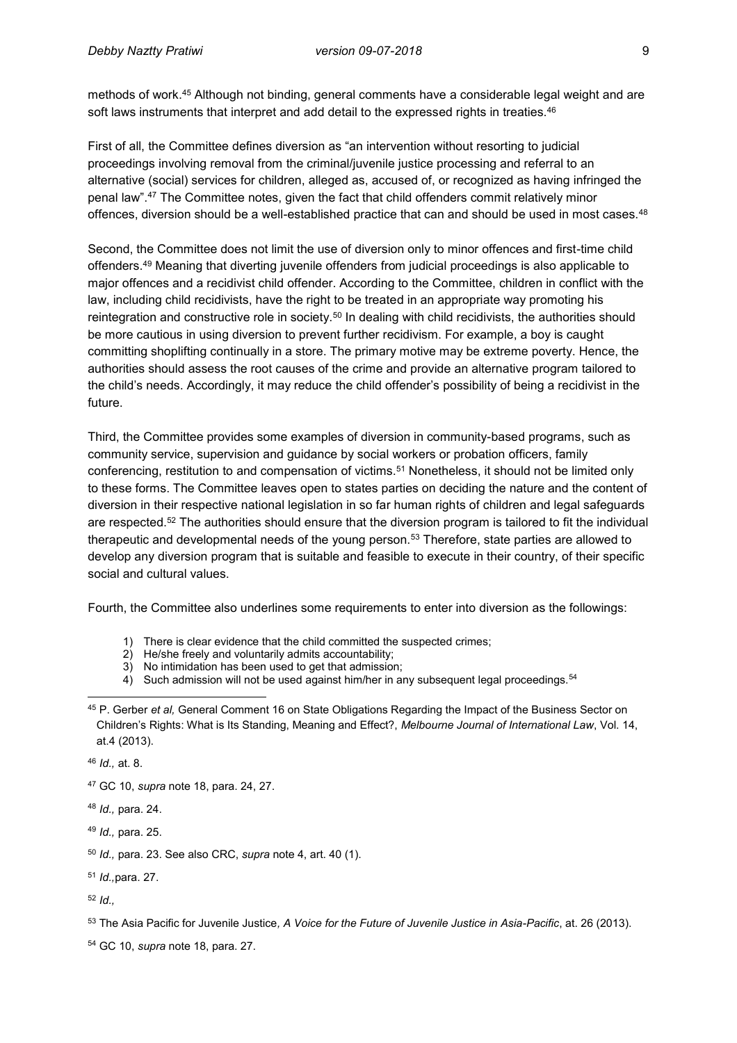methods of work.[45] Although not binding, general comments have a considerable legal weight and are soft laws instruments that interpret and add detail to the expressed rights in treaties.[46]

First of all, the Committee defines diversion as "an intervention without resorting to judicial proceedings involving removal from the criminal/juvenile justice processing and referral to an alternative (social) services for children, alleged as, accused of, or recognized as having infringed the penal law".[47] The Committee notes, given the fact that child offenders commit relatively minor offences, diversion should be a well-established practice that can and should be used in most cases.[48]

Second, the Committee does not limit the use of diversion only to minor offences and first-time child offenders.[49] Meaning that diverting juvenile offenders from judicial proceedings is also applicable to major offences and a recidivist child offender. According to the Committee, children in conflict with the law, including child recidivists, have the right to be treated in an appropriate way promoting his reintegration and constructive role in society.[50] In dealing with child recidivists, the authorities should be more cautious in using diversion to prevent further recidivism. For example, a boy is caught committing shoplifting continually in a store. The primary motive may be extreme poverty. Hence, the authorities should assess the root causes of the crime and provide an alternative program tailored to the child's needs. Accordingly, it may reduce the child offender's possibility of being a recidivist in the future.

Third, the Committee provides some examples of diversion in community-based programs, such as community service, supervision and guidance by social workers or probation officers, family conferencing, restitution to and compensation of victims.[51] Nonetheless, it should not be limited only to these forms. The Committee leaves open to states parties on deciding the nature and the content of diversion in their respective national legislation in so far human rights of children and legal safeguards are respected.[52] The authorities should ensure that the diversion program is tailored to fit the individual therapeutic and developmental needs of the young person.[53] Therefore, state parties are allowed to develop any diversion program that is suitable and feasible to execute in their country, of their specific social and cultural values.

Fourth, the Committee also underlines some requirements to enter into diversion as the followings:

1) There is clear evidence that the child committed the suspected crimes;
2) He/she freely and voluntarily admits accountability;
3) No intimidation has been used to get that admission;
4) Such admission will not be used against him/her in any subsequent legal proceedings.[54]

---

[45] P. Gerber *et al,* General Comment 16 on State Obligations Regarding the Impact of the Business Sector on Children's Rights: What is Its Standing, Meaning and Effect?, *Melbourne Journal of International Law*, Vol. 14, at.4 (2013).

[46] *Id.,* at. 8.

[47] GC 10, *supra* note 18, para. 24, 27.

[48] *Id.,* para. 24.

[49] *Id.,* para. 25.

[50] *Id.,* para. 23. See also CRC, *supra* note 4, art. 40 (1).

[51] *Id.,*para. 27.

[52] *Id.,*

[53] The Asia Pacific for Juvenile Justice*, A Voice for the Future of Juvenile Justice in Asia-Pacific*, at. 26 (2013).

[54] GC 10, *supra* note 18, para. 27.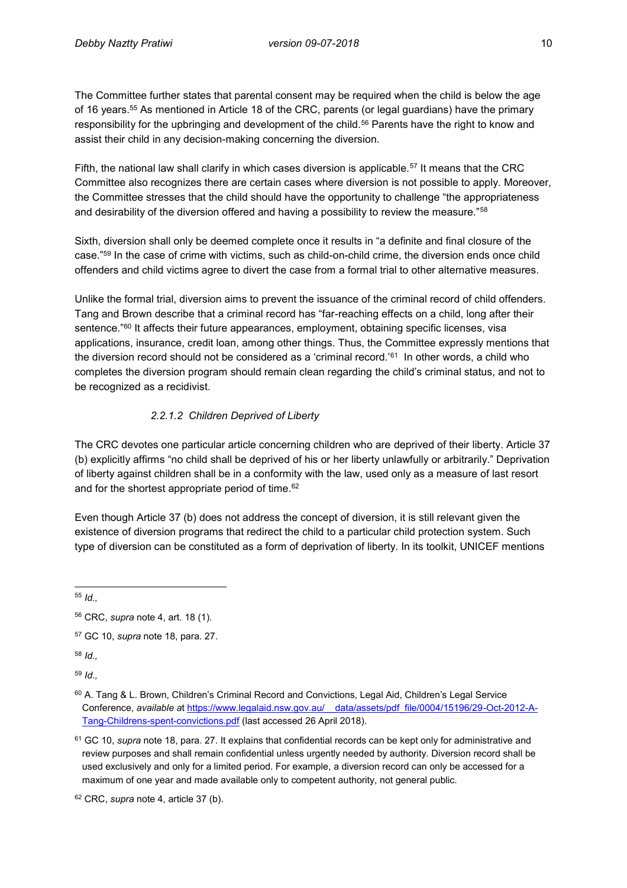The Committee further states that parental consent may be required when the child is below the age of 16 years.[55] As mentioned in Article 18 of the CRC, parents (or legal guardians) have the primary responsibility for the upbringing and development of the child.[56] Parents have the right to know and assist their child in any decision-making concerning the diversion.

Fifth, the national law shall clarify in which cases diversion is applicable.[57] It means that the CRC Committee also recognizes there are certain cases where diversion is not possible to apply. Moreover, the Committee stresses that the child should have the opportunity to challenge "the appropriateness and desirability of the diversion offered and having a possibility to review the measure."[58]

Sixth, diversion shall only be deemed complete once it results in "a definite and final closure of the case."[59] In the case of crime with victims, such as child-on-child crime, the diversion ends once child offenders and child victims agree to divert the case from a formal trial to other alternative measures.

Unlike the formal trial, diversion aims to prevent the issuance of the criminal record of child offenders. Tang and Brown describe that a criminal record has "far-reaching effects on a child, long after their sentence."[60] It affects their future appearances, employment, obtaining specific licenses, visa applications, insurance, credit loan, among other things. Thus, the Committee expressly mentions that the diversion record should not be considered as a 'criminal record.'[61] In other words, a child who completes the diversion program should remain clean regarding the child's criminal status, and not to be recognized as a recidivist.

#### *2.2.1.2 Children Deprived of Liberty*

The CRC devotes one particular article concerning children who are deprived of their liberty. Article 37 (b) explicitly affirms "no child shall be deprived of his or her liberty unlawfully or arbitrarily." Deprivation of liberty against children shall be in a conformity with the law, used only as a measure of last resort and for the shortest appropriate period of time.[62]

Even though Article 37 (b) does not address the concept of diversion, it is still relevant given the existence of diversion programs that redirect the child to a particular child protection system. Such type of diversion can be constituted as a form of deprivation of liberty. In its toolkit, UNICEF mentions

---

[55] *Id.,*

[56] CRC, *supra* note 4, art. 18 (1).

[57] GC 10, *supra* note 18, para. 27.

[58] *Id.,*

[59] *Id.,*

[60] A. Tang & L. Brown, Children's Criminal Record and Convictions, Legal Aid, Children's Legal Service Conference, *available a*t https://www.legalaid.nsw.gov.au/__data/assets/pdf_file/0004/15196/29-Oct-2012-A-Tang-Childrens-spent-convictions.pdf (last accessed 26 April 2018).

[61] GC 10, *supra* note 18, para. 27. It explains that confidential records can be kept only for administrative and review purposes and shall remain confidential unless urgently needed by authority. Diversion record shall be used exclusively and only for a limited period. For example, a diversion record can only be accessed for a maximum of one year and made available only to competent authority, not general public.

[62] CRC, *supra* note 4, article 37 (b).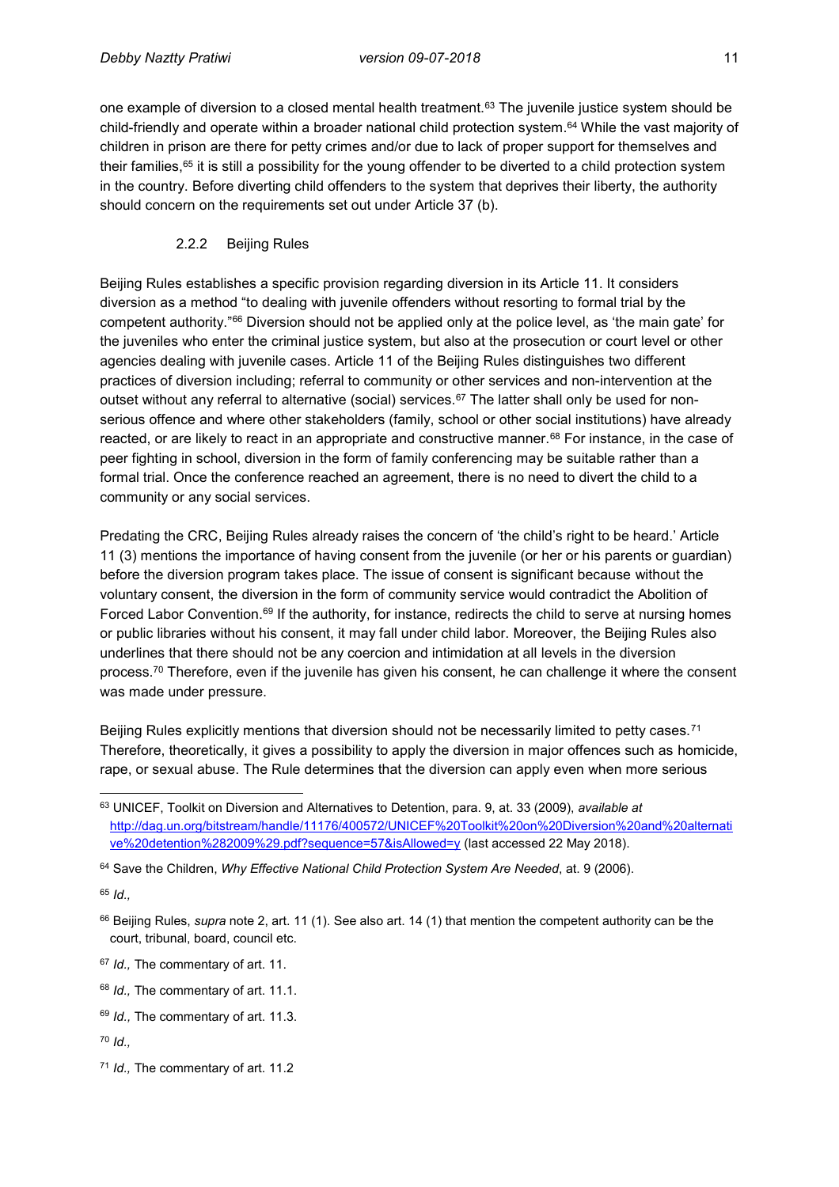one example of diversion to a closed mental health treatment.[63] The juvenile justice system should be child-friendly and operate within a broader national child protection system.[64] While the vast majority of children in prison are there for petty crimes and/or due to lack of proper support for themselves and their families,[65] it is still a possibility for the young offender to be diverted to a child protection system in the country. Before diverting child offenders to the system that deprives their liberty, the authority should concern on the requirements set out under Article 37 (b).

### 2.2.2 Beijing Rules

Beijing Rules establishes a specific provision regarding diversion in its Article 11. It considers diversion as a method "to dealing with juvenile offenders without resorting to formal trial by the competent authority."[66] Diversion should not be applied only at the police level, as 'the main gate' for the juveniles who enter the criminal justice system, but also at the prosecution or court level or other agencies dealing with juvenile cases. Article 11 of the Beijing Rules distinguishes two different practices of diversion including; referral to community or other services and non-intervention at the outset without any referral to alternative (social) services.[67] The latter shall only be used for non-serious offence and where other stakeholders (family, school or other social institutions) have already reacted, or are likely to react in an appropriate and constructive manner.[68] For instance, in the case of peer fighting in school, diversion in the form of family conferencing may be suitable rather than a formal trial. Once the conference reached an agreement, there is no need to divert the child to a community or any social services.

Predating the CRC, Beijing Rules already raises the concern of 'the child's right to be heard.' Article 11 (3) mentions the importance of having consent from the juvenile (or her or his parents or guardian) before the diversion program takes place. The issue of consent is significant because without the voluntary consent, the diversion in the form of community service would contradict the Abolition of Forced Labor Convention.[69] If the authority, for instance, redirects the child to serve at nursing homes or public libraries without his consent, it may fall under child labor. Moreover, the Beijing Rules also underlines that there should not be any coercion and intimidation at all levels in the diversion process.[70] Therefore, even if the juvenile has given his consent, he can challenge it where the consent was made under pressure.

Beijing Rules explicitly mentions that diversion should not be necessarily limited to petty cases.[71] Therefore, theoretically, it gives a possibility to apply the diversion in major offences such as homicide, rape, or sexual abuse. The Rule determines that the diversion can apply even when more serious

---

[63] UNICEF, Toolkit on Diversion and Alternatives to Detention, para. 9, at. 33 (2009), *available at* http://dag.un.org/bitstream/handle/11176/400572/UNICEF%20Toolkit%20on%20Diversion%20and%20alternative%20detention%282009%29.pdf?sequence=57&isAllowed=y (last accessed 22 May 2018).

[64] Save the Children, *Why Effective National Child Protection System Are Needed*, at. 9 (2006).

[65] *Id.,*

[66] Beijing Rules, *supra* note 2, art. 11 (1). See also art. 14 (1) that mention the competent authority can be the court, tribunal, board, council etc.

[67] *Id.,* The commentary of art. 11.

[68] *Id.,* The commentary of art. 11.1.

[69] *Id.,* The commentary of art. 11.3.

[70] *Id.,*

[71] *Id.,* The commentary of art. 11.2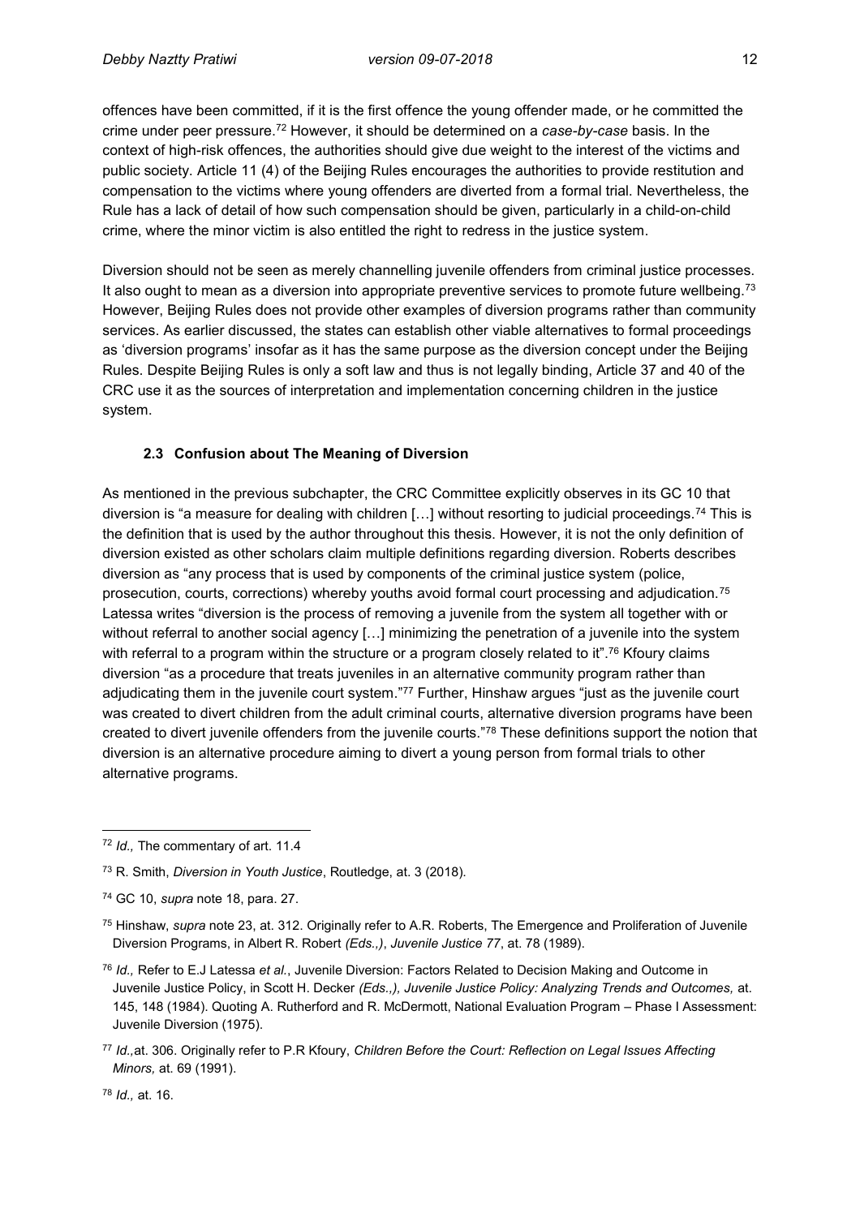offences have been committed, if it is the first offence the young offender made, or he committed the crime under peer pressure.[72] However, it should be determined on a *case-by-case* basis. In the context of high-risk offences, the authorities should give due weight to the interest of the victims and public society. Article 11 (4) of the Beijing Rules encourages the authorities to provide restitution and compensation to the victims where young offenders are diverted from a formal trial. Nevertheless, the Rule has a lack of detail of how such compensation should be given, particularly in a child-on-child crime, where the minor victim is also entitled the right to redress in the justice system.

Diversion should not be seen as merely channelling juvenile offenders from criminal justice processes. It also ought to mean as a diversion into appropriate preventive services to promote future wellbeing.[73] However, Beijing Rules does not provide other examples of diversion programs rather than community services. As earlier discussed, the states can establish other viable alternatives to formal proceedings as 'diversion programs' insofar as it has the same purpose as the diversion concept under the Beijing Rules. Despite Beijing Rules is only a soft law and thus is not legally binding, Article 37 and 40 of the CRC use it as the sources of interpretation and implementation concerning children in the justice system.

### 2.3 Confusion about The Meaning of Diversion

As mentioned in the previous subchapter, the CRC Committee explicitly observes in its GC 10 that diversion is "a measure for dealing with children […] without resorting to judicial proceedings.[74] This is the definition that is used by the author throughout this thesis. However, it is not the only definition of diversion existed as other scholars claim multiple definitions regarding diversion. Roberts describes diversion as "any process that is used by components of the criminal justice system (police, prosecution, courts, corrections) whereby youths avoid formal court processing and adjudication.[75] Latessa writes "diversion is the process of removing a juvenile from the system all together with or without referral to another social agency […] minimizing the penetration of a juvenile into the system with referral to a program within the structure or a program closely related to it".[76] Kfoury claims diversion "as a procedure that treats juveniles in an alternative community program rather than adjudicating them in the juvenile court system."[77] Further, Hinshaw argues "just as the juvenile court was created to divert children from the adult criminal courts, alternative diversion programs have been created to divert juvenile offenders from the juvenile courts."[78] These definitions support the notion that diversion is an alternative procedure aiming to divert a young person from formal trials to other alternative programs.

---

[72] *Id.,* The commentary of art. 11.4

[73] R. Smith, *Diversion in Youth Justice*, Routledge, at. 3 (2018).

[74] GC 10, *supra* note 18, para. 27.

[75] Hinshaw, *supra* note 23, at. 312. Originally refer to A.R. Roberts, The Emergence and Proliferation of Juvenile Diversion Programs, in Albert R. Robert *(Eds.,)*, *Juvenile Justice 77*, at. 78 (1989).

[76] *Id.,* Refer to E.J Latessa *et al.*, Juvenile Diversion: Factors Related to Decision Making and Outcome in Juvenile Justice Policy, in Scott H. Decker *(Eds.,), Juvenile Justice Policy: Analyzing Trends and Outcomes,* at. 145, 148 (1984). Quoting A. Rutherford and R. McDermott, National Evaluation Program – Phase I Assessment: Juvenile Diversion (1975).

[77] *Id.,*at. 306. Originally refer to P.R Kfoury, *Children Before the Court: Reflection on Legal Issues Affecting Minors,* at. 69 (1991).

[78] *Id.,* at. 16.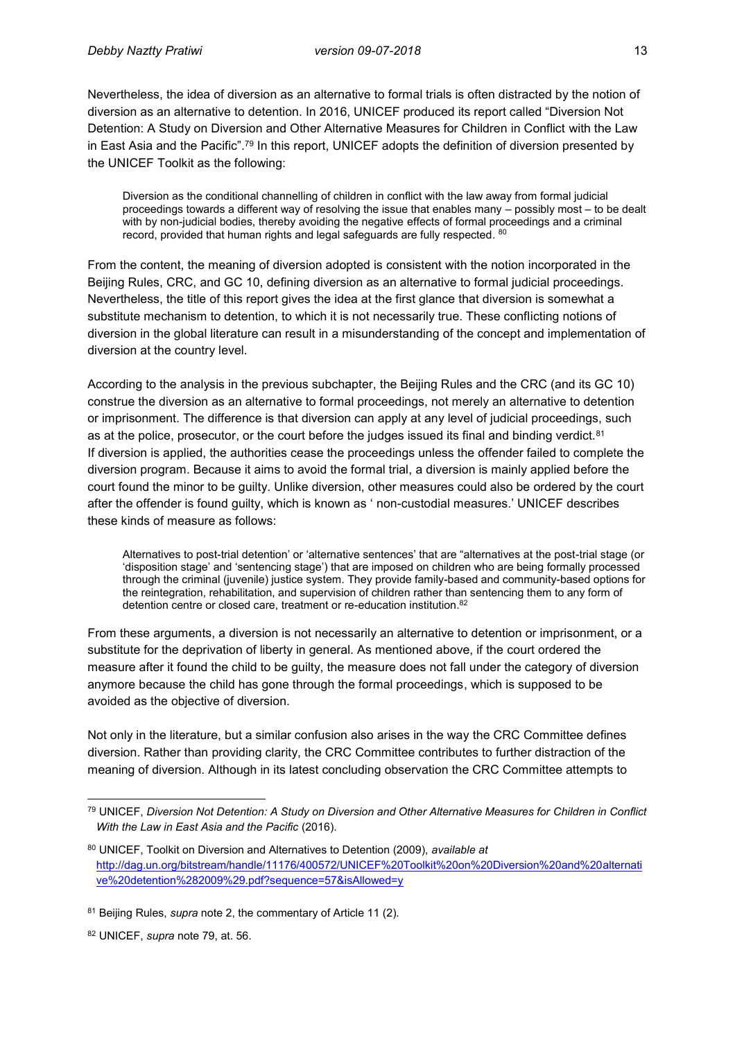Nevertheless, the idea of diversion as an alternative to formal trials is often distracted by the notion of diversion as an alternative to detention. In 2016, UNICEF produced its report called "Diversion Not Detention: A Study on Diversion and Other Alternative Measures for Children in Conflict with the Law in East Asia and the Pacific".[79] In this report, UNICEF adopts the definition of diversion presented by the UNICEF Toolkit as the following:

> Diversion as the conditional channelling of children in conflict with the law away from formal judicial proceedings towards a different way of resolving the issue that enables many – possibly most – to be dealt with by non-judicial bodies, thereby avoiding the negative effects of formal proceedings and a criminal record, provided that human rights and legal safeguards are fully respected. [80]

From the content, the meaning of diversion adopted is consistent with the notion incorporated in the Beijing Rules, CRC, and GC 10, defining diversion as an alternative to formal judicial proceedings. Nevertheless, the title of this report gives the idea at the first glance that diversion is somewhat a substitute mechanism to detention, to which it is not necessarily true. These conflicting notions of diversion in the global literature can result in a misunderstanding of the concept and implementation of diversion at the country level.

According to the analysis in the previous subchapter, the Beijing Rules and the CRC (and its GC 10) construe the diversion as an alternative to formal proceedings, not merely an alternative to detention or imprisonment. The difference is that diversion can apply at any level of judicial proceedings, such as at the police, prosecutor, or the court before the judges issued its final and binding verdict.[81] If diversion is applied, the authorities cease the proceedings unless the offender failed to complete the diversion program. Because it aims to avoid the formal trial, a diversion is mainly applied before the court found the minor to be guilty. Unlike diversion, other measures could also be ordered by the court after the offender is found guilty, which is known as ' non-custodial measures.' UNICEF describes these kinds of measure as follows:

> Alternatives to post-trial detention' or 'alternative sentences' that are "alternatives at the post-trial stage (or 'disposition stage' and 'sentencing stage') that are imposed on children who are being formally processed through the criminal (juvenile) justice system. They provide family-based and community-based options for the reintegration, rehabilitation, and supervision of children rather than sentencing them to any form of detention centre or closed care, treatment or re-education institution.[82]

From these arguments, a diversion is not necessarily an alternative to detention or imprisonment, or a substitute for the deprivation of liberty in general. As mentioned above, if the court ordered the measure after it found the child to be guilty, the measure does not fall under the category of diversion anymore because the child has gone through the formal proceedings, which is supposed to be avoided as the objective of diversion.

Not only in the literature, but a similar confusion also arises in the way the CRC Committee defines diversion. Rather than providing clarity, the CRC Committee contributes to further distraction of the meaning of diversion. Although in its latest concluding observation the CRC Committee attempts to

---

[79] UNICEF, *Diversion Not Detention: A Study on Diversion and Other Alternative Measures for Children in Conflict With the Law in East Asia and the Pacific* (2016).

[80] UNICEF, Toolkit on Diversion and Alternatives to Detention (2009), *available at* http://dag.un.org/bitstream/handle/11176/400572/UNICEF%20Toolkit%20on%20Diversion%20and%20alternative%20detention%282009%29.pdf?sequence=57&isAllowed=y

[81] Beijing Rules, *supra* note 2, the commentary of Article 11 (2).

[82] UNICEF, *supra* note 79, at. 56.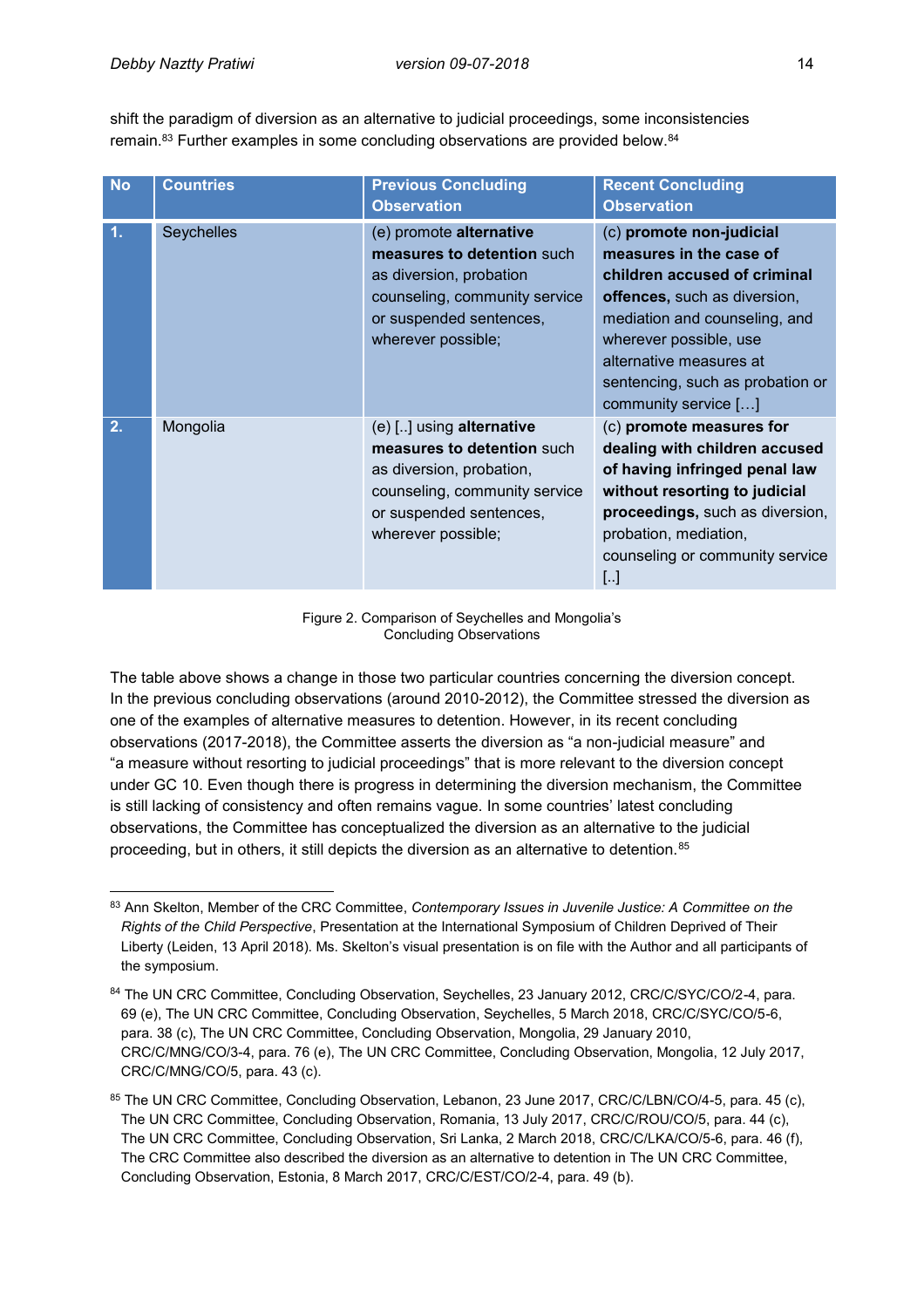shift the paradigm of diversion as an alternative to judicial proceedings, some inconsistencies remain.[83] Further examples in some concluding observations are provided below.[84]

| No | Countries | Previous Concluding Observation | Recent Concluding Observation |
|---|---|---|---|
| 1. | Seychelles | (e) promote **alternative measures to detention** such as diversion, probation counseling, community service or suspended sentences, wherever possible; | (c) **promote non-judicial measures in the case of children accused of criminal offences,** such as diversion, mediation and counseling, and wherever possible, use alternative measures at sentencing, such as probation or community service […] |
| 2. | Mongolia | (e) [..] using **alternative measures to detention** such as diversion, probation, counseling, community service or suspended sentences, wherever possible; | (c) **promote measures for dealing with children accused of having infringed penal law without resorting to judicial proceedings,** such as diversion, probation, mediation, counseling or community service [..] |

Figure 2. Comparison of Seychelles and Mongolia's Concluding Observations

The table above shows a change in those two particular countries concerning the diversion concept. In the previous concluding observations (around 2010-2012), the Committee stressed the diversion as one of the examples of alternative measures to detention. However, in its recent concluding observations (2017-2018), the Committee asserts the diversion as "a non-judicial measure" and "a measure without resorting to judicial proceedings" that is more relevant to the diversion concept under GC 10. Even though there is progress in determining the diversion mechanism, the Committee is still lacking of consistency and often remains vague. In some countries' latest concluding observations, the Committee has conceptualized the diversion as an alternative to the judicial proceeding, but in others, it still depicts the diversion as an alternative to detention.[85]

---

[83] Ann Skelton, Member of the CRC Committee, *Contemporary Issues in Juvenile Justice: A Committee on the Rights of the Child Perspective*, Presentation at the International Symposium of Children Deprived of Their Liberty (Leiden, 13 April 2018). Ms. Skelton's visual presentation is on file with the Author and all participants of the symposium.

[84] The UN CRC Committee, Concluding Observation, Seychelles, 23 January 2012, CRC/C/SYC/CO/2-4, para. 69 (e), The UN CRC Committee, Concluding Observation, Seychelles, 5 March 2018, CRC/C/SYC/CO/5-6, para. 38 (c), The UN CRC Committee, Concluding Observation, Mongolia, 29 January 2010, CRC/C/MNG/CO/3-4, para. 76 (e), The UN CRC Committee, Concluding Observation, Mongolia, 12 July 2017, CRC/C/MNG/CO/5, para. 43 (c).

[85] The UN CRC Committee, Concluding Observation, Lebanon, 23 June 2017, CRC/C/LBN/CO/4-5, para. 45 (c), The UN CRC Committee, Concluding Observation, Romania, 13 July 2017, CRC/C/ROU/CO/5, para. 44 (c), The UN CRC Committee, Concluding Observation, Sri Lanka, 2 March 2018, CRC/C/LKA/CO/5-6, para. 46 (f), The CRC Committee also described the diversion as an alternative to detention in The UN CRC Committee, Concluding Observation, Estonia, 8 March 2017, CRC/C/EST/CO/2-4, para. 49 (b).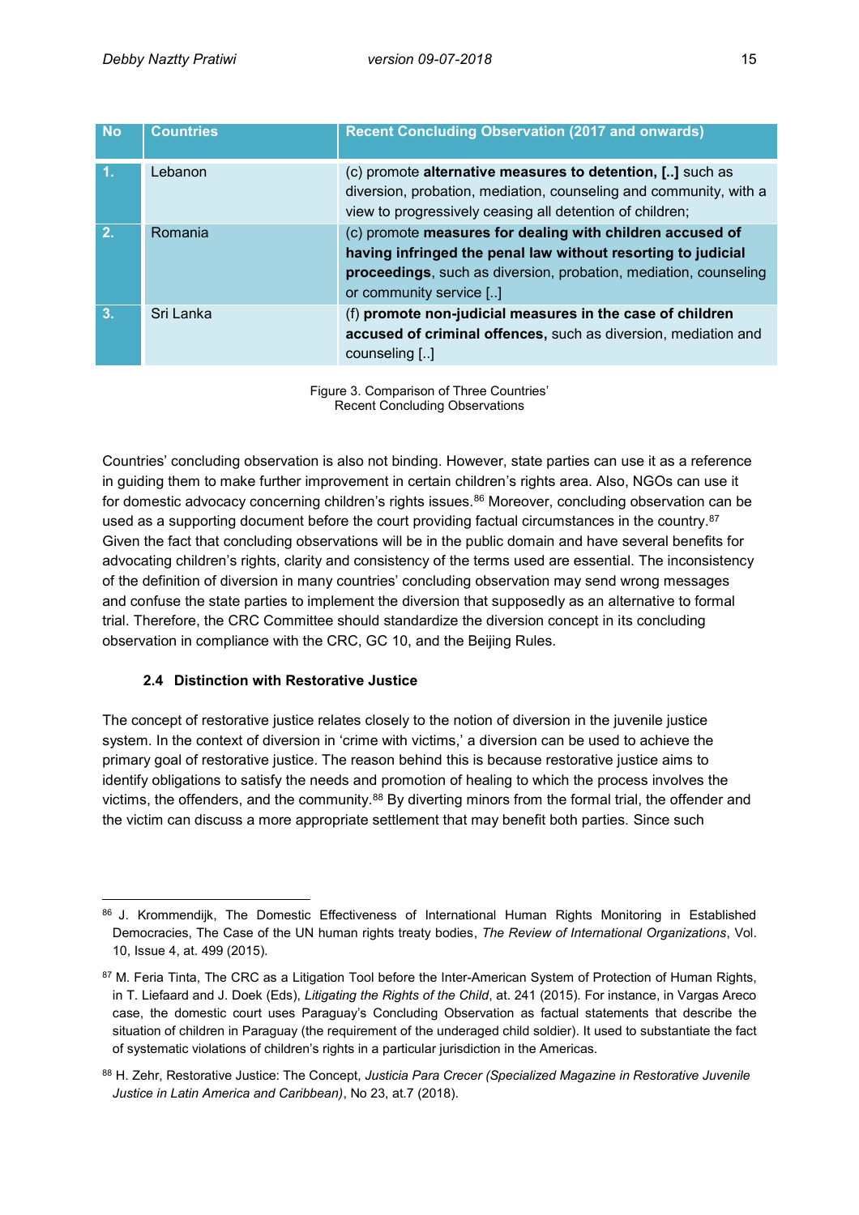| No | Countries | Recent Concluding Observation (2017 and onwards) |
| --- | --- | --- |
| 1. | Lebanon | (c) promote **alternative measures to detention, [..]** such as diversion, probation, mediation, counseling and community, with a view to progressively ceasing all detention of children; |
| 2. | Romania | (c) promote **measures for dealing with children accused of having infringed the penal law without resorting to judicial proceedings**, such as diversion, probation, mediation, counseling or community service [..] |
| 3. | Sri Lanka | (f) **promote non-judicial measures in the case of children accused of criminal offences,** such as diversion, mediation and counseling [..] |

Figure 3. Comparison of Three Countries' Recent Concluding Observations

Countries' concluding observation is also not binding. However, state parties can use it as a reference in guiding them to make further improvement in certain children's rights area. Also, NGOs can use it for domestic advocacy concerning children's rights issues.[86] Moreover, concluding observation can be used as a supporting document before the court providing factual circumstances in the country.[87] Given the fact that concluding observations will be in the public domain and have several benefits for advocating children's rights, clarity and consistency of the terms used are essential. The inconsistency of the definition of diversion in many countries' concluding observation may send wrong messages and confuse the state parties to implement the diversion that supposedly as an alternative to formal trial. Therefore, the CRC Committee should standardize the diversion concept in its concluding observation in compliance with the CRC, GC 10, and the Beijing Rules.

### 2.4 Distinction with Restorative Justice

The concept of restorative justice relates closely to the notion of diversion in the juvenile justice system. In the context of diversion in 'crime with victims,' a diversion can be used to achieve the primary goal of restorative justice. The reason behind this is because restorative justice aims to identify obligations to satisfy the needs and promotion of healing to which the process involves the victims, the offenders, and the community.[88] By diverting minors from the formal trial, the offender and the victim can discuss a more appropriate settlement that may benefit both parties. Since such

---

[86] J. Krommendijk, The Domestic Effectiveness of International Human Rights Monitoring in Established Democracies, The Case of the UN human rights treaty bodies, *The Review of International Organizations*, Vol. 10, Issue 4, at. 499 (2015).

[87] M. Feria Tinta, The CRC as a Litigation Tool before the Inter-American System of Protection of Human Rights, in T. Liefaard and J. Doek (Eds), *Litigating the Rights of the Child*, at. 241 (2015). For instance, in Vargas Areco case, the domestic court uses Paraguay's Concluding Observation as factual statements that describe the situation of children in Paraguay (the requirement of the underaged child soldier). It used to substantiate the fact of systematic violations of children's rights in a particular jurisdiction in the Americas.

[88] H. Zehr, Restorative Justice: The Concept, *Justicia Para Crecer (Specialized Magazine in Restorative Juvenile Justice in Latin America and Caribbean)*, No 23, at.7 (2018).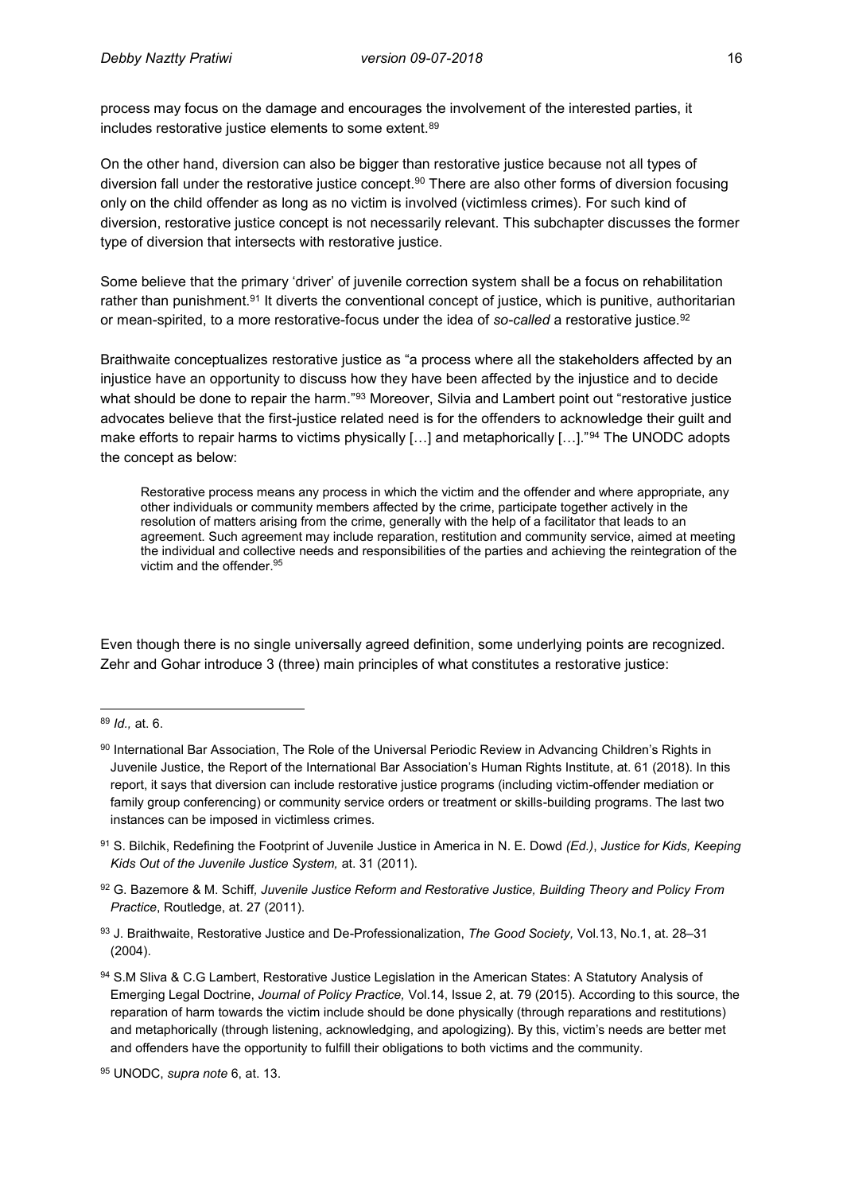process may focus on the damage and encourages the involvement of the interested parties, it includes restorative justice elements to some extent.[89]

On the other hand, diversion can also be bigger than restorative justice because not all types of diversion fall under the restorative justice concept.[90] There are also other forms of diversion focusing only on the child offender as long as no victim is involved (victimless crimes). For such kind of diversion, restorative justice concept is not necessarily relevant. This subchapter discusses the former type of diversion that intersects with restorative justice.

Some believe that the primary 'driver' of juvenile correction system shall be a focus on rehabilitation rather than punishment.[91] It diverts the conventional concept of justice, which is punitive, authoritarian or mean-spirited, to a more restorative-focus under the idea of *so-called* a restorative justice.[92]

Braithwaite conceptualizes restorative justice as "a process where all the stakeholders affected by an injustice have an opportunity to discuss how they have been affected by the injustice and to decide what should be done to repair the harm."[93] Moreover, Silvia and Lambert point out "restorative justice advocates believe that the first-justice related need is for the offenders to acknowledge their guilt and make efforts to repair harms to victims physically […] and metaphorically […]."[94] The UNODC adopts the concept as below:

> Restorative process means any process in which the victim and the offender and where appropriate, any other individuals or community members affected by the crime, participate together actively in the resolution of matters arising from the crime, generally with the help of a facilitator that leads to an agreement. Such agreement may include reparation, restitution and community service, aimed at meeting the individual and collective needs and responsibilities of the parties and achieving the reintegration of the victim and the offender.[95]

Even though there is no single universally agreed definition, some underlying points are recognized. Zehr and Gohar introduce 3 (three) main principles of what constitutes a restorative justice:

---

[89] *Id.,* at. 6.

[90] International Bar Association, The Role of the Universal Periodic Review in Advancing Children's Rights in Juvenile Justice, the Report of the International Bar Association's Human Rights Institute, at. 61 (2018). In this report, it says that diversion can include restorative justice programs (including victim-offender mediation or family group conferencing) or community service orders or treatment or skills-building programs. The last two instances can be imposed in victimless crimes.

[91] S. Bilchik, Redefining the Footprint of Juvenile Justice in America in N. E. Dowd *(Ed.)*, *Justice for Kids, Keeping Kids Out of the Juvenile Justice System,* at. 31 (2011).

[92] G. Bazemore & M. Schiff*, Juvenile Justice Reform and Restorative Justice, Building Theory and Policy From Practice*, Routledge, at. 27 (2011).

[93] J. Braithwaite, Restorative Justice and De-Professionalization, *The Good Society,* Vol.13, No.1, at. 28–31 (2004).

[94] S.M Sliva & C.G Lambert, Restorative Justice Legislation in the American States: A Statutory Analysis of Emerging Legal Doctrine, *Journal of Policy Practice,* Vol.14, Issue 2, at. 79 (2015). According to this source, the reparation of harm towards the victim include should be done physically (through reparations and restitutions) and metaphorically (through listening, acknowledging, and apologizing). By this, victim's needs are better met and offenders have the opportunity to fulfill their obligations to both victims and the community.

[95] UNODC, *supra note* 6, at. 13.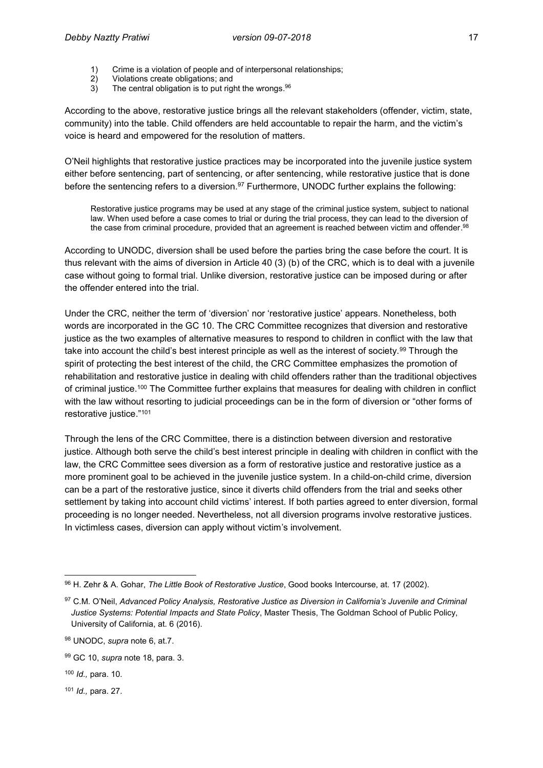1) Crime is a violation of people and of interpersonal relationships;
2) Violations create obligations; and
3) The central obligation is to put right the wrongs.[96]

According to the above, restorative justice brings all the relevant stakeholders (offender, victim, state, community) into the table. Child offenders are held accountable to repair the harm, and the victim's voice is heard and empowered for the resolution of matters.

O'Neil highlights that restorative justice practices may be incorporated into the juvenile justice system either before sentencing, part of sentencing, or after sentencing, while restorative justice that is done before the sentencing refers to a diversion.[97] Furthermore, UNODC further explains the following:

> Restorative justice programs may be used at any stage of the criminal justice system, subject to national law. When used before a case comes to trial or during the trial process, they can lead to the diversion of the case from criminal procedure, provided that an agreement is reached between victim and offender.[98]

According to UNODC, diversion shall be used before the parties bring the case before the court. It is thus relevant with the aims of diversion in Article 40 (3) (b) of the CRC, which is to deal with a juvenile case without going to formal trial. Unlike diversion, restorative justice can be imposed during or after the offender entered into the trial.

Under the CRC, neither the term of 'diversion' nor 'restorative justice' appears. Nonetheless, both words are incorporated in the GC 10. The CRC Committee recognizes that diversion and restorative justice as the two examples of alternative measures to respond to children in conflict with the law that take into account the child's best interest principle as well as the interest of society.[99] Through the spirit of protecting the best interest of the child, the CRC Committee emphasizes the promotion of rehabilitation and restorative justice in dealing with child offenders rather than the traditional objectives of criminal justice.[100] The Committee further explains that measures for dealing with children in conflict with the law without resorting to judicial proceedings can be in the form of diversion or "other forms of restorative justice."[101]

Through the lens of the CRC Committee, there is a distinction between diversion and restorative justice. Although both serve the child's best interest principle in dealing with children in conflict with the law, the CRC Committee sees diversion as a form of restorative justice and restorative justice as a more prominent goal to be achieved in the juvenile justice system. In a child-on-child crime, diversion can be a part of the restorative justice, since it diverts child offenders from the trial and seeks other settlement by taking into account child victims' interest. If both parties agreed to enter diversion, formal proceeding is no longer needed. Nevertheless, not all diversion programs involve restorative justices. In victimless cases, diversion can apply without victim's involvement.

---

[96] H. Zehr & A. Gohar, *The Little Book of Restorative Justice*, Good books Intercourse, at. 17 (2002).

[97] C.M. O'Neil, *Advanced Policy Analysis, Restorative Justice as Diversion in California's Juvenile and Criminal Justice Systems: Potential Impacts and State Policy*, Master Thesis, The Goldman School of Public Policy, University of California, at. 6 (2016).

[98] UNODC, *supra* note 6, at.7.

[99] GC 10, *supra* note 18, para. 3.

[100] *Id.,* para. 10.

[101] *Id.,* para. 27.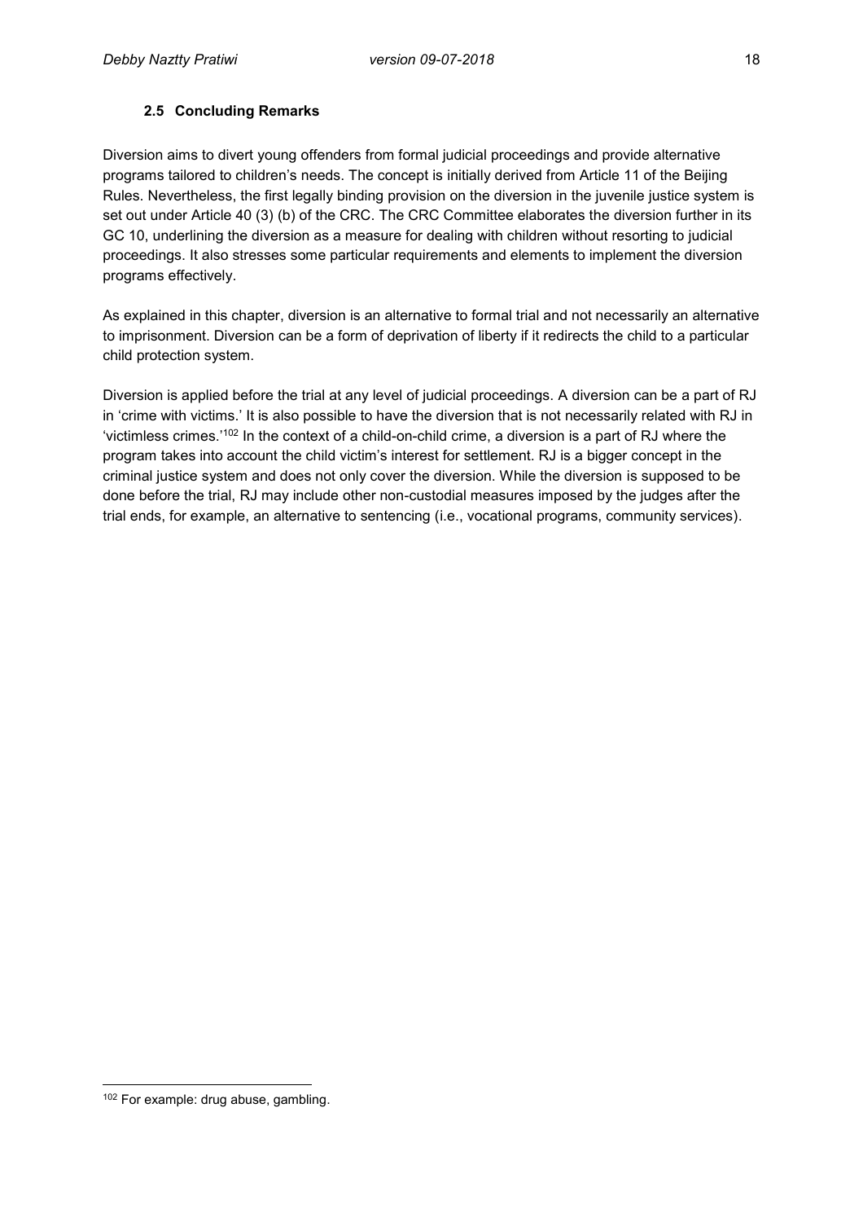### 2.5 Concluding Remarks

Diversion aims to divert young offenders from formal judicial proceedings and provide alternative programs tailored to children's needs. The concept is initially derived from Article 11 of the Beijing Rules. Nevertheless, the first legally binding provision on the diversion in the juvenile justice system is set out under Article 40 (3) (b) of the CRC. The CRC Committee elaborates the diversion further in its GC 10, underlining the diversion as a measure for dealing with children without resorting to judicial proceedings. It also stresses some particular requirements and elements to implement the diversion programs effectively.

As explained in this chapter, diversion is an alternative to formal trial and not necessarily an alternative to imprisonment. Diversion can be a form of deprivation of liberty if it redirects the child to a particular child protection system.

Diversion is applied before the trial at any level of judicial proceedings. A diversion can be a part of RJ in 'crime with victims.' It is also possible to have the diversion that is not necessarily related with RJ in 'victimless crimes.'[102] In the context of a child-on-child crime, a diversion is a part of RJ where the program takes into account the child victim's interest for settlement. RJ is a bigger concept in the criminal justice system and does not only cover the diversion. While the diversion is supposed to be done before the trial, RJ may include other non-custodial measures imposed by the judges after the trial ends, for example, an alternative to sentencing (i.e., vocational programs, community services).

---

[102] For example: drug abuse, gambling.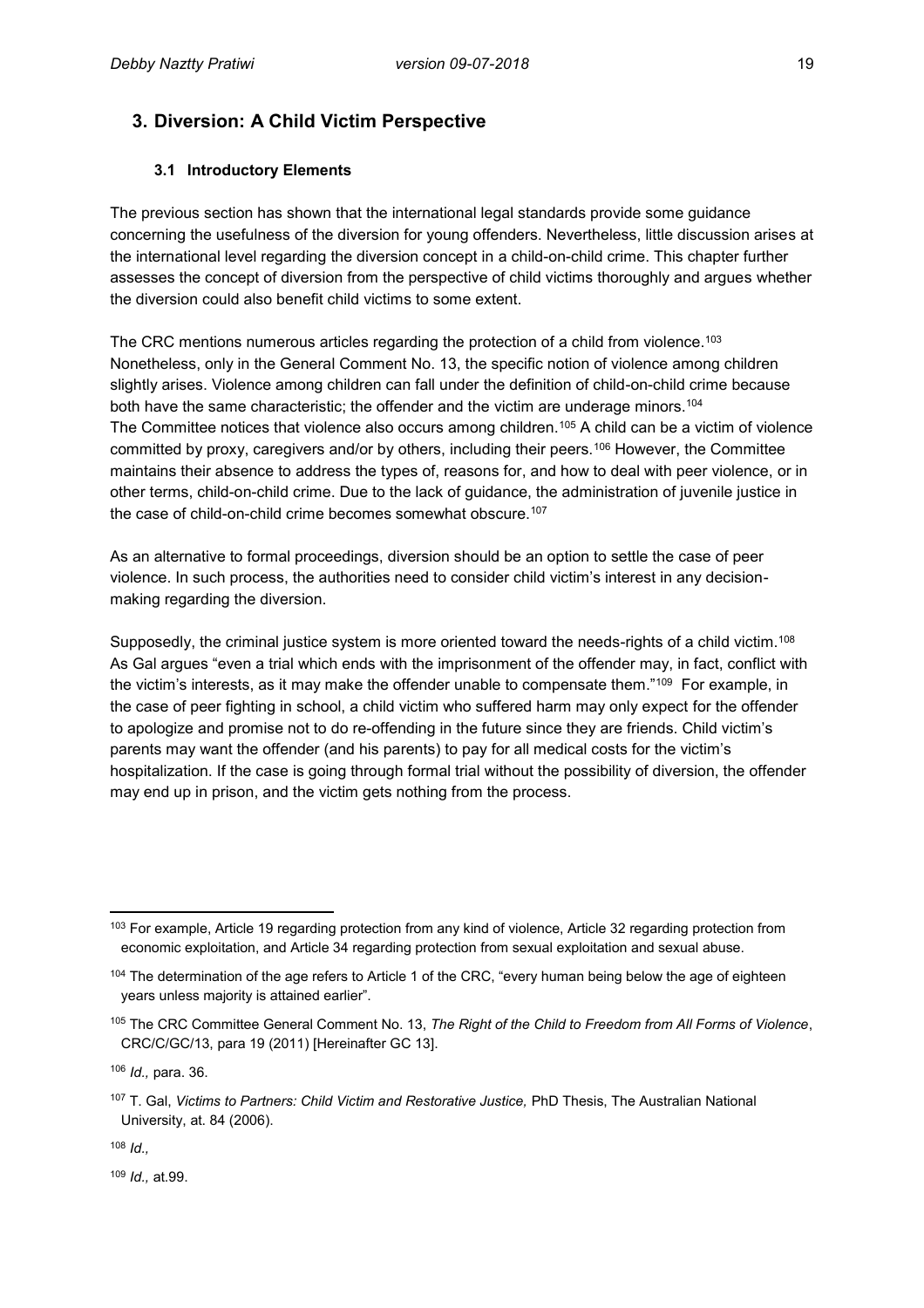## 3. Diversion: A Child Victim Perspective

### 3.1 Introductory Elements

The previous section has shown that the international legal standards provide some guidance concerning the usefulness of the diversion for young offenders. Nevertheless, little discussion arises at the international level regarding the diversion concept in a child-on-child crime. This chapter further assesses the concept of diversion from the perspective of child victims thoroughly and argues whether the diversion could also benefit child victims to some extent.

The CRC mentions numerous articles regarding the protection of a child from violence.[103] Nonetheless, only in the General Comment No. 13, the specific notion of violence among children slightly arises. Violence among children can fall under the definition of child-on-child crime because both have the same characteristic; the offender and the victim are underage minors.[104] The Committee notices that violence also occurs among children.[105] A child can be a victim of violence committed by proxy, caregivers and/or by others, including their peers.[106] However, the Committee maintains their absence to address the types of, reasons for, and how to deal with peer violence, or in other terms, child-on-child crime. Due to the lack of guidance, the administration of juvenile justice in the case of child-on-child crime becomes somewhat obscure.[107]

As an alternative to formal proceedings, diversion should be an option to settle the case of peer violence. In such process, the authorities need to consider child victim's interest in any decision-making regarding the diversion.

Supposedly, the criminal justice system is more oriented toward the needs-rights of a child victim.[108] As Gal argues "even a trial which ends with the imprisonment of the offender may, in fact, conflict with the victim's interests, as it may make the offender unable to compensate them."[109] For example, in the case of peer fighting in school, a child victim who suffered harm may only expect for the offender to apologize and promise not to do re-offending in the future since they are friends. Child victim's parents may want the offender (and his parents) to pay for all medical costs for the victim's hospitalization. If the case is going through formal trial without the possibility of diversion, the offender may end up in prison, and the victim gets nothing from the process.

---

[103] For example, Article 19 regarding protection from any kind of violence, Article 32 regarding protection from economic exploitation, and Article 34 regarding protection from sexual exploitation and sexual abuse.

[104] The determination of the age refers to Article 1 of the CRC, "every human being below the age of eighteen years unless majority is attained earlier".

[105] The CRC Committee General Comment No. 13, *The Right of the Child to Freedom from All Forms of Violence*, CRC/C/GC/13, para 19 (2011) [Hereinafter GC 13].

[106] *Id.,* para. 36.

[107] T. Gal, *Victims to Partners: Child Victim and Restorative Justice,* PhD Thesis, The Australian National University, at. 84 (2006).

[108] *Id.,*

[109] *Id.,* at.99.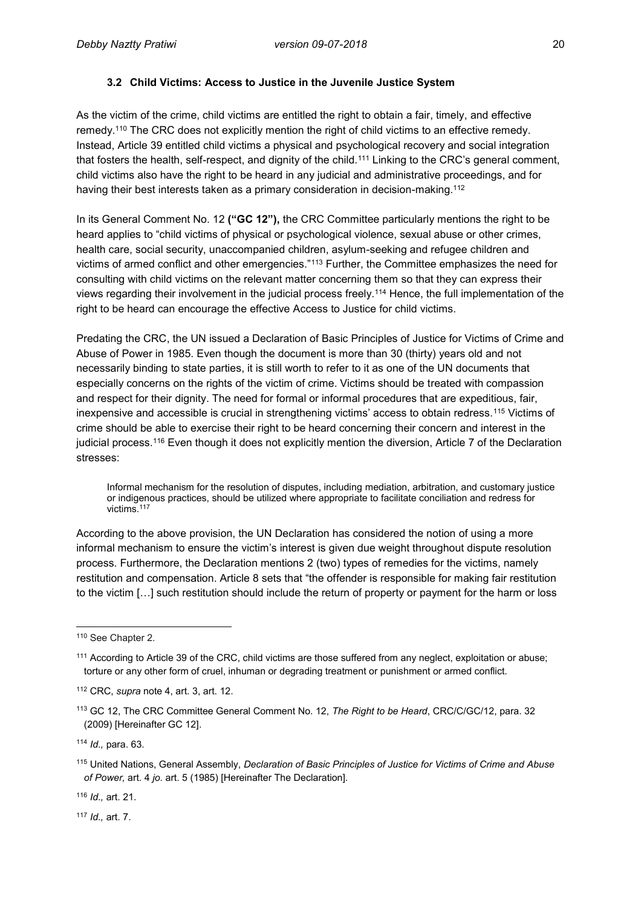### 3.2 Child Victims: Access to Justice in the Juvenile Justice System

As the victim of the crime, child victims are entitled the right to obtain a fair, timely, and effective remedy.[110] The CRC does not explicitly mention the right of child victims to an effective remedy. Instead, Article 39 entitled child victims a physical and psychological recovery and social integration that fosters the health, self-respect, and dignity of the child.[111] Linking to the CRC's general comment, child victims also have the right to be heard in any judicial and administrative proceedings, and for having their best interests taken as a primary consideration in decision-making.[112]

In its General Comment No. 12 **("GC 12"),** the CRC Committee particularly mentions the right to be heard applies to "child victims of physical or psychological violence, sexual abuse or other crimes, health care, social security, unaccompanied children, asylum-seeking and refugee children and victims of armed conflict and other emergencies."[113] Further, the Committee emphasizes the need for consulting with child victims on the relevant matter concerning them so that they can express their views regarding their involvement in the judicial process freely.[114] Hence, the full implementation of the right to be heard can encourage the effective Access to Justice for child victims.

Predating the CRC, the UN issued a Declaration of Basic Principles of Justice for Victims of Crime and Abuse of Power in 1985. Even though the document is more than 30 (thirty) years old and not necessarily binding to state parties, it is still worth to refer to it as one of the UN documents that especially concerns on the rights of the victim of crime. Victims should be treated with compassion and respect for their dignity. The need for formal or informal procedures that are expeditious, fair, inexpensive and accessible is crucial in strengthening victims' access to obtain redress.[115] Victims of crime should be able to exercise their right to be heard concerning their concern and interest in the judicial process.[116] Even though it does not explicitly mention the diversion, Article 7 of the Declaration stresses:

> Informal mechanism for the resolution of disputes, including mediation, arbitration, and customary justice or indigenous practices, should be utilized where appropriate to facilitate conciliation and redress for victims.[117]

According to the above provision, the UN Declaration has considered the notion of using a more informal mechanism to ensure the victim's interest is given due weight throughout dispute resolution process. Furthermore, the Declaration mentions 2 (two) types of remedies for the victims, namely restitution and compensation. Article 8 sets that "the offender is responsible for making fair restitution to the victim […] such restitution should include the return of property or payment for the harm or loss

---

[110] See Chapter 2.

[111] According to Article 39 of the CRC, child victims are those suffered from any neglect, exploitation or abuse; torture or any other form of cruel, inhuman or degrading treatment or punishment or armed conflict.

[112] CRC, *supra* note 4, art. 3, art. 12.

[113] GC 12, The CRC Committee General Comment No. 12, *The Right to be Heard*, CRC/C/GC/12, para. 32 (2009) [Hereinafter GC 12].

[114] *Id.,* para. 63.

[115] United Nations, General Assembly, *Declaration of Basic Principles of Justice for Victims of Crime and Abuse of Power,* art. 4 *jo.* art. 5 (1985) [Hereinafter The Declaration].

[116] *Id.,* art. 21.

[117] *Id.,* art. 7.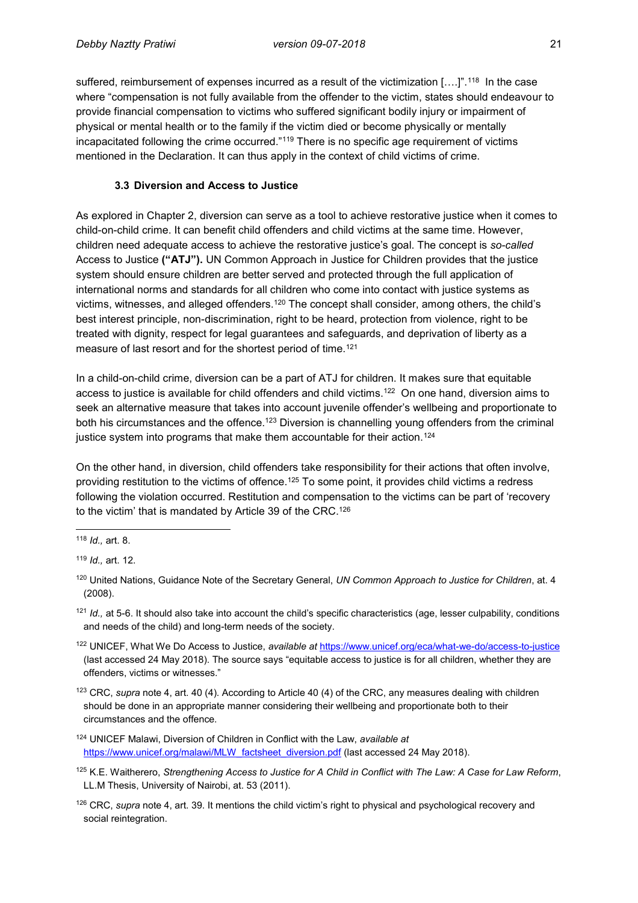suffered, reimbursement of expenses incurred as a result of the victimization [….]".[118] In the case where "compensation is not fully available from the offender to the victim, states should endeavour to provide financial compensation to victims who suffered significant bodily injury or impairment of physical or mental health or to the family if the victim died or become physically or mentally incapacitated following the crime occurred."[119] There is no specific age requirement of victims mentioned in the Declaration. It can thus apply in the context of child victims of crime.

### 3.3 Diversion and Access to Justice

As explored in Chapter 2, diversion can serve as a tool to achieve restorative justice when it comes to child-on-child crime. It can benefit child offenders and child victims at the same time. However, children need adequate access to achieve the restorative justice's goal. The concept is *so-called* Access to Justice **("ATJ").** UN Common Approach in Justice for Children provides that the justice system should ensure children are better served and protected through the full application of international norms and standards for all children who come into contact with justice systems as victims, witnesses, and alleged offenders.[120] The concept shall consider, among others, the child's best interest principle, non-discrimination, right to be heard, protection from violence, right to be treated with dignity, respect for legal guarantees and safeguards, and deprivation of liberty as a measure of last resort and for the shortest period of time.[121]

In a child-on-child crime, diversion can be a part of ATJ for children. It makes sure that equitable access to justice is available for child offenders and child victims.[122] On one hand, diversion aims to seek an alternative measure that takes into account juvenile offender's wellbeing and proportionate to both his circumstances and the offence.[123] Diversion is channelling young offenders from the criminal justice system into programs that make them accountable for their action.[124]

On the other hand, in diversion, child offenders take responsibility for their actions that often involve, providing restitution to the victims of offence.[125] To some point, it provides child victims a redress following the violation occurred. Restitution and compensation to the victims can be part of 'recovery to the victim' that is mandated by Article 39 of the CRC.[126]

---

[118] *Id.,* art. 8.

[119] *Id.,* art. 12.

[120] United Nations, Guidance Note of the Secretary General, *UN Common Approach to Justice for Children*, at. 4 (2008).

[121] *Id.,* at 5-6. It should also take into account the child's specific characteristics (age, lesser culpability, conditions and needs of the child) and long-term needs of the society.

[122] UNICEF, What We Do Access to Justice, *available at* https://www.unicef.org/eca/what-we-do/access-to-justice (last accessed 24 May 2018). The source says "equitable access to justice is for all children, whether they are offenders, victims or witnesses."

[123] CRC, *supra* note 4, art. 40 (4). According to Article 40 (4) of the CRC, any measures dealing with children should be done in an appropriate manner considering their wellbeing and proportionate both to their circumstances and the offence.

[124] UNICEF Malawi, Diversion of Children in Conflict with the Law, *available at* https://www.unicef.org/malawi/MLW_factsheet_diversion.pdf (last accessed 24 May 2018).

[125] K.E. Waitherero, *Strengthening Access to Justice for A Child in Conflict with The Law: A Case for Law Reform*, LL.M Thesis, University of Nairobi, at. 53 (2011).

[126] CRC, *supra* note 4, art. 39. It mentions the child victim's right to physical and psychological recovery and social reintegration.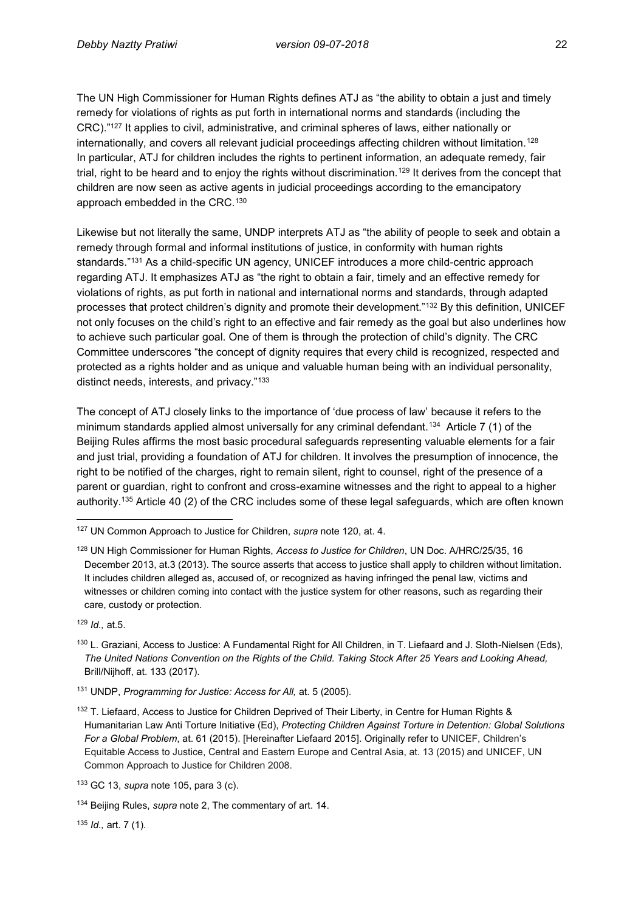The UN High Commissioner for Human Rights defines ATJ as "the ability to obtain a just and timely remedy for violations of rights as put forth in international norms and standards (including the CRC)."[127] It applies to civil, administrative, and criminal spheres of laws, either nationally or internationally, and covers all relevant judicial proceedings affecting children without limitation.[128] In particular, ATJ for children includes the rights to pertinent information, an adequate remedy, fair trial, right to be heard and to enjoy the rights without discrimination.[129] It derives from the concept that children are now seen as active agents in judicial proceedings according to the emancipatory approach embedded in the CRC.[130]

Likewise but not literally the same, UNDP interprets ATJ as "the ability of people to seek and obtain a remedy through formal and informal institutions of justice, in conformity with human rights standards."[131] As a child-specific UN agency, UNICEF introduces a more child-centric approach regarding ATJ. It emphasizes ATJ as "the right to obtain a fair, timely and an effective remedy for violations of rights, as put forth in national and international norms and standards, through adapted processes that protect children's dignity and promote their development."[132] By this definition, UNICEF not only focuses on the child's right to an effective and fair remedy as the goal but also underlines how to achieve such particular goal. One of them is through the protection of child's dignity. The CRC Committee underscores "the concept of dignity requires that every child is recognized, respected and protected as a rights holder and as unique and valuable human being with an individual personality, distinct needs, interests, and privacy."[133]

The concept of ATJ closely links to the importance of 'due process of law' because it refers to the minimum standards applied almost universally for any criminal defendant.[134] Article 7 (1) of the Beijing Rules affirms the most basic procedural safeguards representing valuable elements for a fair and just trial, providing a foundation of ATJ for children. It involves the presumption of innocence, the right to be notified of the charges, right to remain silent, right to counsel, right of the presence of a parent or guardian, right to confront and cross-examine witnesses and the right to appeal to a higher authority.[135] Article 40 (2) of the CRC includes some of these legal safeguards, which are often known

---

[127] UN Common Approach to Justice for Children, *supra* note 120, at. 4.

[128] UN High Commissioner for Human Rights, *Access to Justice for Children*, UN Doc. A/HRC/25/35, 16 December 2013, at.3 (2013). The source asserts that access to justice shall apply to children without limitation. It includes children alleged as, accused of, or recognized as having infringed the penal law, victims and witnesses or children coming into contact with the justice system for other reasons, such as regarding their care, custody or protection.

[129] *Id.,* at.5.

[130] L. Graziani, Access to Justice: A Fundamental Right for All Children, in T. Liefaard and J. Sloth-Nielsen (Eds), *The United Nations Convention on the Rights of the Child. Taking Stock After 25 Years and Looking Ahead,* Brill/Nijhoff, at. 133 (2017).

[131] UNDP, *Programming for Justice: Access for All,* at. 5 (2005).

[132] T. Liefaard, Access to Justice for Children Deprived of Their Liberty, in Centre for Human Rights & Humanitarian Law Anti Torture Initiative (Ed), *Protecting Children Against Torture in Detention: Global Solutions For a Global Problem*, at. 61 (2015). [Hereinafter Liefaard 2015]. Originally refer to UNICEF, Children's Equitable Access to Justice, Central and Eastern Europe and Central Asia, at. 13 (2015) and UNICEF, UN Common Approach to Justice for Children 2008.

[133] GC 13, *supra* note 105, para 3 (c).

[134] Beijing Rules, *supra* note 2, The commentary of art. 14.

[135] *Id.,* art. 7 (1).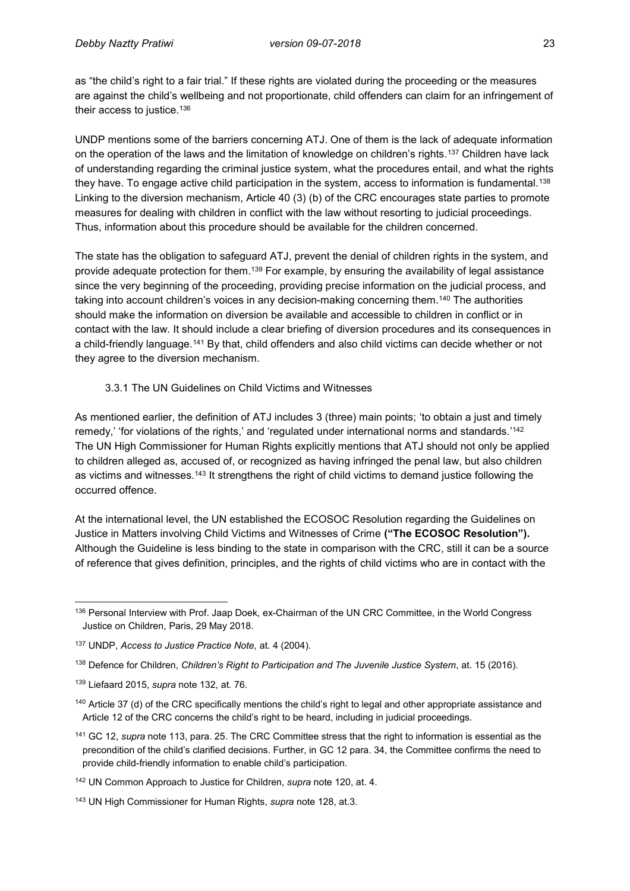as "the child's right to a fair trial." If these rights are violated during the proceeding or the measures are against the child's wellbeing and not proportionate, child offenders can claim for an infringement of their access to justice.[136]

UNDP mentions some of the barriers concerning ATJ. One of them is the lack of adequate information on the operation of the laws and the limitation of knowledge on children's rights.[137] Children have lack of understanding regarding the criminal justice system, what the procedures entail, and what the rights they have. To engage active child participation in the system, access to information is fundamental.[138] Linking to the diversion mechanism, Article 40 (3) (b) of the CRC encourages state parties to promote measures for dealing with children in conflict with the law without resorting to judicial proceedings. Thus, information about this procedure should be available for the children concerned.

The state has the obligation to safeguard ATJ, prevent the denial of children rights in the system, and provide adequate protection for them.[139] For example, by ensuring the availability of legal assistance since the very beginning of the proceeding, providing precise information on the judicial process, and taking into account children's voices in any decision-making concerning them.[140] The authorities should make the information on diversion be available and accessible to children in conflict or in contact with the law. It should include a clear briefing of diversion procedures and its consequences in a child-friendly language.[141] By that, child offenders and also child victims can decide whether or not they agree to the diversion mechanism.

### 3.3.1 The UN Guidelines on Child Victims and Witnesses

As mentioned earlier, the definition of ATJ includes 3 (three) main points; 'to obtain a just and timely remedy,' 'for violations of the rights,' and 'regulated under international norms and standards.'[142] The UN High Commissioner for Human Rights explicitly mentions that ATJ should not only be applied to children alleged as, accused of, or recognized as having infringed the penal law, but also children as victims and witnesses.[143] It strengthens the right of child victims to demand justice following the occurred offence.

At the international level, the UN established the ECOSOC Resolution regarding the Guidelines on Justice in Matters involving Child Victims and Witnesses of Crime **("The ECOSOC Resolution").** Although the Guideline is less binding to the state in comparison with the CRC, still it can be a source of reference that gives definition, principles, and the rights of child victims who are in contact with the

---

[136] Personal Interview with Prof. Jaap Doek, ex-Chairman of the UN CRC Committee, in the World Congress Justice on Children, Paris, 29 May 2018.

[137] UNDP, *Access to Justice Practice Note,* at. 4 (2004).

[138] Defence for Children, *Children's Right to Participation and The Juvenile Justice System*, at. 15 (2016).

[139] Liefaard 2015, *supra* note 132, at. 76.

[140] Article 37 (d) of the CRC specifically mentions the child's right to legal and other appropriate assistance and Article 12 of the CRC concerns the child's right to be heard, including in judicial proceedings.

[141] GC 12, *supra* note 113, para. 25. The CRC Committee stress that the right to information is essential as the precondition of the child's clarified decisions. Further, in GC 12 para. 34, the Committee confirms the need to provide child-friendly information to enable child's participation.

[142] UN Common Approach to Justice for Children, *supra* note 120, at. 4.

[143] UN High Commissioner for Human Rights, *supra* note 128, at.3.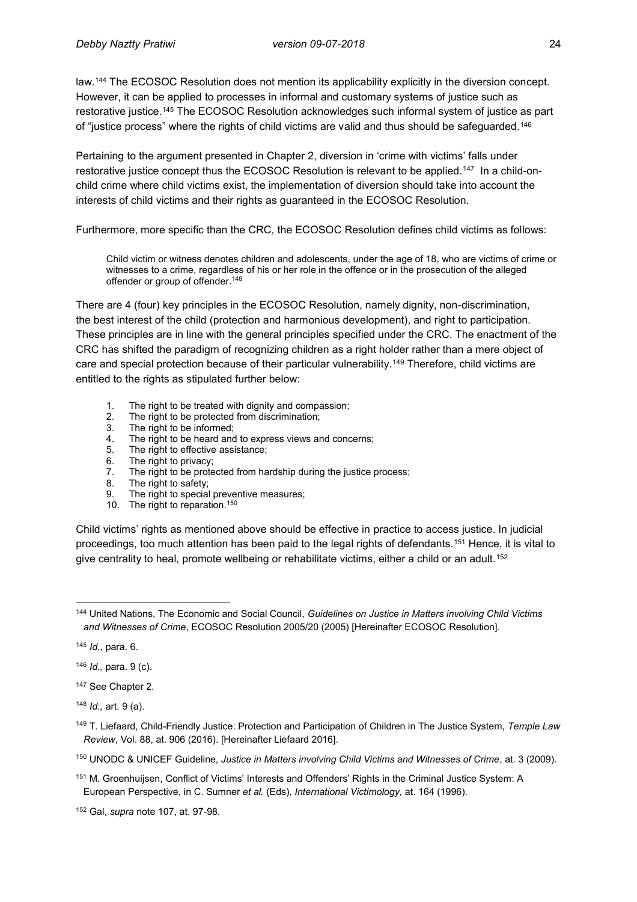law.[144] The ECOSOC Resolution does not mention its applicability explicitly in the diversion concept. However, it can be applied to processes in informal and customary systems of justice such as restorative justice.[145] The ECOSOC Resolution acknowledges such informal system of justice as part of "justice process" where the rights of child victims are valid and thus should be safeguarded.[146]

Pertaining to the argument presented in Chapter 2, diversion in 'crime with victims' falls under restorative justice concept thus the ECOSOC Resolution is relevant to be applied.[147] In a child-on-child crime where child victims exist, the implementation of diversion should take into account the interests of child victims and their rights as guaranteed in the ECOSOC Resolution.

Furthermore, more specific than the CRC, the ECOSOC Resolution defines child victims as follows:

> Child victim or witness denotes children and adolescents, under the age of 18, who are victims of crime or witnesses to a crime, regardless of his or her role in the offence or in the prosecution of the alleged offender or group of offender.[148]

There are 4 (four) key principles in the ECOSOC Resolution, namely dignity, non-discrimination, the best interest of the child (protection and harmonious development), and right to participation. These principles are in line with the general principles specified under the CRC. The enactment of the CRC has shifted the paradigm of recognizing children as a right holder rather than a mere object of care and special protection because of their particular vulnerability.[149] Therefore, child victims are entitled to the rights as stipulated further below:

1. The right to be treated with dignity and compassion;
2. The right to be protected from discrimination;
3. The right to be informed;
4. The right to be heard and to express views and concerns;
5. The right to effective assistance;
6. The right to privacy;
7. The right to be protected from hardship during the justice process;
8. The right to safety;
9. The right to special preventive measures;
10. The right to reparation.[150]

Child victims' rights as mentioned above should be effective in practice to access justice. In judicial proceedings, too much attention has been paid to the legal rights of defendants.[151] Hence, it is vital to give centrality to heal, promote wellbeing or rehabilitate victims, either a child or an adult.[152]

---

[144] United Nations, The Economic and Social Council, *Guidelines on Justice in Matters involving Child Victims and Witnesses of Crime*, ECOSOC Resolution 2005/20 (2005) [Hereinafter ECOSOC Resolution].

[145] *Id.,* para. 6.

[146] *Id.,* para. 9 (c).

[147] See Chapter 2.

[148] *Id.,* art. 9 (a).

[149] T. Liefaard, Child-Friendly Justice: Protection and Participation of Children in The Justice System, *Temple Law Review*, Vol. 88, at. 906 (2016). [Hereinafter Liefaard 2016].

[150] UNODC & UNICEF Guideline, *Justice in Matters involving Child Victims and Witnesses of Crime*, at. 3 (2009).

[151] M. Groenhuijsen, Conflict of Victims' Interests and Offenders' Rights in the Criminal Justice System: A European Perspective, in C. Sumner *et al.* (Eds), *International Victimology,* at. 164 (1996).

[152] Gal, *supra* note 107, at. 97-98.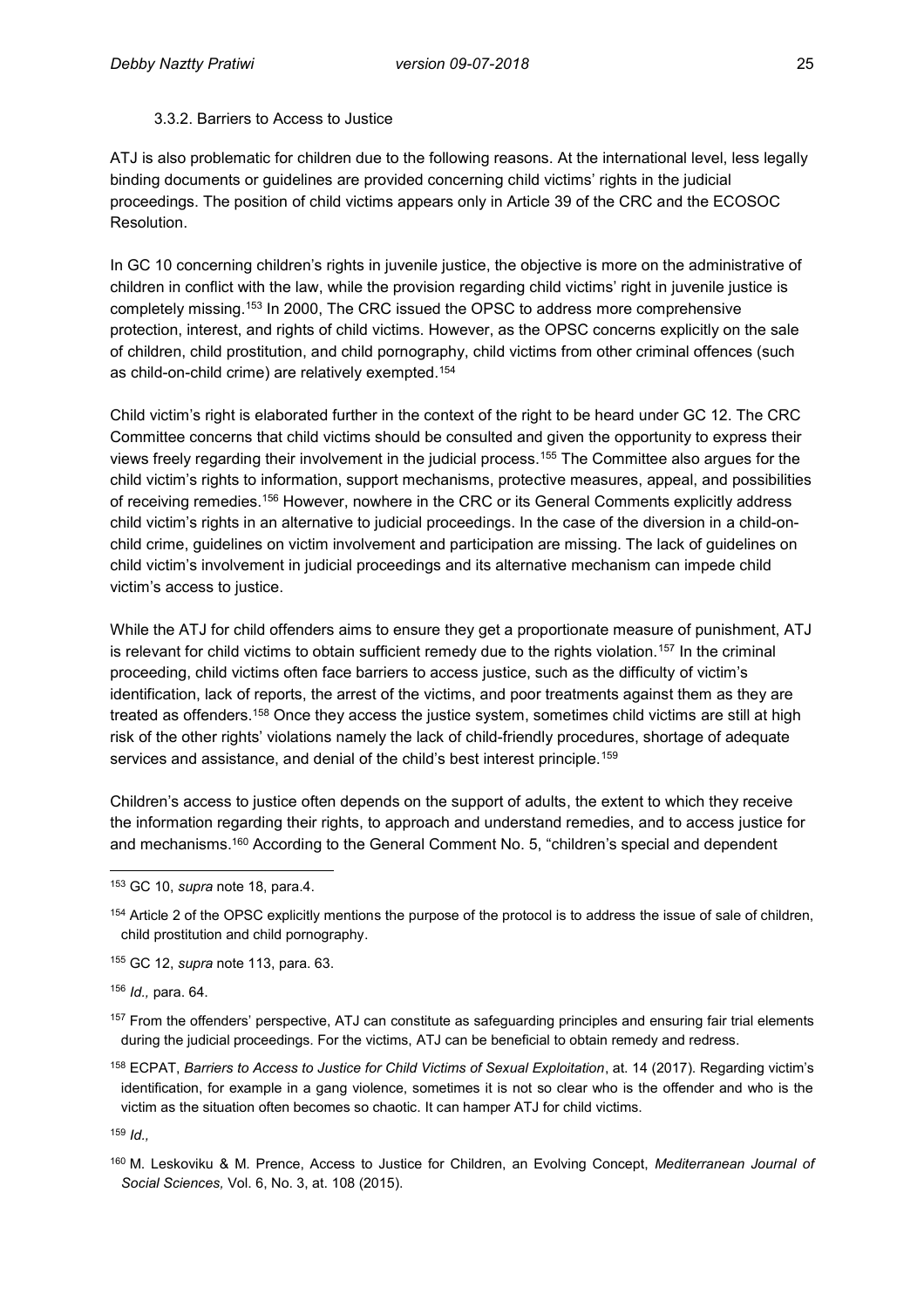#### 3.3.2. Barriers to Access to Justice

ATJ is also problematic for children due to the following reasons. At the international level, less legally binding documents or guidelines are provided concerning child victims' rights in the judicial proceedings. The position of child victims appears only in Article 39 of the CRC and the ECOSOC Resolution.

In GC 10 concerning children's rights in juvenile justice, the objective is more on the administrative of children in conflict with the law, while the provision regarding child victims' right in juvenile justice is completely missing.[153] In 2000, The CRC issued the OPSC to address more comprehensive protection, interest, and rights of child victims. However, as the OPSC concerns explicitly on the sale of children, child prostitution, and child pornography, child victims from other criminal offences (such as child-on-child crime) are relatively exempted.[154]

Child victim's right is elaborated further in the context of the right to be heard under GC 12. The CRC Committee concerns that child victims should be consulted and given the opportunity to express their views freely regarding their involvement in the judicial process.[155] The Committee also argues for the child victim's rights to information, support mechanisms, protective measures, appeal, and possibilities of receiving remedies.[156] However, nowhere in the CRC or its General Comments explicitly address child victim's rights in an alternative to judicial proceedings. In the case of the diversion in a child-on-child crime, guidelines on victim involvement and participation are missing. The lack of guidelines on child victim's involvement in judicial proceedings and its alternative mechanism can impede child victim's access to justice.

While the ATJ for child offenders aims to ensure they get a proportionate measure of punishment, ATJ is relevant for child victims to obtain sufficient remedy due to the rights violation.[157] In the criminal proceeding, child victims often face barriers to access justice, such as the difficulty of victim's identification, lack of reports, the arrest of the victims, and poor treatments against them as they are treated as offenders.[158] Once they access the justice system, sometimes child victims are still at high risk of the other rights' violations namely the lack of child-friendly procedures, shortage of adequate services and assistance, and denial of the child's best interest principle.[159]

Children's access to justice often depends on the support of adults, the extent to which they receive the information regarding their rights, to approach and understand remedies, and to access justice for and mechanisms.[160] According to the General Comment No. 5, "children's special and dependent

---

[153] GC 10, *supra* note 18, para.4.

[154] Article 2 of the OPSC explicitly mentions the purpose of the protocol is to address the issue of sale of children, child prostitution and child pornography.

[155] GC 12, *supra* note 113, para. 63.

[156] *Id.,* para. 64.

[157] From the offenders' perspective, ATJ can constitute as safeguarding principles and ensuring fair trial elements during the judicial proceedings. For the victims, ATJ can be beneficial to obtain remedy and redress.

[158] ECPAT, *Barriers to Access to Justice for Child Victims of Sexual Exploitation*, at. 14 (2017). Regarding victim's identification, for example in a gang violence, sometimes it is not so clear who is the offender and who is the victim as the situation often becomes so chaotic. It can hamper ATJ for child victims.

[159] *Id.,*

[160] M. Leskoviku & M. Prence, Access to Justice for Children, an Evolving Concept, *Mediterranean Journal of Social Sciences,* Vol. 6, No. 3, at. 108 (2015).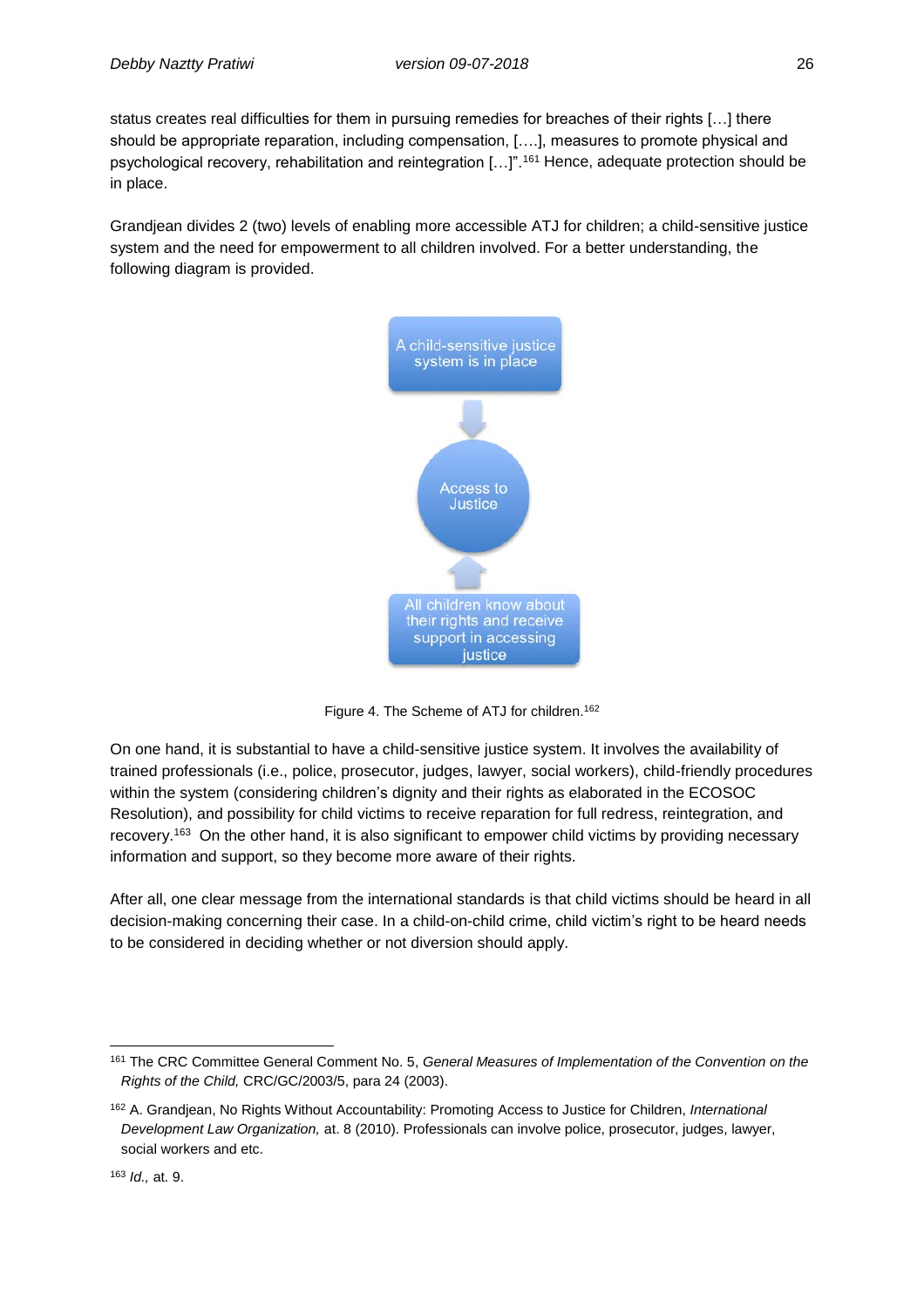status creates real difficulties for them in pursuing remedies for breaches of their rights […] there should be appropriate reparation, including compensation, [….], measures to promote physical and psychological recovery, rehabilitation and reintegration […]".[161] Hence, adequate protection should be in place.

Grandjean divides 2 (two) levels of enabling more accessible ATJ for children; a child-sensitive justice system and the need for empowerment to all children involved. For a better understanding, the following diagram is provided.

A child-sensitive justice system is in place

Access to Justice

All children know about their rights and receive support in accessing justice

Figure 4. The Scheme of ATJ for children.[162]

On one hand, it is substantial to have a child-sensitive justice system. It involves the availability of trained professionals (i.e., police, prosecutor, judges, lawyer, social workers), child-friendly procedures within the system (considering children's dignity and their rights as elaborated in the ECOSOC Resolution), and possibility for child victims to receive reparation for full redress, reintegration, and recovery.[163] On the other hand, it is also significant to empower child victims by providing necessary information and support, so they become more aware of their rights.

After all, one clear message from the international standards is that child victims should be heard in all decision-making concerning their case. In a child-on-child crime, child victim's right to be heard needs to be considered in deciding whether or not diversion should apply.

---

[161] The CRC Committee General Comment No. 5, *General Measures of Implementation of the Convention on the Rights of the Child,* CRC/GC/2003/5, para 24 (2003).

[162] A. Grandjean, No Rights Without Accountability: Promoting Access to Justice for Children, *International Development Law Organization,* at. 8 (2010). Professionals can involve police, prosecutor, judges, lawyer, social workers and etc.

[163] *Id.,* at. 9.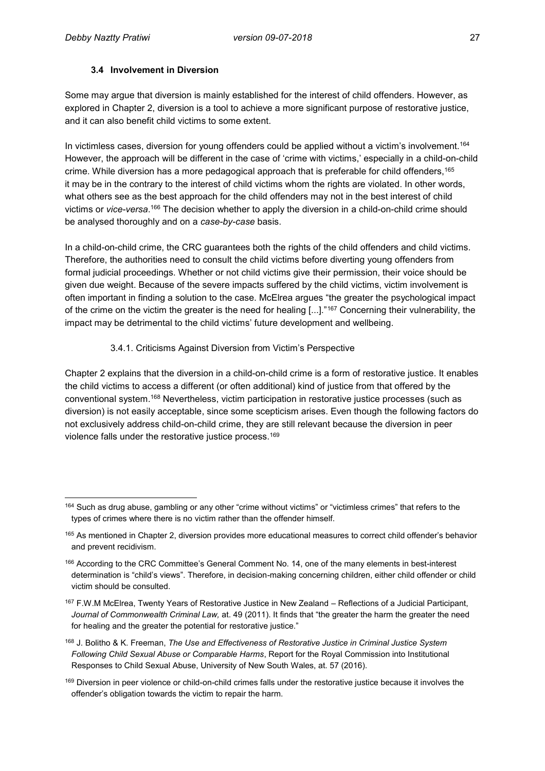### 3.4 Involvement in Diversion

Some may argue that diversion is mainly established for the interest of child offenders. However, as explored in Chapter 2, diversion is a tool to achieve a more significant purpose of restorative justice, and it can also benefit child victims to some extent.

In victimless cases, diversion for young offenders could be applied without a victim's involvement.[164] However, the approach will be different in the case of 'crime with victims,' especially in a child-on-child crime. While diversion has a more pedagogical approach that is preferable for child offenders,[165] it may be in the contrary to the interest of child victims whom the rights are violated. In other words, what others see as the best approach for the child offenders may not in the best interest of child victims or *vice-versa*.[166] The decision whether to apply the diversion in a child-on-child crime should be analysed thoroughly and on a *case-by-case* basis.

In a child-on-child crime, the CRC guarantees both the rights of the child offenders and child victims. Therefore, the authorities need to consult the child victims before diverting young offenders from formal judicial proceedings. Whether or not child victims give their permission, their voice should be given due weight. Because of the severe impacts suffered by the child victims, victim involvement is often important in finding a solution to the case. McElrea argues "the greater the psychological impact of the crime on the victim the greater is the need for healing [...]."[167] Concerning their vulnerability, the impact may be detrimental to the child victims' future development and wellbeing.

#### 3.4.1. Criticisms Against Diversion from Victim's Perspective

Chapter 2 explains that the diversion in a child-on-child crime is a form of restorative justice. It enables the child victims to access a different (or often additional) kind of justice from that offered by the conventional system.[168] Nevertheless, victim participation in restorative justice processes (such as diversion) is not easily acceptable, since some scepticism arises. Even though the following factors do not exclusively address child-on-child crime, they are still relevant because the diversion in peer violence falls under the restorative justice process.[169]

---

[164] Such as drug abuse, gambling or any other "crime without victims" or "victimless crimes" that refers to the types of crimes where there is no victim rather than the offender himself.

[165] As mentioned in Chapter 2, diversion provides more educational measures to correct child offender's behavior and prevent recidivism.

[166] According to the CRC Committee's General Comment No. 14, one of the many elements in best-interest determination is "child's views". Therefore, in decision-making concerning children, either child offender or child victim should be consulted.

[167] F.W.M McElrea, Twenty Years of Restorative Justice in New Zealand – Reflections of a Judicial Participant, *Journal of Commonwealth Criminal Law,* at. 49 (2011). It finds that "the greater the harm the greater the need for healing and the greater the potential for restorative justice."

[168] J. Bolitho & K. Freeman, *The Use and Effectiveness of Restorative Justice in Criminal Justice System Following Child Sexual Abuse or Comparable Harms*, Report for the Royal Commission into Institutional Responses to Child Sexual Abuse, University of New South Wales, at. 57 (2016).

[169] Diversion in peer violence or child-on-child crimes falls under the restorative justice because it involves the offender's obligation towards the victim to repair the harm.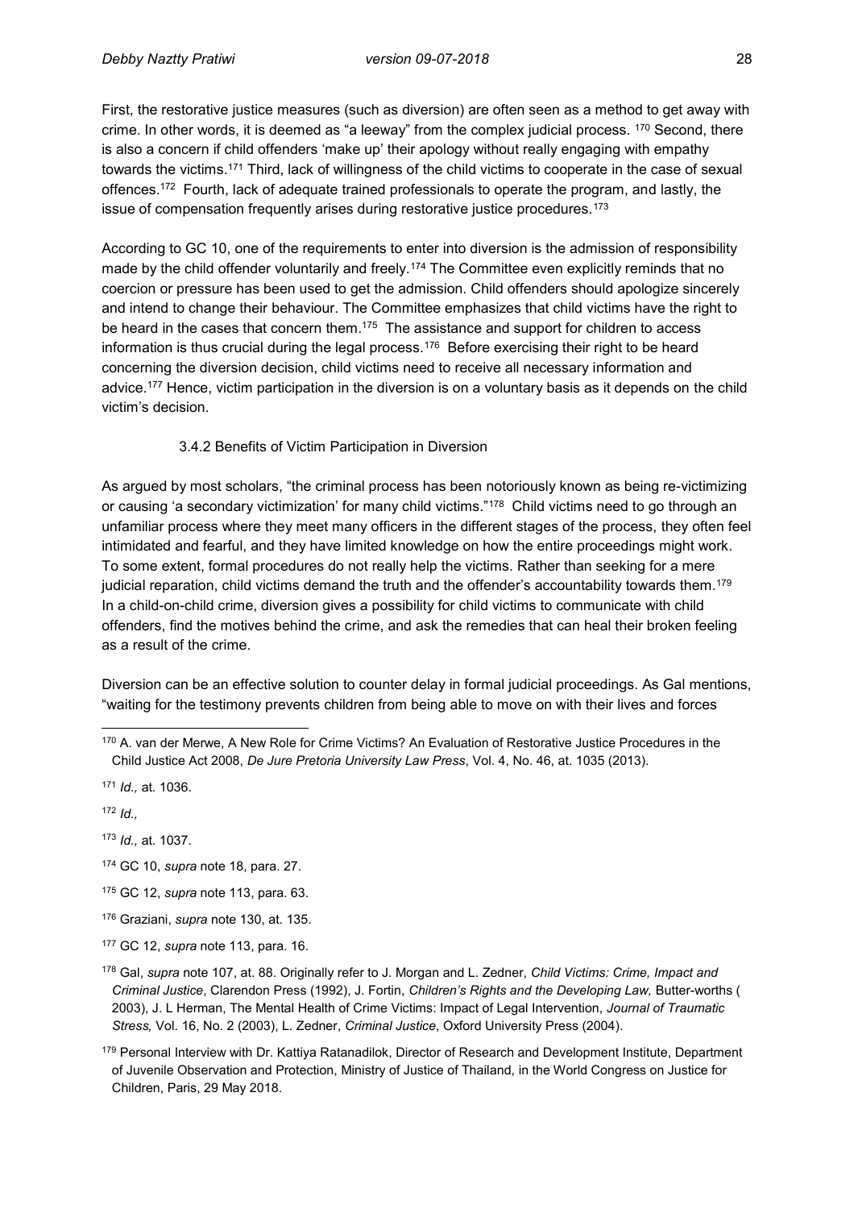First, the restorative justice measures (such as diversion) are often seen as a method to get away with crime. In other words, it is deemed as "a leeway" from the complex judicial process. [170] Second, there is also a concern if child offenders 'make up' their apology without really engaging with empathy towards the victims.[171] Third, lack of willingness of the child victims to cooperate in the case of sexual offences.[172] Fourth, lack of adequate trained professionals to operate the program, and lastly, the issue of compensation frequently arises during restorative justice procedures.[173]

According to GC 10, one of the requirements to enter into diversion is the admission of responsibility made by the child offender voluntarily and freely.[174] The Committee even explicitly reminds that no coercion or pressure has been used to get the admission. Child offenders should apologize sincerely and intend to change their behaviour. The Committee emphasizes that child victims have the right to be heard in the cases that concern them.[175] The assistance and support for children to access information is thus crucial during the legal process.[176] Before exercising their right to be heard concerning the diversion decision, child victims need to receive all necessary information and advice.[177] Hence, victim participation in the diversion is on a voluntary basis as it depends on the child victim's decision.

#### 3.4.2 Benefits of Victim Participation in Diversion

As argued by most scholars, "the criminal process has been notoriously known as being re-victimizing or causing 'a secondary victimization' for many child victims."[178] Child victims need to go through an unfamiliar process where they meet many officers in the different stages of the process, they often feel intimidated and fearful, and they have limited knowledge on how the entire proceedings might work. To some extent, formal procedures do not really help the victims. Rather than seeking for a mere judicial reparation, child victims demand the truth and the offender's accountability towards them.[179] In a child-on-child crime, diversion gives a possibility for child victims to communicate with child offenders, find the motives behind the crime, and ask the remedies that can heal their broken feeling as a result of the crime.

Diversion can be an effective solution to counter delay in formal judicial proceedings. As Gal mentions, "waiting for the testimony prevents children from being able to move on with their lives and forces

---

[170] A. van der Merwe, A New Role for Crime Victims? An Evaluation of Restorative Justice Procedures in the Child Justice Act 2008, *De Jure Pretoria University Law Press*, Vol. 4, No. 46, at. 1035 (2013).

[171] *Id.,* at. 1036.

[172] *Id.,*

[173] *Id.,* at. 1037.

[174] GC 10, *supra* note 18, para. 27.

[175] GC 12, *supra* note 113, para. 63.

[176] Graziani, *supra* note 130, at. 135.

[177] GC 12, *supra* note 113, para. 16.

[178] Gal, *supra* note 107, at. 88. Originally refer to J. Morgan and L. Zedner, *Child Victims: Crime, Impact and Criminal Justice*, Clarendon Press (1992), J. Fortin, *Children's Rights and the Developing Law,* Butter-worths ( 2003), J. L Herman, The Mental Health of Crime Victims: Impact of Legal Intervention, *Journal of Traumatic Stress,* Vol. 16, No. 2 (2003), L. Zedner, *Criminal Justice*, Oxford University Press (2004).

[179] Personal Interview with Dr. Kattiya Ratanadilok, Director of Research and Development Institute, Department of Juvenile Observation and Protection, Ministry of Justice of Thailand, in the World Congress on Justice for Children, Paris, 29 May 2018.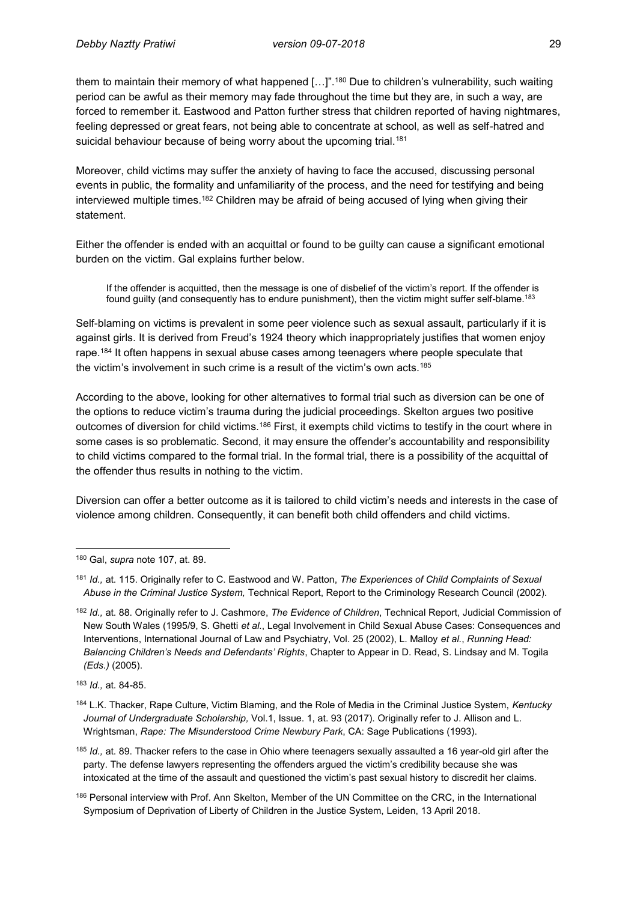them to maintain their memory of what happened [...]".[180] Due to children's vulnerability, such waiting period can be awful as their memory may fade throughout the time but they are, in such a way, are forced to remember it. Eastwood and Patton further stress that children reported of having nightmares, feeling depressed or great fears, not being able to concentrate at school, as well as self-hatred and suicidal behaviour because of being worry about the upcoming trial.[181]

Moreover, child victims may suffer the anxiety of having to face the accused, discussing personal events in public, the formality and unfamiliarity of the process, and the need for testifying and being interviewed multiple times.[182] Children may be afraid of being accused of lying when giving their statement.

Either the offender is ended with an acquittal or found to be guilty can cause a significant emotional burden on the victim. Gal explains further below.

> If the offender is acquitted, then the message is one of disbelief of the victim's report. If the offender is found guilty (and consequently has to endure punishment), then the victim might suffer self-blame.[183]

Self-blaming on victims is prevalent in some peer violence such as sexual assault, particularly if it is against girls. It is derived from Freud's 1924 theory which inappropriately justifies that women enjoy rape.[184] It often happens in sexual abuse cases among teenagers where people speculate that the victim's involvement in such crime is a result of the victim's own acts.[185]

According to the above, looking for other alternatives to formal trial such as diversion can be one of the options to reduce victim's trauma during the judicial proceedings. Skelton argues two positive outcomes of diversion for child victims.[186] First, it exempts child victims to testify in the court where in some cases is so problematic. Second, it may ensure the offender's accountability and responsibility to child victims compared to the formal trial. In the formal trial, there is a possibility of the acquittal of the offender thus results in nothing to the victim.

Diversion can offer a better outcome as it is tailored to child victim's needs and interests in the case of violence among children. Consequently, it can benefit both child offenders and child victims.

---

[180] Gal, *supra* note 107, at. 89.

[181] *Id.,* at. 115. Originally refer to C. Eastwood and W. Patton, *The Experiences of Child Complaints of Sexual Abuse in the Criminal Justice System,* Technical Report, Report to the Criminology Research Council (2002).

[182] *Id.,* at. 88. Originally refer to J. Cashmore, *The Evidence of Children*, Technical Report, Judicial Commission of New South Wales (1995/9, S. Ghetti *et al.*, Legal Involvement in Child Sexual Abuse Cases: Consequences and Interventions, International Journal of Law and Psychiatry, Vol. 25 (2002), L. Malloy *et al.*, *Running Head: Balancing Children's Needs and Defendants' Rights*, Chapter to Appear in D. Read, S. Lindsay and M. Togila *(Eds.)* (2005).

[183] *Id.,* at. 84-85.

[184] L.K. Thacker, Rape Culture, Victim Blaming, and the Role of Media in the Criminal Justice System, *Kentucky Journal of Undergraduate Scholarship,* Vol.1, Issue. 1, at. 93 (2017). Originally refer to J. Allison and L. Wrightsman, *Rape: The Misunderstood Crime Newbury Park*, CA: Sage Publications (1993).

[185] *Id.,* at. 89. Thacker refers to the case in Ohio where teenagers sexually assaulted a 16 year-old girl after the party. The defense lawyers representing the offenders argued the victim's credibility because she was intoxicated at the time of the assault and questioned the victim's past sexual history to discredit her claims.

[186] Personal interview with Prof. Ann Skelton, Member of the UN Committee on the CRC, in the International Symposium of Deprivation of Liberty of Children in the Justice System, Leiden, 13 April 2018.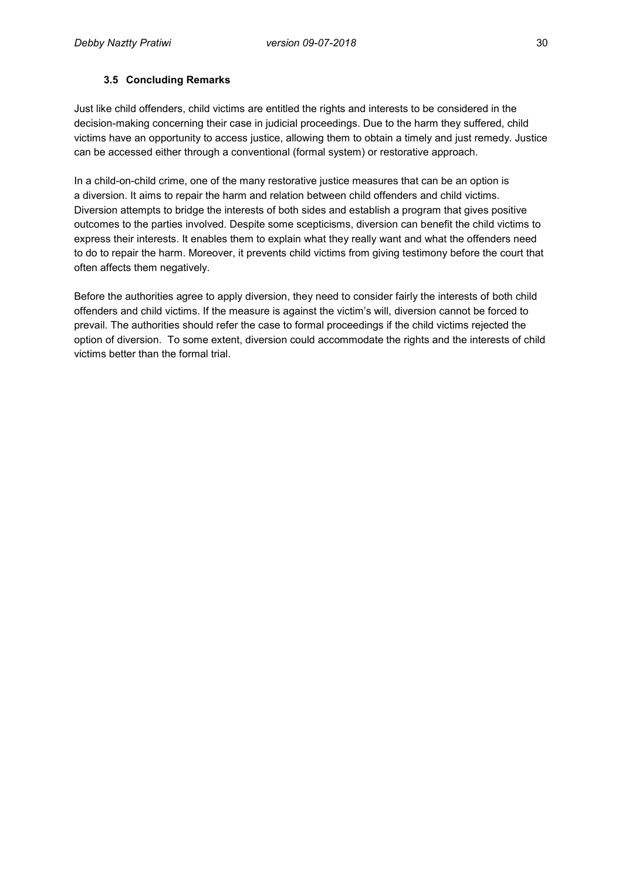### 3.5 Concluding Remarks

Just like child offenders, child victims are entitled the rights and interests to be considered in the decision-making concerning their case in judicial proceedings. Due to the harm they suffered, child victims have an opportunity to access justice, allowing them to obtain a timely and just remedy. Justice can be accessed either through a conventional (formal system) or restorative approach.

In a child-on-child crime, one of the many restorative justice measures that can be an option is a diversion. It aims to repair the harm and relation between child offenders and child victims. Diversion attempts to bridge the interests of both sides and establish a program that gives positive outcomes to the parties involved. Despite some scepticisms, diversion can benefit the child victims to express their interests. It enables them to explain what they really want and what the offenders need to do to repair the harm. Moreover, it prevents child victims from giving testimony before the court that often affects them negatively.

Before the authorities agree to apply diversion, they need to consider fairly the interests of both child offenders and child victims. If the measure is against the victim's will, diversion cannot be forced to prevail. The authorities should refer the case to formal proceedings if the child victims rejected the option of diversion. To some extent, diversion could accommodate the rights and the interests of child victims better than the formal trial.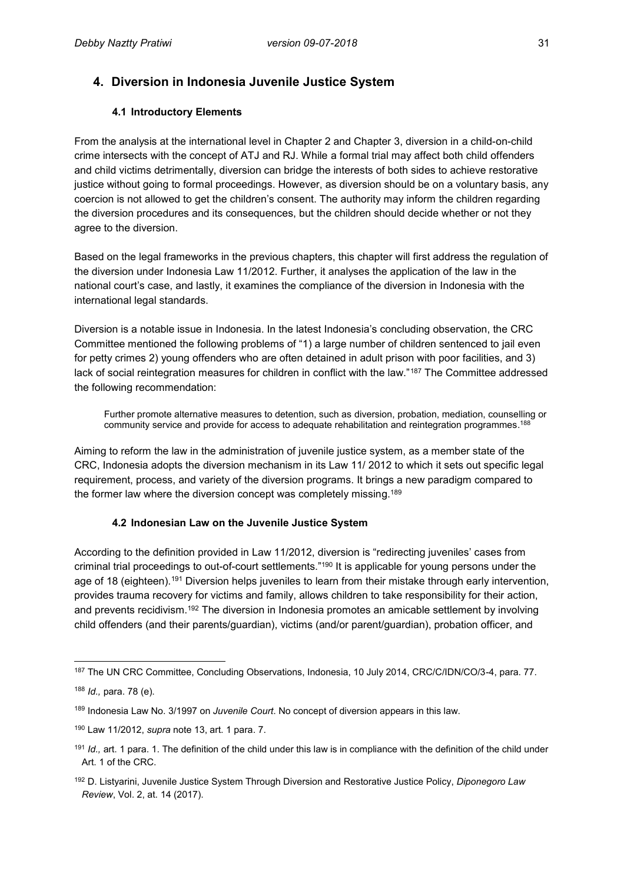## 4. Diversion in Indonesia Juvenile Justice System

### 4.1 Introductory Elements

From the analysis at the international level in Chapter 2 and Chapter 3, diversion in a child-on-child crime intersects with the concept of ATJ and RJ. While a formal trial may affect both child offenders and child victims detrimentally, diversion can bridge the interests of both sides to achieve restorative justice without going to formal proceedings. However, as diversion should be on a voluntary basis, any coercion is not allowed to get the children's consent. The authority may inform the children regarding the diversion procedures and its consequences, but the children should decide whether or not they agree to the diversion.

Based on the legal frameworks in the previous chapters, this chapter will first address the regulation of the diversion under Indonesia Law 11/2012. Further, it analyses the application of the law in the national court's case, and lastly, it examines the compliance of the diversion in Indonesia with the international legal standards.

Diversion is a notable issue in Indonesia. In the latest Indonesia's concluding observation, the CRC Committee mentioned the following problems of "1) a large number of children sentenced to jail even for petty crimes 2) young offenders who are often detained in adult prison with poor facilities, and 3) lack of social reintegration measures for children in conflict with the law."[187] The Committee addressed the following recommendation:

> Further promote alternative measures to detention, such as diversion, probation, mediation, counselling or community service and provide for access to adequate rehabilitation and reintegration programmes.[188]

Aiming to reform the law in the administration of juvenile justice system, as a member state of the CRC, Indonesia adopts the diversion mechanism in its Law 11/ 2012 to which it sets out specific legal requirement, process, and variety of the diversion programs. It brings a new paradigm compared to the former law where the diversion concept was completely missing.[189]

### 4.2 Indonesian Law on the Juvenile Justice System

According to the definition provided in Law 11/2012, diversion is "redirecting juveniles' cases from criminal trial proceedings to out-of-court settlements."[190] It is applicable for young persons under the age of 18 (eighteen).[191] Diversion helps juveniles to learn from their mistake through early intervention, provides trauma recovery for victims and family, allows children to take responsibility for their action, and prevents recidivism.[192] The diversion in Indonesia promotes an amicable settlement by involving child offenders (and their parents/guardian), victims (and/or parent/guardian), probation officer, and

---

[187] The UN CRC Committee, Concluding Observations, Indonesia, 10 July 2014, CRC/C/IDN/CO/3-4, para. 77.

[188] *Id.,* para. 78 (e).

[189] Indonesia Law No. 3/1997 on *Juvenile Court*. No concept of diversion appears in this law.

[190] Law 11/2012, *supra* note 13, art. 1 para. 7.

[191] *Id.,* art. 1 para. 1. The definition of the child under this law is in compliance with the definition of the child under Art. 1 of the CRC.

[192] D. Listyarini, Juvenile Justice System Through Diversion and Restorative Justice Policy, *Diponegoro Law Review*, Vol. 2, at. 14 (2017).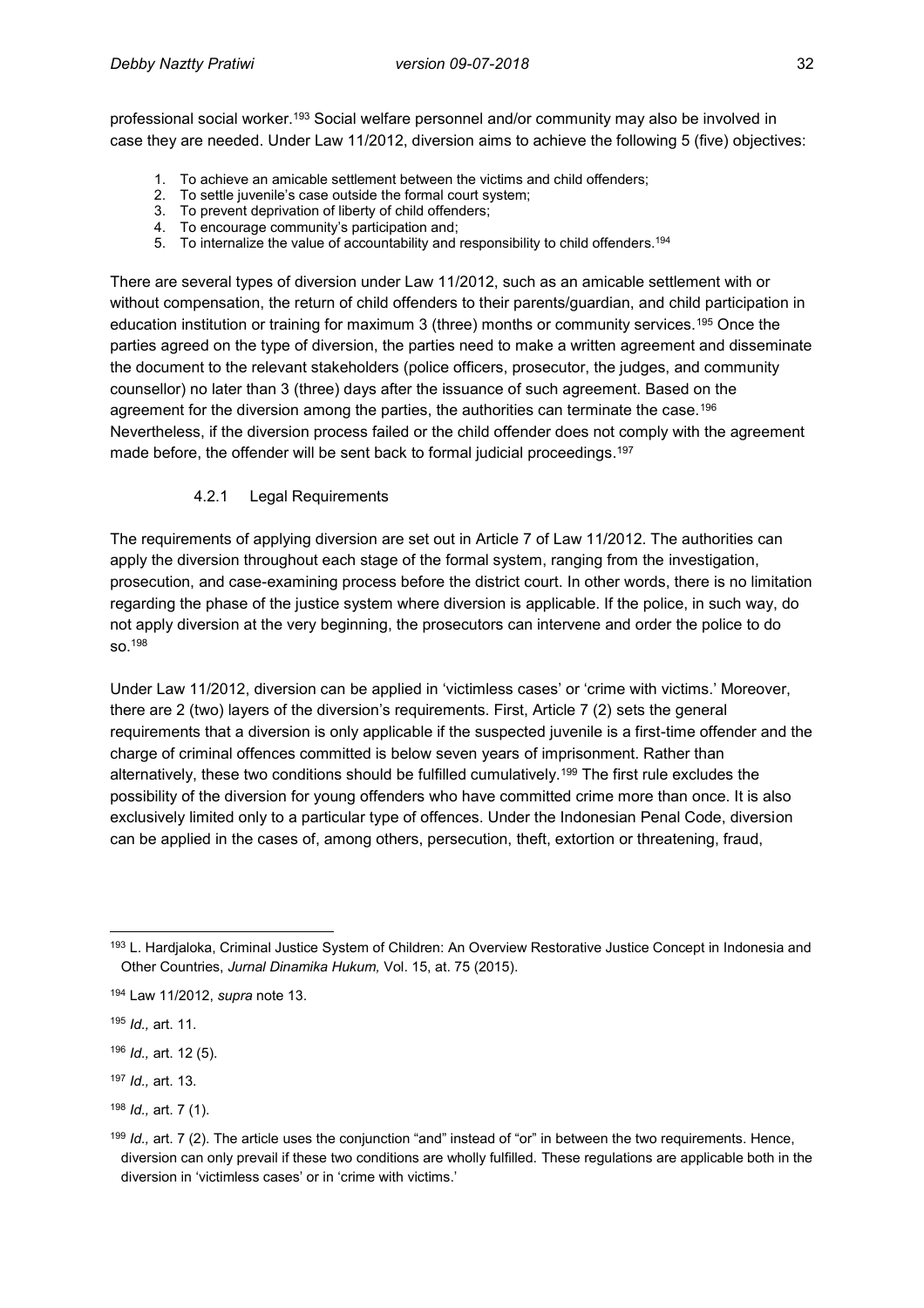professional social worker.[193] Social welfare personnel and/or community may also be involved in case they are needed. Under Law 11/2012, diversion aims to achieve the following 5 (five) objectives:

1. To achieve an amicable settlement between the victims and child offenders;
2. To settle juvenile's case outside the formal court system;
3. To prevent deprivation of liberty of child offenders;
4. To encourage community's participation and;
5. To internalize the value of accountability and responsibility to child offenders.[194]

There are several types of diversion under Law 11/2012, such as an amicable settlement with or without compensation, the return of child offenders to their parents/guardian, and child participation in education institution or training for maximum 3 (three) months or community services.[195] Once the parties agreed on the type of diversion, the parties need to make a written agreement and disseminate the document to the relevant stakeholders (police officers, prosecutor, the judges, and community counsellor) no later than 3 (three) days after the issuance of such agreement. Based on the agreement for the diversion among the parties, the authorities can terminate the case.[196] Nevertheless, if the diversion process failed or the child offender does not comply with the agreement made before, the offender will be sent back to formal judicial proceedings.[197]

#### 4.2.1 Legal Requirements

The requirements of applying diversion are set out in Article 7 of Law 11/2012. The authorities can apply the diversion throughout each stage of the formal system, ranging from the investigation, prosecution, and case-examining process before the district court. In other words, there is no limitation regarding the phase of the justice system where diversion is applicable. If the police, in such way, do not apply diversion at the very beginning, the prosecutors can intervene and order the police to do so.[198]

Under Law 11/2012, diversion can be applied in 'victimless cases' or 'crime with victims.' Moreover, there are 2 (two) layers of the diversion's requirements. First, Article 7 (2) sets the general requirements that a diversion is only applicable if the suspected juvenile is a first-time offender and the charge of criminal offences committed is below seven years of imprisonment. Rather than alternatively, these two conditions should be fulfilled cumulatively.[199] The first rule excludes the possibility of the diversion for young offenders who have committed crime more than once. It is also exclusively limited only to a particular type of offences. Under the Indonesian Penal Code, diversion can be applied in the cases of, among others, persecution, theft, extortion or threatening, fraud,

---

[193] L. Hardjaloka, Criminal Justice System of Children: An Overview Restorative Justice Concept in Indonesia and Other Countries, *Jurnal Dinamika Hukum,* Vol. 15, at. 75 (2015).

[194] Law 11/2012, *supra* note 13.

[195] *Id.,* art. 11.

[196] *Id.,* art. 12 (5).

[197] *Id.,* art. 13.

[198] *Id.,* art. 7 (1).

[199] *Id.,* art. 7 (2). The article uses the conjunction "and" instead of "or" in between the two requirements. Hence, diversion can only prevail if these two conditions are wholly fulfilled. These regulations are applicable both in the diversion in 'victimless cases' or in 'crime with victims.'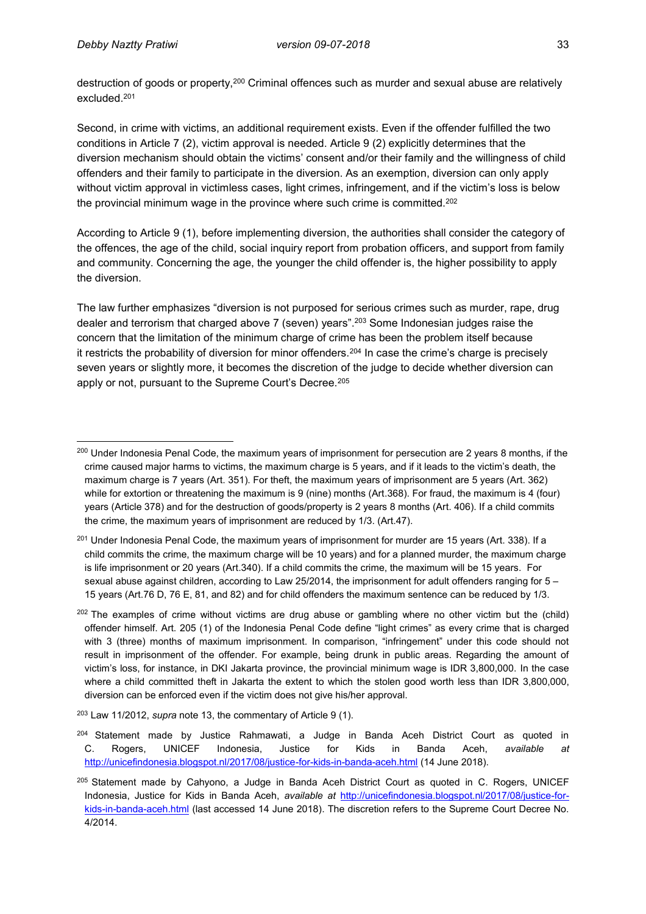destruction of goods or property,[200] Criminal offences such as murder and sexual abuse are relatively excluded.[201]

Second, in crime with victims, an additional requirement exists. Even if the offender fulfilled the two conditions in Article 7 (2), victim approval is needed. Article 9 (2) explicitly determines that the diversion mechanism should obtain the victims' consent and/or their family and the willingness of child offenders and their family to participate in the diversion. As an exemption, diversion can only apply without victim approval in victimless cases, light crimes, infringement, and if the victim's loss is below the provincial minimum wage in the province where such crime is committed.[202]

According to Article 9 (1), before implementing diversion, the authorities shall consider the category of the offences, the age of the child, social inquiry report from probation officers, and support from family and community. Concerning the age, the younger the child offender is, the higher possibility to apply the diversion.

The law further emphasizes "diversion is not purposed for serious crimes such as murder, rape, drug dealer and terrorism that charged above 7 (seven) years".[203] Some Indonesian judges raise the concern that the limitation of the minimum charge of crime has been the problem itself because it restricts the probability of diversion for minor offenders.[204] In case the crime's charge is precisely seven years or slightly more, it becomes the discretion of the judge to decide whether diversion can apply or not, pursuant to the Supreme Court's Decree.[205]

---

[200] Under Indonesia Penal Code, the maximum years of imprisonment for persecution are 2 years 8 months, if the crime caused major harms to victims, the maximum charge is 5 years, and if it leads to the victim's death, the maximum charge is 7 years (Art. 351). For theft, the maximum years of imprisonment are 5 years (Art. 362) while for extortion or threatening the maximum is 9 (nine) months (Art.368). For fraud, the maximum is 4 (four) years (Article 378) and for the destruction of goods/property is 2 years 8 months (Art. 406). If a child commits the crime, the maximum years of imprisonment are reduced by 1/3. (Art.47).

[201] Under Indonesia Penal Code, the maximum years of imprisonment for murder are 15 years (Art. 338). If a child commits the crime, the maximum charge will be 10 years) and for a planned murder, the maximum charge is life imprisonment or 20 years (Art.340). If a child commits the crime, the maximum will be 15 years. For sexual abuse against children, according to Law 25/2014, the imprisonment for adult offenders ranging for 5 – 15 years (Art.76 D, 76 E, 81, and 82) and for child offenders the maximum sentence can be reduced by 1/3.

[202] The examples of crime without victims are drug abuse or gambling where no other victim but the (child) offender himself. Art. 205 (1) of the Indonesia Penal Code define "light crimes" as every crime that is charged with 3 (three) months of maximum imprisonment. In comparison, "infringement" under this code should not result in imprisonment of the offender. For example, being drunk in public areas. Regarding the amount of victim's loss, for instance, in DKI Jakarta province, the provincial minimum wage is IDR 3,800,000. In the case where a child committed theft in Jakarta the extent to which the stolen good worth less than IDR 3,800,000, diversion can be enforced even if the victim does not give his/her approval.

[203] Law 11/2012, *supra* note 13, the commentary of Article 9 (1).

[204] Statement made by Justice Rahmawati, a Judge in Banda Aceh District Court as quoted in C. Rogers, UNICEF Indonesia, Justice for Kids in Banda Aceh, *available at* http://unicefindonesia.blogspot.nl/2017/08/justice-for-kids-in-banda-aceh.html (14 June 2018).

[205] Statement made by Cahyono, a Judge in Banda Aceh District Court as quoted in C. Rogers, UNICEF Indonesia, Justice for Kids in Banda Aceh, *available at* http://unicefindonesia.blogspot.nl/2017/08/justice-for-kids-in-banda-aceh.html (last accessed 14 June 2018). The discretion refers to the Supreme Court Decree No. 4/2014.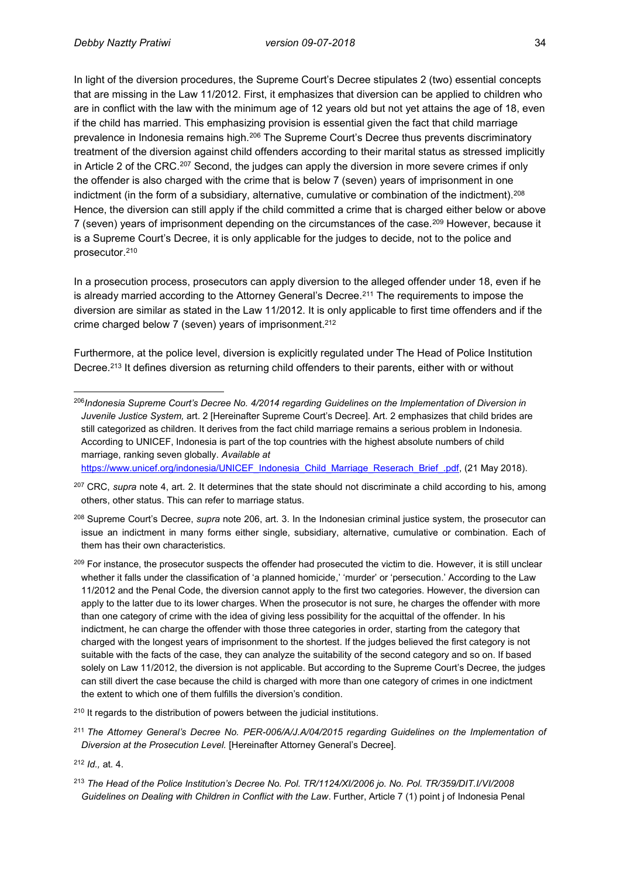In light of the diversion procedures, the Supreme Court's Decree stipulates 2 (two) essential concepts that are missing in the Law 11/2012. First, it emphasizes that diversion can be applied to children who are in conflict with the law with the minimum age of 12 years old but not yet attains the age of 18, even if the child has married. This emphasizing provision is essential given the fact that child marriage prevalence in Indonesia remains high.[206] The Supreme Court's Decree thus prevents discriminatory treatment of the diversion against child offenders according to their marital status as stressed implicitly in Article 2 of the CRC.[207] Second, the judges can apply the diversion in more severe crimes if only the offender is also charged with the crime that is below 7 (seven) years of imprisonment in one indictment (in the form of a subsidiary, alternative, cumulative or combination of the indictment).[208] Hence, the diversion can still apply if the child committed a crime that is charged either below or above 7 (seven) years of imprisonment depending on the circumstances of the case.[209] However, because it is a Supreme Court's Decree, it is only applicable for the judges to decide, not to the police and prosecutor.[210]

In a prosecution process, prosecutors can apply diversion to the alleged offender under 18, even if he is already married according to the Attorney General's Decree.[211] The requirements to impose the diversion are similar as stated in the Law 11/2012. It is only applicable to first time offenders and if the crime charged below 7 (seven) years of imprisonment.[212]

Furthermore, at the police level, diversion is explicitly regulated under The Head of Police Institution Decree.[213] It defines diversion as returning child offenders to their parents, either with or without

---

[206] *Indonesia Supreme Court's Decree No. 4/2014 regarding Guidelines on the Implementation of Diversion in Juvenile Justice System,* art. 2 [Hereinafter Supreme Court's Decree]. Art. 2 emphasizes that child brides are still categorized as children. It derives from the fact child marriage remains a serious problem in Indonesia. According to UNICEF, Indonesia is part of the top countries with the highest absolute numbers of child marriage, ranking seven globally. *Available at* https://www.unicef.org/indonesia/UNICEF_Indonesia_Child_Marriage_Reserach_Brief_.pdf, (21 May 2018).

[207] CRC, *supra* note 4, art. 2. It determines that the state should not discriminate a child according to his, among others, other status. This can refer to marriage status.

[208] Supreme Court's Decree, *supra* note 206, art. 3. In the Indonesian criminal justice system, the prosecutor can issue an indictment in many forms either single, subsidiary, alternative, cumulative or combination. Each of them has their own characteristics.

[209] For instance, the prosecutor suspects the offender had prosecuted the victim to die. However, it is still unclear whether it falls under the classification of 'a planned homicide,' 'murder' or 'persecution.' According to the Law 11/2012 and the Penal Code, the diversion cannot apply to the first two categories. However, the diversion can apply to the latter due to its lower charges. When the prosecutor is not sure, he charges the offender with more than one category of crime with the idea of giving less possibility for the acquittal of the offender. In his indictment, he can charge the offender with those three categories in order, starting from the category that charged with the longest years of imprisonment to the shortest. If the judges believed the first category is not suitable with the facts of the case, they can analyze the suitability of the second category and so on. If based solely on Law 11/2012, the diversion is not applicable. But according to the Supreme Court's Decree, the judges can still divert the case because the child is charged with more than one category of crimes in one indictment the extent to which one of them fulfills the diversion's condition.

[210] It regards to the distribution of powers between the judicial institutions.

[211] *The Attorney General's Decree No. PER-006/A/J.A/04/2015 regarding Guidelines on the Implementation of Diversion at the Prosecution Level.* [Hereinafter Attorney General's Decree].

[212] *Id.,* at. 4.

[213] *The Head of the Police Institution's Decree No. Pol. TR/1124/XI/2006 jo. No. Pol. TR/359/DIT.I/VI/2008 Guidelines on Dealing with Children in Conflict with the Law*. Further, Article 7 (1) point j of Indonesia Penal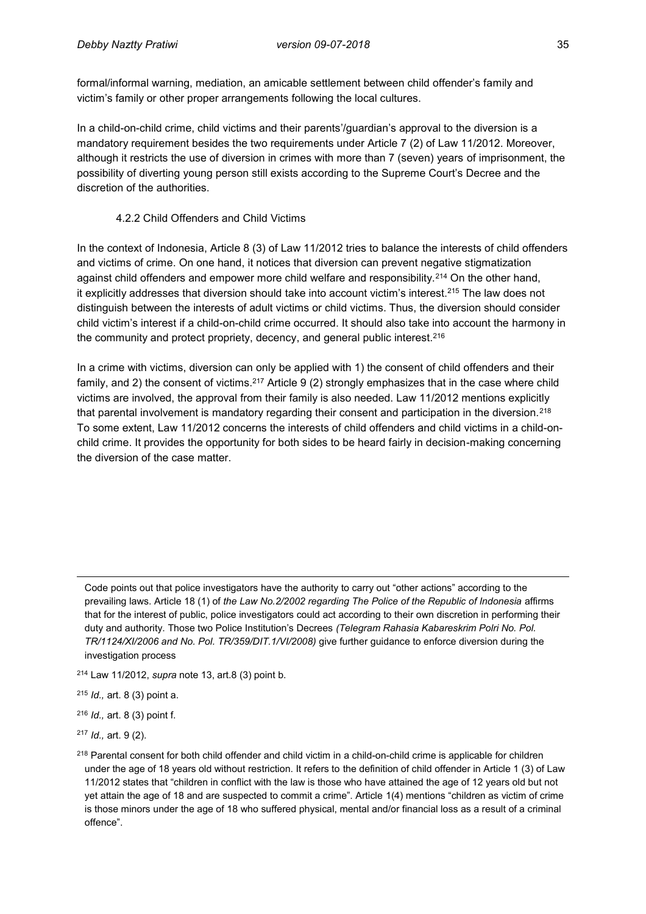formal/informal warning, mediation, an amicable settlement between child offender's family and victim's family or other proper arrangements following the local cultures.

In a child-on-child crime, child victims and their parents'/guardian's approval to the diversion is a mandatory requirement besides the two requirements under Article 7 (2) of Law 11/2012. Moreover, although it restricts the use of diversion in crimes with more than 7 (seven) years of imprisonment, the possibility of diverting young person still exists according to the Supreme Court's Decree and the discretion of the authorities.

### 4.2.2 Child Offenders and Child Victims

In the context of Indonesia, Article 8 (3) of Law 11/2012 tries to balance the interests of child offenders and victims of crime. On one hand, it notices that diversion can prevent negative stigmatization against child offenders and empower more child welfare and responsibility.[214] On the other hand, it explicitly addresses that diversion should take into account victim's interest.[215] The law does not distinguish between the interests of adult victims or child victims. Thus, the diversion should consider child victim's interest if a child-on-child crime occurred. It should also take into account the harmony in the community and protect propriety, decency, and general public interest.[216]

In a crime with victims, diversion can only be applied with 1) the consent of child offenders and their family, and 2) the consent of victims.[217] Article 9 (2) strongly emphasizes that in the case where child victims are involved, the approval from their family is also needed. Law 11/2012 mentions explicitly that parental involvement is mandatory regarding their consent and participation in the diversion.[218] To some extent, Law 11/2012 concerns the interests of child offenders and child victims in a child-on-child crime. It provides the opportunity for both sides to be heard fairly in decision-making concerning the diversion of the case matter.

---

Code points out that police investigators have the authority to carry out "other actions" according to the prevailing laws. Article 18 (1) of *the Law No.2/2002 regarding The Police of the Republic of Indonesia* affirms that for the interest of public, police investigators could act according to their own discretion in performing their duty and authority. Those two Police Institution's Decrees *(Telegram Rahasia Kabareskrim Polri No. Pol. TR/1124/XI/2006 and No. Pol. TR/359/DIT.1/VI/2008)* give further guidance to enforce diversion during the investigation process

[214] Law 11/2012, *supra* note 13, art.8 (3) point b.

[215] *Id.,* art. 8 (3) point a.

[216] *Id.,* art. 8 (3) point f.

[217] *Id.,* art. 9 (2).

[218] Parental consent for both child offender and child victim in a child-on-child crime is applicable for children under the age of 18 years old without restriction. It refers to the definition of child offender in Article 1 (3) of Law 11/2012 states that "children in conflict with the law is those who have attained the age of 12 years old but not yet attain the age of 18 and are suspected to commit a crime". Article 1(4) mentions "children as victim of crime is those minors under the age of 18 who suffered physical, mental and/or financial loss as a result of a criminal offence".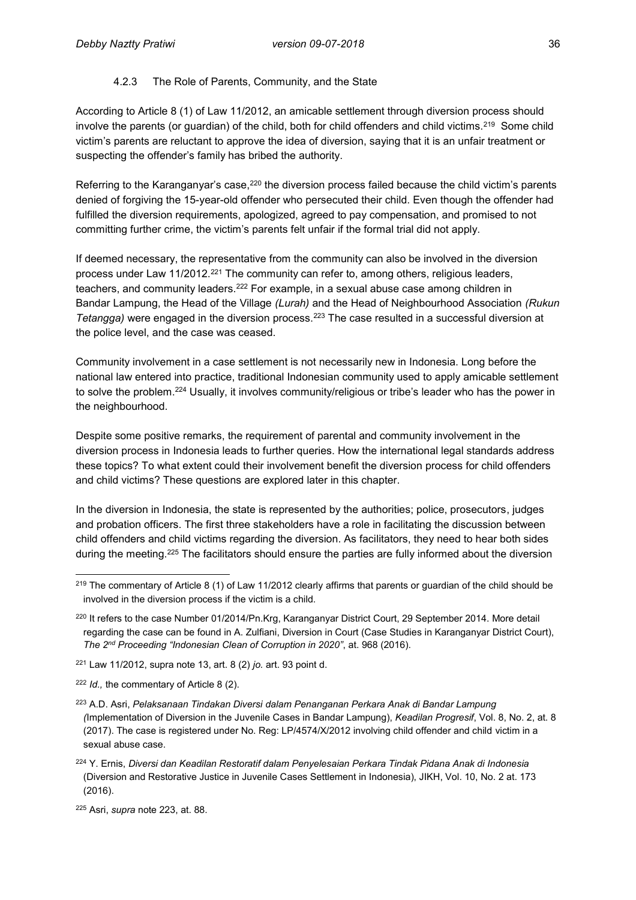#### 4.2.3 The Role of Parents, Community, and the State

According to Article 8 (1) of Law 11/2012, an amicable settlement through diversion process should involve the parents (or guardian) of the child, both for child offenders and child victims.[219] Some child victim's parents are reluctant to approve the idea of diversion, saying that it is an unfair treatment or suspecting the offender's family has bribed the authority.

Referring to the Karanganyar's case,[220] the diversion process failed because the child victim's parents denied of forgiving the 15-year-old offender who persecuted their child. Even though the offender had fulfilled the diversion requirements, apologized, agreed to pay compensation, and promised to not committing further crime, the victim's parents felt unfair if the formal trial did not apply.

If deemed necessary, the representative from the community can also be involved in the diversion process under Law 11/2012.[221] The community can refer to, among others, religious leaders, teachers, and community leaders.[222] For example, in a sexual abuse case among children in Bandar Lampung, the Head of the Village *(Lurah)* and the Head of Neighbourhood Association *(Rukun Tetangga)* were engaged in the diversion process.[223] The case resulted in a successful diversion at the police level, and the case was ceased.

Community involvement in a case settlement is not necessarily new in Indonesia. Long before the national law entered into practice, traditional Indonesian community used to apply amicable settlement to solve the problem.[224] Usually, it involves community/religious or tribe's leader who has the power in the neighbourhood.

Despite some positive remarks, the requirement of parental and community involvement in the diversion process in Indonesia leads to further queries. How the international legal standards address these topics? To what extent could their involvement benefit the diversion process for child offenders and child victims? These questions are explored later in this chapter.

In the diversion in Indonesia, the state is represented by the authorities; police, prosecutors, judges and probation officers. The first three stakeholders have a role in facilitating the discussion between child offenders and child victims regarding the diversion. As facilitators, they need to hear both sides during the meeting.[225] The facilitators should ensure the parties are fully informed about the diversion

---

[219] The commentary of Article 8 (1) of Law 11/2012 clearly affirms that parents or guardian of the child should be involved in the diversion process if the victim is a child.

[220] It refers to the case Number 01/2014/Pn.Krg, Karanganyar District Court, 29 September 2014. More detail regarding the case can be found in A. Zulfiani, Diversion in Court (Case Studies in Karanganyar District Court), *The 2nd Proceeding "Indonesian Clean of Corruption in 2020"*, at. 968 (2016).

[221] Law 11/2012, supra note 13, art. 8 (2) *jo.* art. 93 point d.

[222] *Id.,* the commentary of Article 8 (2).

[223] A.D. Asri, *Pelaksanaan Tindakan Diversi dalam Penanganan Perkara Anak di Bandar Lampung (*Implementation of Diversion in the Juvenile Cases in Bandar Lampung), *Keadilan Progresif*, Vol. 8, No. 2, at. 8 (2017). The case is registered under No. Reg: LP/4574/X/2012 involving child offender and child victim in a sexual abuse case.

[224] Y. Ernis, *Diversi dan Keadilan Restoratif dalam Penyelesaian Perkara Tindak Pidana Anak di Indonesia* (Diversion and Restorative Justice in Juvenile Cases Settlement in Indonesia), JIKH, Vol. 10, No. 2 at. 173 (2016).

[225] Asri, *supra* note 223, at. 88.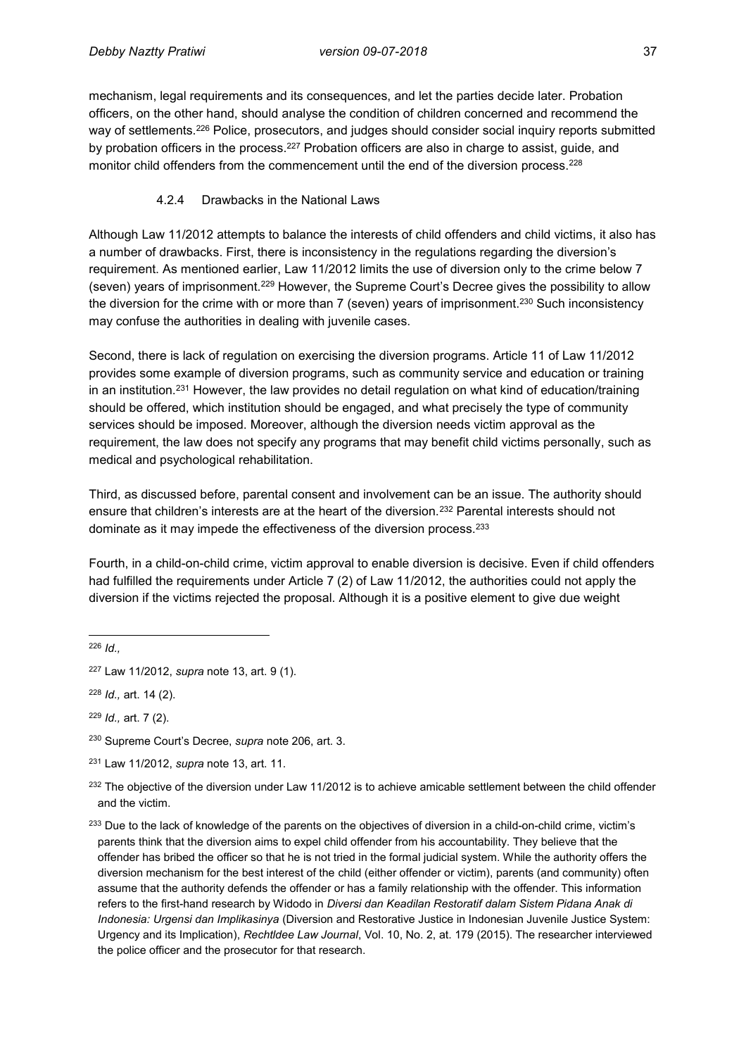mechanism, legal requirements and its consequences, and let the parties decide later. Probation officers, on the other hand, should analyse the condition of children concerned and recommend the way of settlements.[226] Police, prosecutors, and judges should consider social inquiry reports submitted by probation officers in the process.[227] Probation officers are also in charge to assist, guide, and monitor child offenders from the commencement until the end of the diversion process.[228]

#### 4.2.4 Drawbacks in the National Laws

Although Law 11/2012 attempts to balance the interests of child offenders and child victims, it also has a number of drawbacks. First, there is inconsistency in the regulations regarding the diversion's requirement. As mentioned earlier, Law 11/2012 limits the use of diversion only to the crime below 7 (seven) years of imprisonment.[229] However, the Supreme Court's Decree gives the possibility to allow the diversion for the crime with or more than 7 (seven) years of imprisonment.[230] Such inconsistency may confuse the authorities in dealing with juvenile cases.

Second, there is lack of regulation on exercising the diversion programs. Article 11 of Law 11/2012 provides some example of diversion programs, such as community service and education or training in an institution.[231] However, the law provides no detail regulation on what kind of education/training should be offered, which institution should be engaged, and what precisely the type of community services should be imposed. Moreover, although the diversion needs victim approval as the requirement, the law does not specify any programs that may benefit child victims personally, such as medical and psychological rehabilitation.

Third, as discussed before, parental consent and involvement can be an issue. The authority should ensure that children's interests are at the heart of the diversion.[232] Parental interests should not dominate as it may impede the effectiveness of the diversion process.[233]

Fourth, in a child-on-child crime, victim approval to enable diversion is decisive. Even if child offenders had fulfilled the requirements under Article 7 (2) of Law 11/2012, the authorities could not apply the diversion if the victims rejected the proposal. Although it is a positive element to give due weight

---

[226] *Id.,*

[227] Law 11/2012, *supra* note 13, art. 9 (1).

[228] *Id.,* art. 14 (2).

[229] *Id.,* art. 7 (2).

[230] Supreme Court's Decree, *supra* note 206, art. 3.

[231] Law 11/2012, *supra* note 13, art. 11.

[232] The objective of the diversion under Law 11/2012 is to achieve amicable settlement between the child offender and the victim.

[233] Due to the lack of knowledge of the parents on the objectives of diversion in a child-on-child crime, victim's parents think that the diversion aims to expel child offender from his accountability. They believe that the offender has bribed the officer so that he is not tried in the formal judicial system. While the authority offers the diversion mechanism for the best interest of the child (either offender or victim), parents (and community) often assume that the authority defends the offender or has a family relationship with the offender. This information refers to the first-hand research by Widodo in *Diversi dan Keadilan Restoratif dalam Sistem Pidana Anak di Indonesia: Urgensi dan Implikasinya* (Diversion and Restorative Justice in Indonesian Juvenile Justice System: Urgency and its Implication), *RechtIdee Law Journal*, Vol. 10, No. 2, at. 179 (2015). The researcher interviewed the police officer and the prosecutor for that research.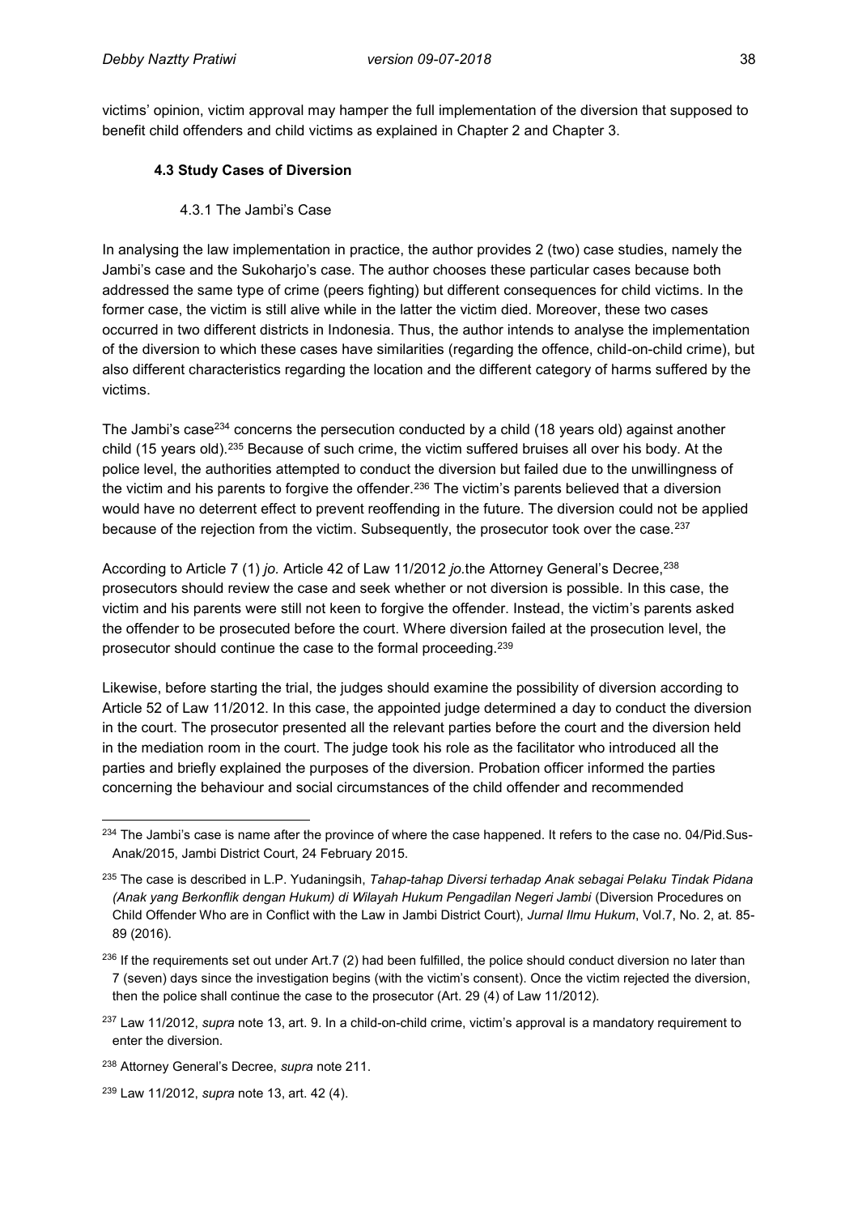victims' opinion, victim approval may hamper the full implementation of the diversion that supposed to benefit child offenders and child victims as explained in Chapter 2 and Chapter 3.

### 4.3 Study Cases of Diversion

#### 4.3.1 The Jambi's Case

In analysing the law implementation in practice, the author provides 2 (two) case studies, namely the Jambi's case and the Sukoharjo's case. The author chooses these particular cases because both addressed the same type of crime (peers fighting) but different consequences for child victims. In the former case, the victim is still alive while in the latter the victim died. Moreover, these two cases occurred in two different districts in Indonesia. Thus, the author intends to analyse the implementation of the diversion to which these cases have similarities (regarding the offence, child-on-child crime), but also different characteristics regarding the location and the different category of harms suffered by the victims.

The Jambi's case[234] concerns the persecution conducted by a child (18 years old) against another child (15 years old).[235] Because of such crime, the victim suffered bruises all over his body. At the police level, the authorities attempted to conduct the diversion but failed due to the unwillingness of the victim and his parents to forgive the offender.[236] The victim's parents believed that a diversion would have no deterrent effect to prevent reoffending in the future. The diversion could not be applied because of the rejection from the victim. Subsequently, the prosecutor took over the case.[237]

According to Article 7 (1) *jo.* Article 42 of Law 11/2012 *jo.*the Attorney General's Decree,[238] prosecutors should review the case and seek whether or not diversion is possible. In this case, the victim and his parents were still not keen to forgive the offender. Instead, the victim's parents asked the offender to be prosecuted before the court. Where diversion failed at the prosecution level, the prosecutor should continue the case to the formal proceeding.[239]

Likewise, before starting the trial, the judges should examine the possibility of diversion according to Article 52 of Law 11/2012. In this case, the appointed judge determined a day to conduct the diversion in the court. The prosecutor presented all the relevant parties before the court and the diversion held in the mediation room in the court. The judge took his role as the facilitator who introduced all the parties and briefly explained the purposes of the diversion. Probation officer informed the parties concerning the behaviour and social circumstances of the child offender and recommended

---

[234] The Jambi's case is name after the province of where the case happened. It refers to the case no. 04/Pid.Sus-Anak/2015, Jambi District Court, 24 February 2015.

[235] The case is described in L.P. Yudaningsih, *Tahap-tahap Diversi terhadap Anak sebagai Pelaku Tindak Pidana (Anak yang Berkonflik dengan Hukum) di Wilayah Hukum Pengadilan Negeri Jambi* (Diversion Procedures on Child Offender Who are in Conflict with the Law in Jambi District Court), *Jurnal Ilmu Hukum*, Vol.7, No. 2, at. 85-89 (2016).

[236] If the requirements set out under Art.7 (2) had been fulfilled, the police should conduct diversion no later than 7 (seven) days since the investigation begins (with the victim's consent). Once the victim rejected the diversion, then the police shall continue the case to the prosecutor (Art. 29 (4) of Law 11/2012).

[237] Law 11/2012, *supra* note 13, art. 9. In a child-on-child crime, victim's approval is a mandatory requirement to enter the diversion.

[238] Attorney General's Decree, *supra* note 211.

[239] Law 11/2012, *supra* note 13, art. 42 (4).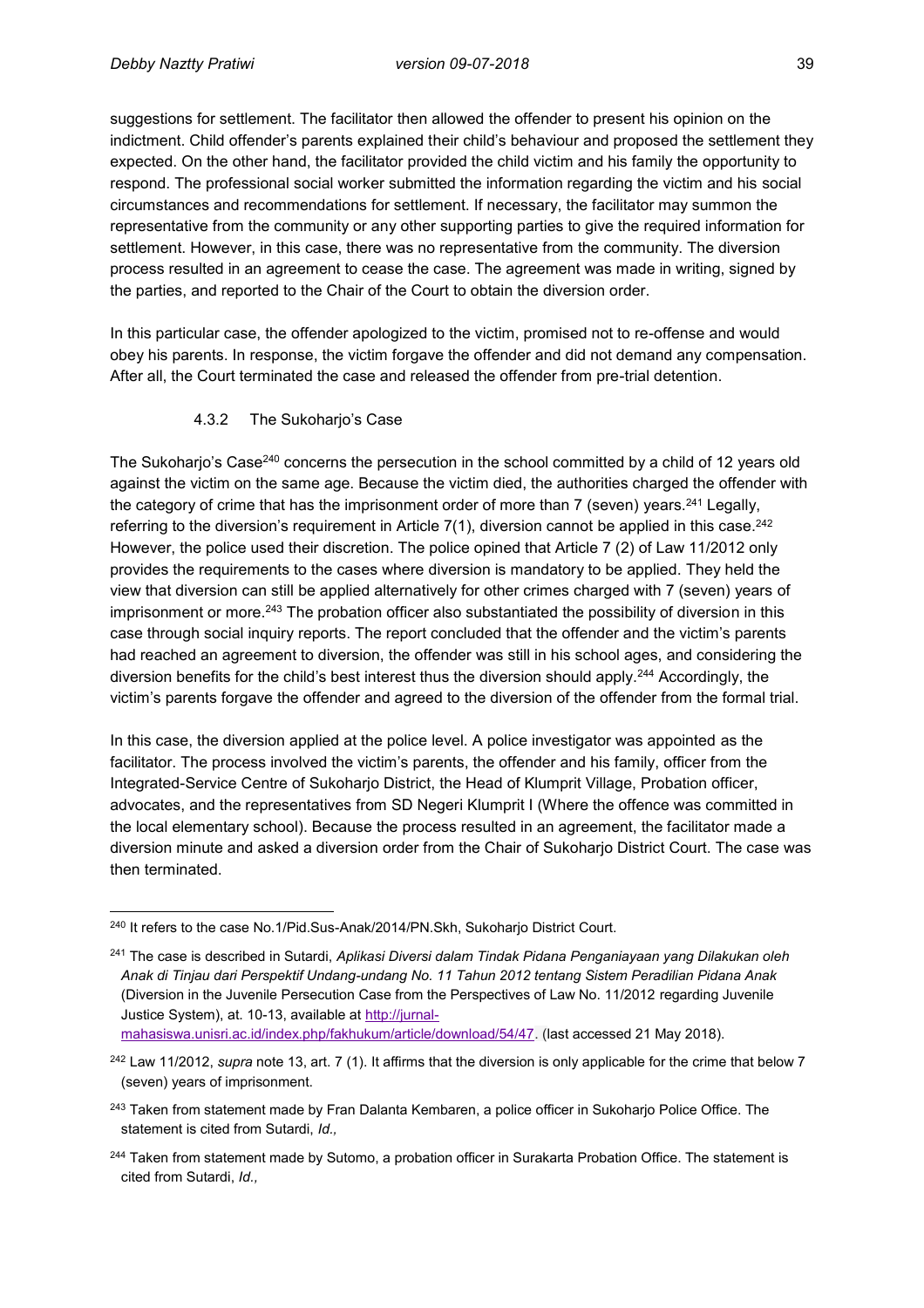suggestions for settlement. The facilitator then allowed the offender to present his opinion on the indictment. Child offender's parents explained their child's behaviour and proposed the settlement they expected. On the other hand, the facilitator provided the child victim and his family the opportunity to respond. The professional social worker submitted the information regarding the victim and his social circumstances and recommendations for settlement. If necessary, the facilitator may summon the representative from the community or any other supporting parties to give the required information for settlement. However, in this case, there was no representative from the community. The diversion process resulted in an agreement to cease the case. The agreement was made in writing, signed by the parties, and reported to the Chair of the Court to obtain the diversion order.

In this particular case, the offender apologized to the victim, promised not to re-offense and would obey his parents. In response, the victim forgave the offender and did not demand any compensation. After all, the Court terminated the case and released the offender from pre-trial detention.

#### 4.3.2 The Sukoharjo's Case

The Sukoharjo's Case[240] concerns the persecution in the school committed by a child of 12 years old against the victim on the same age. Because the victim died, the authorities charged the offender with the category of crime that has the imprisonment order of more than 7 (seven) years.[241] Legally, referring to the diversion's requirement in Article 7(1), diversion cannot be applied in this case.[242] However, the police used their discretion. The police opined that Article 7 (2) of Law 11/2012 only provides the requirements to the cases where diversion is mandatory to be applied. They held the view that diversion can still be applied alternatively for other crimes charged with 7 (seven) years of imprisonment or more.[243] The probation officer also substantiated the possibility of diversion in this case through social inquiry reports. The report concluded that the offender and the victim's parents had reached an agreement to diversion, the offender was still in his school ages, and considering the diversion benefits for the child's best interest thus the diversion should apply.[244] Accordingly, the victim's parents forgave the offender and agreed to the diversion of the offender from the formal trial.

In this case, the diversion applied at the police level. A police investigator was appointed as the facilitator. The process involved the victim's parents, the offender and his family, officer from the Integrated-Service Centre of Sukoharjo District, the Head of Klumprit Village, Probation officer, advocates, and the representatives from SD Negeri Klumprit I (Where the offence was committed in the local elementary school). Because the process resulted in an agreement, the facilitator made a diversion minute and asked a diversion order from the Chair of Sukoharjo District Court. The case was then terminated.

---

[240] It refers to the case No.1/Pid.Sus-Anak/2014/PN.Skh, Sukoharjo District Court.

[241] The case is described in Sutardi, *Aplikasi Diversi dalam Tindak Pidana Penganiayaan yang Dilakukan oleh Anak di Tinjau dari Perspektif Undang-undang No. 11 Tahun 2012 tentang Sistem Peradilan Pidana Anak* (Diversion in the Juvenile Persecution Case from the Perspectives of Law No. 11/2012 regarding Juvenile Justice System), at. 10-13, available at http://jurnal-mahasiswa.unisri.ac.id/index.php/fakhukum/article/download/54/47. (last accessed 21 May 2018).

[242] Law 11/2012, *supra* note 13, art. 7 (1). It affirms that the diversion is only applicable for the crime that below 7 (seven) years of imprisonment.

[243] Taken from statement made by Fran Dalanta Kembaren, a police officer in Sukoharjo Police Office. The statement is cited from Sutardi, *Id.,*

[244] Taken from statement made by Sutomo, a probation officer in Surakarta Probation Office. The statement is cited from Sutardi, *Id.,*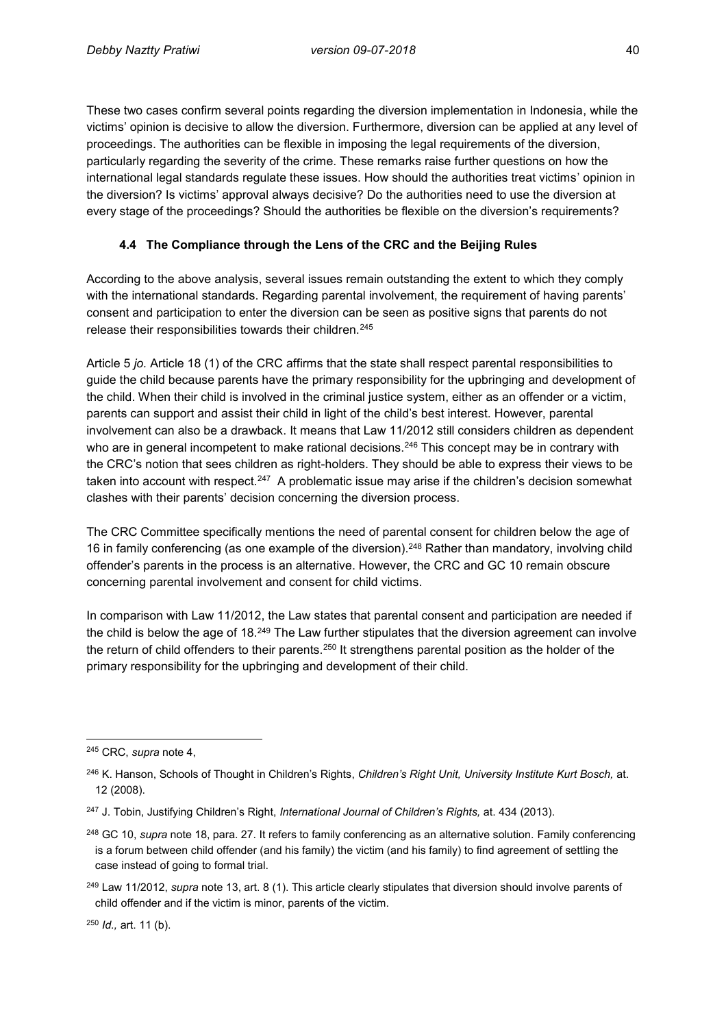These two cases confirm several points regarding the diversion implementation in Indonesia, while the victims' opinion is decisive to allow the diversion. Furthermore, diversion can be applied at any level of proceedings. The authorities can be flexible in imposing the legal requirements of the diversion, particularly regarding the severity of the crime. These remarks raise further questions on how the international legal standards regulate these issues. How should the authorities treat victims' opinion in the diversion? Is victims' approval always decisive? Do the authorities need to use the diversion at every stage of the proceedings? Should the authorities be flexible on the diversion's requirements?

### 4.4 The Compliance through the Lens of the CRC and the Beijing Rules

According to the above analysis, several issues remain outstanding the extent to which they comply with the international standards. Regarding parental involvement, the requirement of having parents' consent and participation to enter the diversion can be seen as positive signs that parents do not release their responsibilities towards their children.[245]

Article 5 *jo.* Article 18 (1) of the CRC affirms that the state shall respect parental responsibilities to guide the child because parents have the primary responsibility for the upbringing and development of the child. When their child is involved in the criminal justice system, either as an offender or a victim, parents can support and assist their child in light of the child's best interest. However, parental involvement can also be a drawback. It means that Law 11/2012 still considers children as dependent who are in general incompetent to make rational decisions.[246] This concept may be in contrary with the CRC's notion that sees children as right-holders. They should be able to express their views to be taken into account with respect.[247] A problematic issue may arise if the children's decision somewhat clashes with their parents' decision concerning the diversion process.

The CRC Committee specifically mentions the need of parental consent for children below the age of 16 in family conferencing (as one example of the diversion).[248] Rather than mandatory, involving child offender's parents in the process is an alternative. However, the CRC and GC 10 remain obscure concerning parental involvement and consent for child victims.

In comparison with Law 11/2012, the Law states that parental consent and participation are needed if the child is below the age of 18.[249] The Law further stipulates that the diversion agreement can involve the return of child offenders to their parents.[250] It strengthens parental position as the holder of the primary responsibility for the upbringing and development of their child.

---

[245] CRC, *supra* note 4,

[246] K. Hanson, Schools of Thought in Children's Rights, *Children's Right Unit, University Institute Kurt Bosch,* at. 12 (2008).

[247] J. Tobin, Justifying Children's Right, *International Journal of Children's Rights,* at. 434 (2013).

[248] GC 10, *supra* note 18, para. 27. It refers to family conferencing as an alternative solution. Family conferencing is a forum between child offender (and his family) the victim (and his family) to find agreement of settling the case instead of going to formal trial.

[249] Law 11/2012, *supra* note 13, art. 8 (1). This article clearly stipulates that diversion should involve parents of child offender and if the victim is minor, parents of the victim.

[250] *Id.,* art. 11 (b).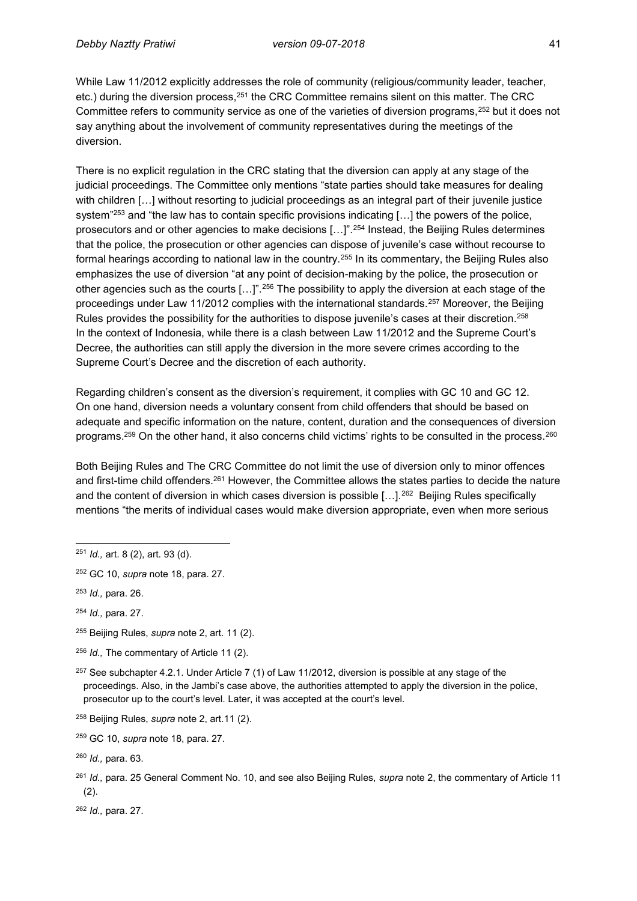While Law 11/2012 explicitly addresses the role of community (religious/community leader, teacher, etc.) during the diversion process,[251] the CRC Committee remains silent on this matter. The CRC Committee refers to community service as one of the varieties of diversion programs,[252] but it does not say anything about the involvement of community representatives during the meetings of the diversion.

There is no explicit regulation in the CRC stating that the diversion can apply at any stage of the judicial proceedings. The Committee only mentions "state parties should take measures for dealing with children […] without resorting to judicial proceedings as an integral part of their juvenile justice system"[253] and "the law has to contain specific provisions indicating […] the powers of the police, prosecutors and or other agencies to make decisions […]".[254] Instead, the Beijing Rules determines that the police, the prosecution or other agencies can dispose of juvenile's case without recourse to formal hearings according to national law in the country.[255] In its commentary, the Beijing Rules also emphasizes the use of diversion "at any point of decision-making by the police, the prosecution or other agencies such as the courts […]".[256] The possibility to apply the diversion at each stage of the proceedings under Law 11/2012 complies with the international standards.[257] Moreover, the Beijing Rules provides the possibility for the authorities to dispose juvenile's cases at their discretion.[258] In the context of Indonesia, while there is a clash between Law 11/2012 and the Supreme Court's Decree, the authorities can still apply the diversion in the more severe crimes according to the Supreme Court's Decree and the discretion of each authority.

Regarding children's consent as the diversion's requirement, it complies with GC 10 and GC 12. On one hand, diversion needs a voluntary consent from child offenders that should be based on adequate and specific information on the nature, content, duration and the consequences of diversion programs.[259] On the other hand, it also concerns child victims' rights to be consulted in the process.[260]

Both Beijing Rules and The CRC Committee do not limit the use of diversion only to minor offences and first-time child offenders.[261] However, the Committee allows the states parties to decide the nature and the content of diversion in which cases diversion is possible […].[262] Beijing Rules specifically mentions "the merits of individual cases would make diversion appropriate, even when more serious

---

[251] *Id.,* art. 8 (2), art. 93 (d).

[252] GC 10, *supra* note 18, para. 27.

[253] *Id.,* para. 26.

[254] *Id.,* para. 27.

[255] Beijing Rules, *supra* note 2, art. 11 (2).

[256] *Id.,* The commentary of Article 11 (2).

[257] See subchapter 4.2.1. Under Article 7 (1) of Law 11/2012, diversion is possible at any stage of the proceedings. Also, in the Jambi's case above, the authorities attempted to apply the diversion in the police, prosecutor up to the court's level. Later, it was accepted at the court's level.

[258] Beijing Rules, *supra* note 2, art.11 (2).

[259] GC 10, *supra* note 18, para. 27.

[260] *Id.,* para. 63.

[261] *Id.,* para. 25 General Comment No. 10, and see also Beijing Rules, *supra* note 2, the commentary of Article 11 (2).

[262] *Id.,* para. 27.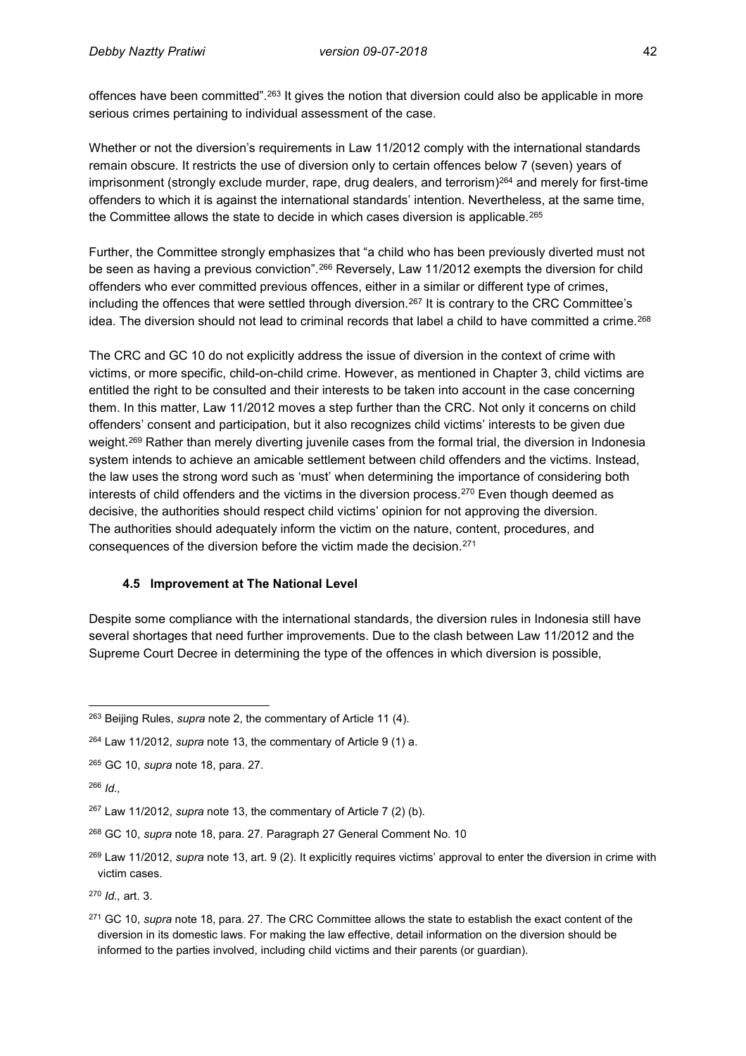offences have been committed".[263] It gives the notion that diversion could also be applicable in more serious crimes pertaining to individual assessment of the case.

Whether or not the diversion's requirements in Law 11/2012 comply with the international standards remain obscure. It restricts the use of diversion only to certain offences below 7 (seven) years of imprisonment (strongly exclude murder, rape, drug dealers, and terrorism)[264] and merely for first-time offenders to which it is against the international standards' intention. Nevertheless, at the same time, the Committee allows the state to decide in which cases diversion is applicable.[265]

Further, the Committee strongly emphasizes that "a child who has been previously diverted must not be seen as having a previous conviction".[266] Reversely, Law 11/2012 exempts the diversion for child offenders who ever committed previous offences, either in a similar or different type of crimes, including the offences that were settled through diversion.[267] It is contrary to the CRC Committee's idea. The diversion should not lead to criminal records that label a child to have committed a crime.[268]

The CRC and GC 10 do not explicitly address the issue of diversion in the context of crime with victims, or more specific, child-on-child crime. However, as mentioned in Chapter 3, child victims are entitled the right to be consulted and their interests to be taken into account in the case concerning them. In this matter, Law 11/2012 moves a step further than the CRC. Not only it concerns on child offenders' consent and participation, but it also recognizes child victims' interests to be given due weight.[269] Rather than merely diverting juvenile cases from the formal trial, the diversion in Indonesia system intends to achieve an amicable settlement between child offenders and the victims. Instead, the law uses the strong word such as 'must' when determining the importance of considering both interests of child offenders and the victims in the diversion process.[270] Even though deemed as decisive, the authorities should respect child victims' opinion for not approving the diversion. The authorities should adequately inform the victim on the nature, content, procedures, and consequences of the diversion before the victim made the decision.[271]

### 4.5 Improvement at The National Level

Despite some compliance with the international standards, the diversion rules in Indonesia still have several shortages that need further improvements. Due to the clash between Law 11/2012 and the Supreme Court Decree in determining the type of the offences in which diversion is possible,

---

[263] Beijing Rules, *supra* note 2, the commentary of Article 11 (4).

[264] Law 11/2012, *supra* note 13, the commentary of Article 9 (1) a.

[265] GC 10, *supra* note 18, para. 27.

[266] *Id.,*

[267] Law 11/2012, *supra* note 13, the commentary of Article 7 (2) (b).

[268] GC 10, *supra* note 18, para. 27. Paragraph 27 General Comment No. 10

[269] Law 11/2012, *supra* note 13, art. 9 (2). It explicitly requires victims' approval to enter the diversion in crime with victim cases.

[270] *Id.,* art. 3.

[271] GC 10, *supra* note 18, para. 27. The CRC Committee allows the state to establish the exact content of the diversion in its domestic laws. For making the law effective, detail information on the diversion should be informed to the parties involved, including child victims and their parents (or guardian).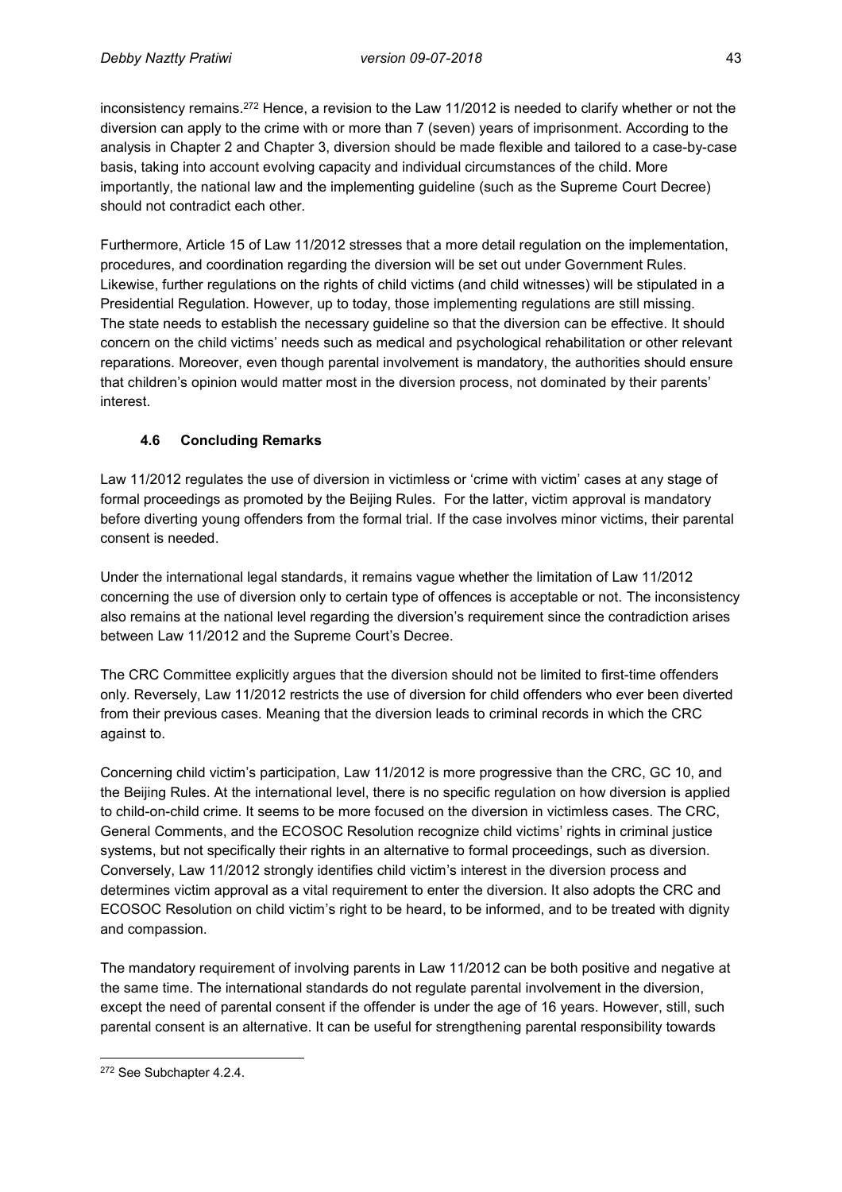inconsistency remains.[272] Hence, a revision to the Law 11/2012 is needed to clarify whether or not the diversion can apply to the crime with or more than 7 (seven) years of imprisonment. According to the analysis in Chapter 2 and Chapter 3, diversion should be made flexible and tailored to a case-by-case basis, taking into account evolving capacity and individual circumstances of the child. More importantly, the national law and the implementing guideline (such as the Supreme Court Decree) should not contradict each other.

Furthermore, Article 15 of Law 11/2012 stresses that a more detail regulation on the implementation, procedures, and coordination regarding the diversion will be set out under Government Rules. Likewise, further regulations on the rights of child victims (and child witnesses) will be stipulated in a Presidential Regulation. However, up to today, those implementing regulations are still missing. The state needs to establish the necessary guideline so that the diversion can be effective. It should concern on the child victims' needs such as medical and psychological rehabilitation or other relevant reparations. Moreover, even though parental involvement is mandatory, the authorities should ensure that children's opinion would matter most in the diversion process, not dominated by their parents' interest.

### 4.6 Concluding Remarks

Law 11/2012 regulates the use of diversion in victimless or 'crime with victim' cases at any stage of formal proceedings as promoted by the Beijing Rules. For the latter, victim approval is mandatory before diverting young offenders from the formal trial. If the case involves minor victims, their parental consent is needed.

Under the international legal standards, it remains vague whether the limitation of Law 11/2012 concerning the use of diversion only to certain type of offences is acceptable or not. The inconsistency also remains at the national level regarding the diversion's requirement since the contradiction arises between Law 11/2012 and the Supreme Court's Decree.

The CRC Committee explicitly argues that the diversion should not be limited to first-time offenders only. Reversely, Law 11/2012 restricts the use of diversion for child offenders who ever been diverted from their previous cases. Meaning that the diversion leads to criminal records in which the CRC against to.

Concerning child victim's participation, Law 11/2012 is more progressive than the CRC, GC 10, and the Beijing Rules. At the international level, there is no specific regulation on how diversion is applied to child-on-child crime. It seems to be more focused on the diversion in victimless cases. The CRC, General Comments, and the ECOSOC Resolution recognize child victims' rights in criminal justice systems, but not specifically their rights in an alternative to formal proceedings, such as diversion. Conversely, Law 11/2012 strongly identifies child victim's interest in the diversion process and determines victim approval as a vital requirement to enter the diversion. It also adopts the CRC and ECOSOC Resolution on child victim's right to be heard, to be informed, and to be treated with dignity and compassion.

The mandatory requirement of involving parents in Law 11/2012 can be both positive and negative at the same time. The international standards do not regulate parental involvement in the diversion, except the need of parental consent if the offender is under the age of 16 years. However, still, such parental consent is an alternative. It can be useful for strengthening parental responsibility towards

---

[272] See Subchapter 4.2.4.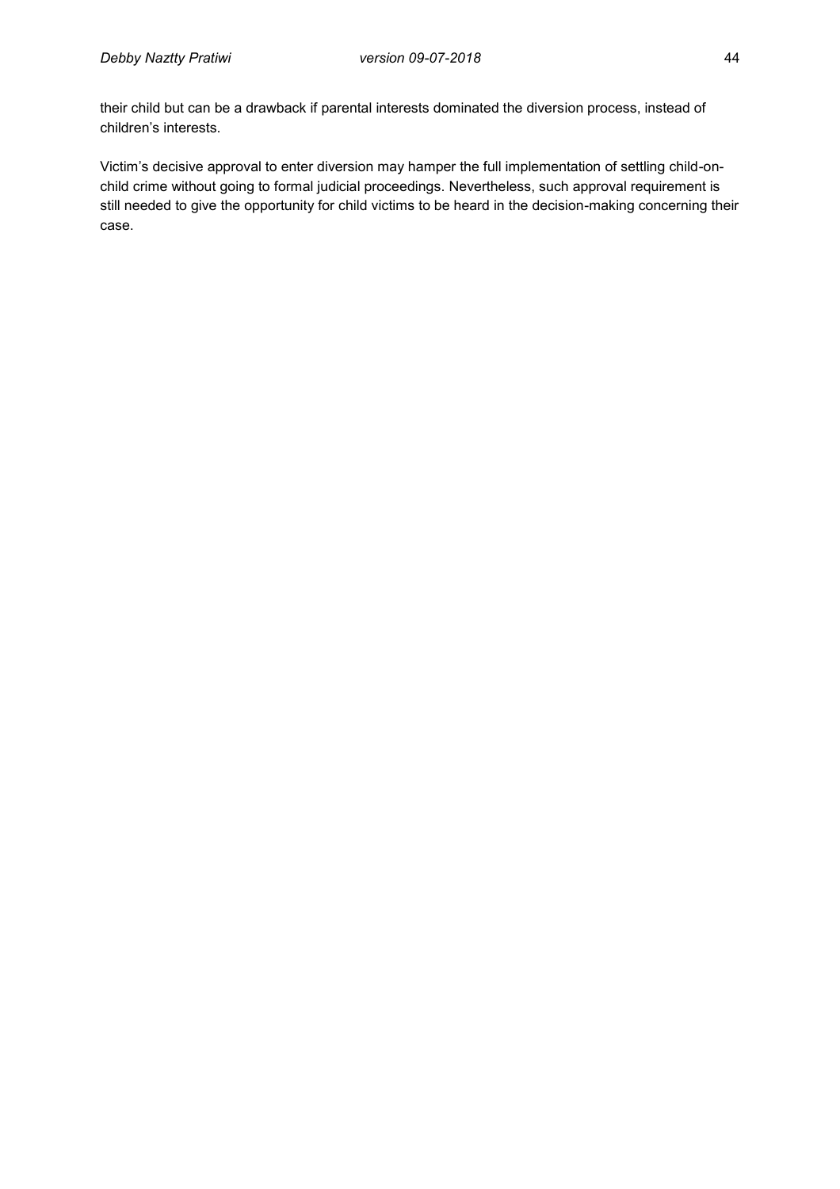their child but can be a drawback if parental interests dominated the diversion process, instead of children's interests.

Victim's decisive approval to enter diversion may hamper the full implementation of settling child-on-child crime without going to formal judicial proceedings. Nevertheless, such approval requirement is still needed to give the opportunity for child victims to be heard in the decision-making concerning their case.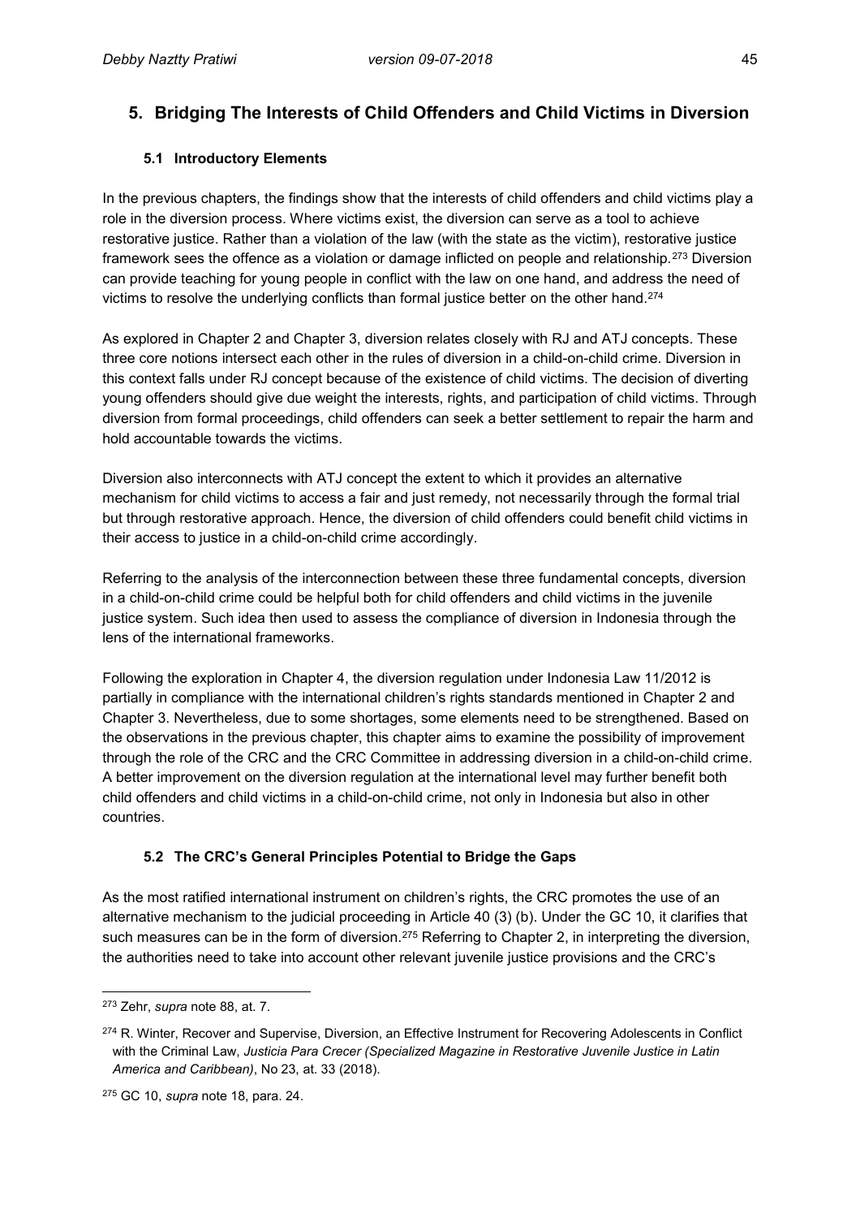## 5. Bridging The Interests of Child Offenders and Child Victims in Diversion

### 5.1 Introductory Elements

In the previous chapters, the findings show that the interests of child offenders and child victims play a role in the diversion process. Where victims exist, the diversion can serve as a tool to achieve restorative justice. Rather than a violation of the law (with the state as the victim), restorative justice framework sees the offence as a violation or damage inflicted on people and relationship.[273] Diversion can provide teaching for young people in conflict with the law on one hand, and address the need of victims to resolve the underlying conflicts than formal justice better on the other hand.[274]

As explored in Chapter 2 and Chapter 3, diversion relates closely with RJ and ATJ concepts. These three core notions intersect each other in the rules of diversion in a child-on-child crime. Diversion in this context falls under RJ concept because of the existence of child victims. The decision of diverting young offenders should give due weight the interests, rights, and participation of child victims. Through diversion from formal proceedings, child offenders can seek a better settlement to repair the harm and hold accountable towards the victims.

Diversion also interconnects with ATJ concept the extent to which it provides an alternative mechanism for child victims to access a fair and just remedy, not necessarily through the formal trial but through restorative approach. Hence, the diversion of child offenders could benefit child victims in their access to justice in a child-on-child crime accordingly.

Referring to the analysis of the interconnection between these three fundamental concepts, diversion in a child-on-child crime could be helpful both for child offenders and child victims in the juvenile justice system. Such idea then used to assess the compliance of diversion in Indonesia through the lens of the international frameworks.

Following the exploration in Chapter 4, the diversion regulation under Indonesia Law 11/2012 is partially in compliance with the international children's rights standards mentioned in Chapter 2 and Chapter 3. Nevertheless, due to some shortages, some elements need to be strengthened. Based on the observations in the previous chapter, this chapter aims to examine the possibility of improvement through the role of the CRC and the CRC Committee in addressing diversion in a child-on-child crime. A better improvement on the diversion regulation at the international level may further benefit both child offenders and child victims in a child-on-child crime, not only in Indonesia but also in other countries.

### 5.2 The CRC's General Principles Potential to Bridge the Gaps

As the most ratified international instrument on children's rights, the CRC promotes the use of an alternative mechanism to the judicial proceeding in Article 40 (3) (b). Under the GC 10, it clarifies that such measures can be in the form of diversion.[275] Referring to Chapter 2, in interpreting the diversion, the authorities need to take into account other relevant juvenile justice provisions and the CRC's

---

[273] Zehr, *supra* note 88, at. 7.

[274] R. Winter, Recover and Supervise, Diversion, an Effective Instrument for Recovering Adolescents in Conflict with the Criminal Law, *Justicia Para Crecer (Specialized Magazine in Restorative Juvenile Justice in Latin America and Caribbean)*, No 23, at. 33 (2018).

[275] GC 10, *supra* note 18, para. 24.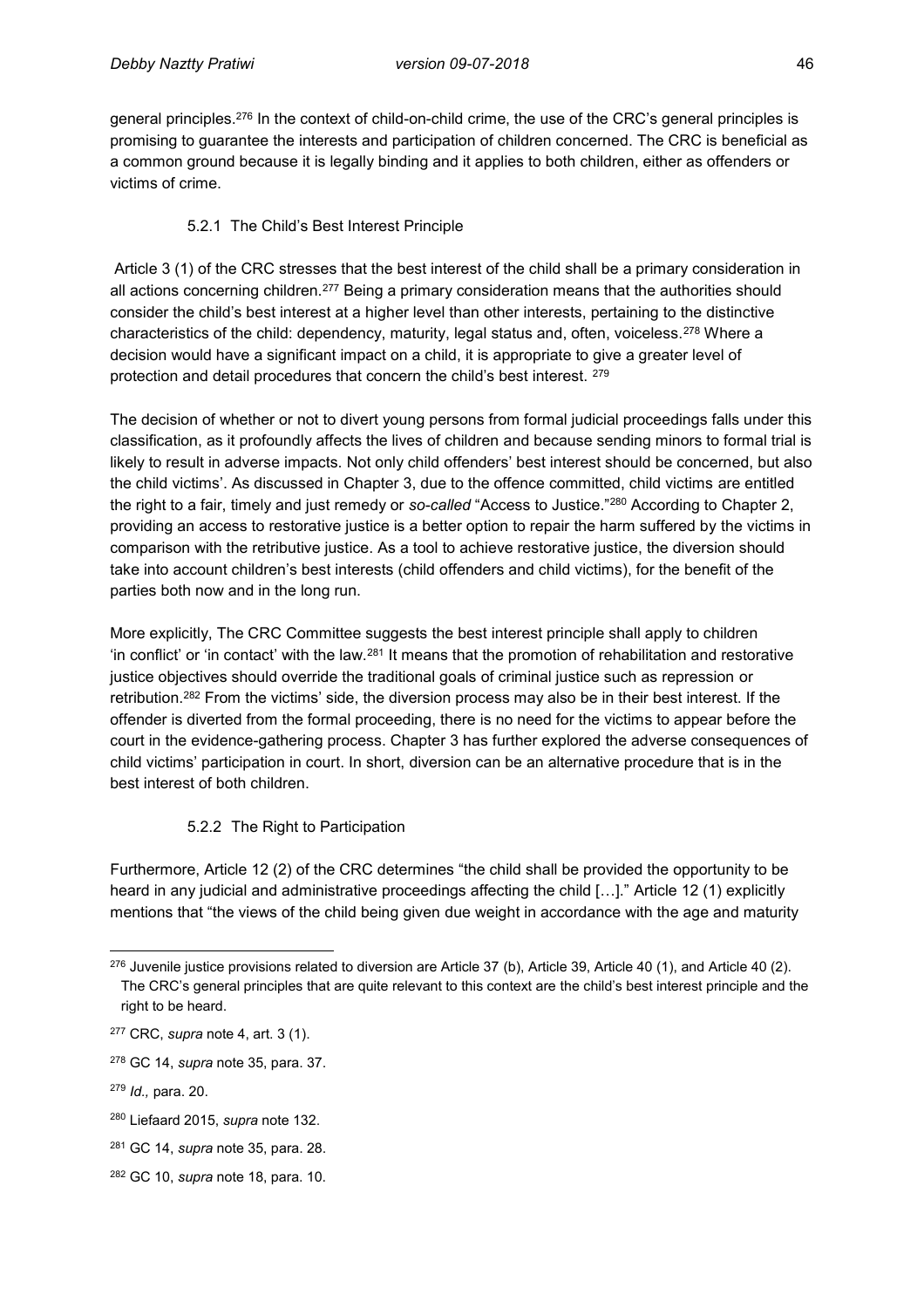general principles.[276] In the context of child-on-child crime, the use of the CRC's general principles is promising to guarantee the interests and participation of children concerned. The CRC is beneficial as a common ground because it is legally binding and it applies to both children, either as offenders or victims of crime.

### 5.2.1 The Child's Best Interest Principle

Article 3 (1) of the CRC stresses that the best interest of the child shall be a primary consideration in all actions concerning children.[277] Being a primary consideration means that the authorities should consider the child's best interest at a higher level than other interests, pertaining to the distinctive characteristics of the child: dependency, maturity, legal status and, often, voiceless.[278] Where a decision would have a significant impact on a child, it is appropriate to give a greater level of protection and detail procedures that concern the child's best interest. [279]

The decision of whether or not to divert young persons from formal judicial proceedings falls under this classification, as it profoundly affects the lives of children and because sending minors to formal trial is likely to result in adverse impacts. Not only child offenders' best interest should be concerned, but also the child victims'. As discussed in Chapter 3, due to the offence committed, child victims are entitled the right to a fair, timely and just remedy or *so-called* "Access to Justice."[280] According to Chapter 2, providing an access to restorative justice is a better option to repair the harm suffered by the victims in comparison with the retributive justice. As a tool to achieve restorative justice, the diversion should take into account children's best interests (child offenders and child victims), for the benefit of the parties both now and in the long run.

More explicitly, The CRC Committee suggests the best interest principle shall apply to children 'in conflict' or 'in contact' with the law.[281] It means that the promotion of rehabilitation and restorative justice objectives should override the traditional goals of criminal justice such as repression or retribution.[282] From the victims' side, the diversion process may also be in their best interest. If the offender is diverted from the formal proceeding, there is no need for the victims to appear before the court in the evidence-gathering process. Chapter 3 has further explored the adverse consequences of child victims' participation in court. In short, diversion can be an alternative procedure that is in the best interest of both children.

### 5.2.2 The Right to Participation

Furthermore, Article 12 (2) of the CRC determines "the child shall be provided the opportunity to be heard in any judicial and administrative proceedings affecting the child […]." Article 12 (1) explicitly mentions that "the views of the child being given due weight in accordance with the age and maturity

---

[276] Juvenile justice provisions related to diversion are Article 37 (b), Article 39, Article 40 (1), and Article 40 (2). The CRC's general principles that are quite relevant to this context are the child's best interest principle and the right to be heard.

[277] CRC, *supra* note 4, art. 3 (1).

[278] GC 14, *supra* note 35, para. 37.

[279] *Id.,* para. 20.

[280] Liefaard 2015, *supra* note 132.

[281] GC 14, *supra* note 35, para. 28.

[282] GC 10, *supra* note 18, para. 10.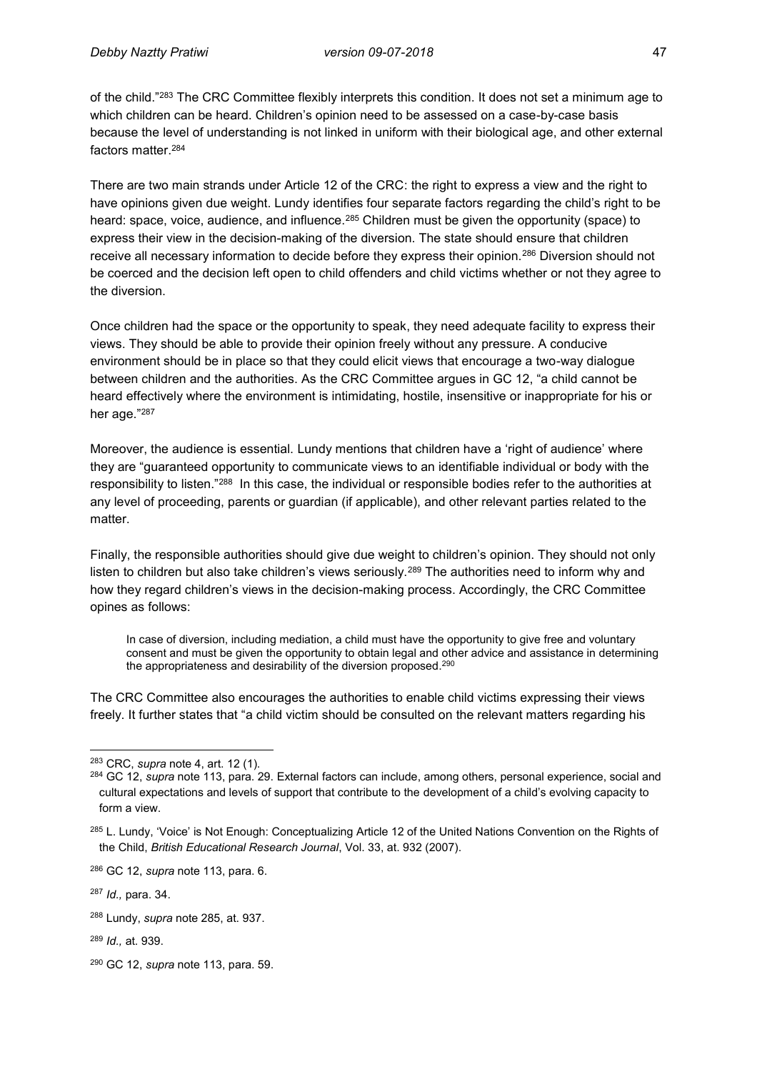of the child."[283] The CRC Committee flexibly interprets this condition. It does not set a minimum age to which children can be heard. Children's opinion need to be assessed on a case-by-case basis because the level of understanding is not linked in uniform with their biological age, and other external factors matter.[284]

There are two main strands under Article 12 of the CRC: the right to express a view and the right to have opinions given due weight. Lundy identifies four separate factors regarding the child's right to be heard: space, voice, audience, and influence.[285] Children must be given the opportunity (space) to express their view in the decision-making of the diversion. The state should ensure that children receive all necessary information to decide before they express their opinion.[286] Diversion should not be coerced and the decision left open to child offenders and child victims whether or not they agree to the diversion.

Once children had the space or the opportunity to speak, they need adequate facility to express their views. They should be able to provide their opinion freely without any pressure. A conducive environment should be in place so that they could elicit views that encourage a two-way dialogue between children and the authorities. As the CRC Committee argues in GC 12, "a child cannot be heard effectively where the environment is intimidating, hostile, insensitive or inappropriate for his or her age."[287]

Moreover, the audience is essential. Lundy mentions that children have a 'right of audience' where they are "guaranteed opportunity to communicate views to an identifiable individual or body with the responsibility to listen."[288] In this case, the individual or responsible bodies refer to the authorities at any level of proceeding, parents or guardian (if applicable), and other relevant parties related to the matter.

Finally, the responsible authorities should give due weight to children's opinion. They should not only listen to children but also take children's views seriously.[289] The authorities need to inform why and how they regard children's views in the decision-making process. Accordingly, the CRC Committee opines as follows:

> In case of diversion, including mediation, a child must have the opportunity to give free and voluntary consent and must be given the opportunity to obtain legal and other advice and assistance in determining the appropriateness and desirability of the diversion proposed.[290]

The CRC Committee also encourages the authorities to enable child victims expressing their views freely. It further states that "a child victim should be consulted on the relevant matters regarding his

---

[283] CRC, *supra* note 4, art. 12 (1).

[284] GC 12, *supra* note 113, para. 29. External factors can include, among others, personal experience, social and cultural expectations and levels of support that contribute to the development of a child's evolving capacity to form a view.

[285] L. Lundy, 'Voice' is Not Enough: Conceptualizing Article 12 of the United Nations Convention on the Rights of the Child, *British Educational Research Journal*, Vol. 33, at. 932 (2007).

[286] GC 12, *supra* note 113, para. 6.

[287] *Id.,* para. 34.

[288] Lundy, *supra* note 285, at. 937.

[289] *Id.,* at. 939.

[290] GC 12, *supra* note 113, para. 59.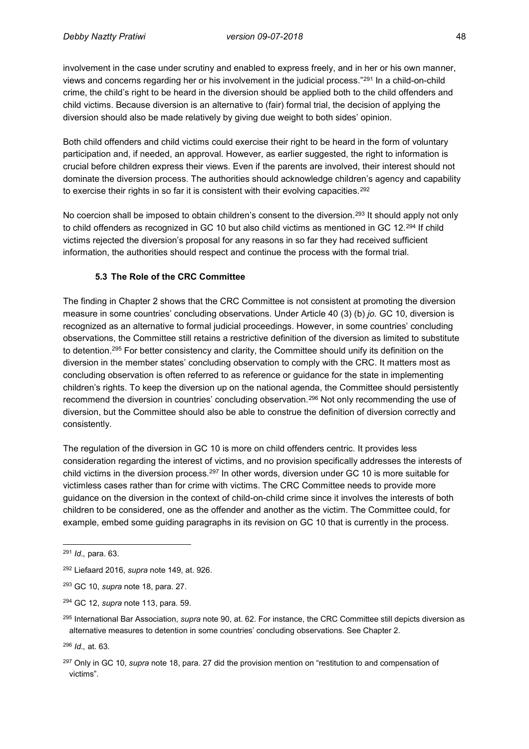involvement in the case under scrutiny and enabled to express freely, and in her or his own manner, views and concerns regarding her or his involvement in the judicial process."[291] In a child-on-child crime, the child's right to be heard in the diversion should be applied both to the child offenders and child victims. Because diversion is an alternative to (fair) formal trial, the decision of applying the diversion should also be made relatively by giving due weight to both sides' opinion.

Both child offenders and child victims could exercise their right to be heard in the form of voluntary participation and, if needed, an approval. However, as earlier suggested, the right to information is crucial before children express their views. Even if the parents are involved, their interest should not dominate the diversion process. The authorities should acknowledge children's agency and capability to exercise their rights in so far it is consistent with their evolving capacities.[292]

No coercion shall be imposed to obtain children's consent to the diversion.[293] It should apply not only to child offenders as recognized in GC 10 but also child victims as mentioned in GC 12.[294] If child victims rejected the diversion's proposal for any reasons in so far they had received sufficient information, the authorities should respect and continue the process with the formal trial.

### 5.3 The Role of the CRC Committee

The finding in Chapter 2 shows that the CRC Committee is not consistent at promoting the diversion measure in some countries' concluding observations. Under Article 40 (3) (b) *jo.* GC 10, diversion is recognized as an alternative to formal judicial proceedings. However, in some countries' concluding observations, the Committee still retains a restrictive definition of the diversion as limited to substitute to detention.[295] For better consistency and clarity, the Committee should unify its definition on the diversion in the member states' concluding observation to comply with the CRC. It matters most as concluding observation is often referred to as reference or guidance for the state in implementing children's rights. To keep the diversion up on the national agenda, the Committee should persistently recommend the diversion in countries' concluding observation.[296] Not only recommending the use of diversion, but the Committee should also be able to construe the definition of diversion correctly and consistently.

The regulation of the diversion in GC 10 is more on child offenders centric. It provides less consideration regarding the interest of victims, and no provision specifically addresses the interests of child victims in the diversion process.[297] In other words, diversion under GC 10 is more suitable for victimless cases rather than for crime with victims. The CRC Committee needs to provide more guidance on the diversion in the context of child-on-child crime since it involves the interests of both children to be considered, one as the offender and another as the victim. The Committee could, for example, embed some guiding paragraphs in its revision on GC 10 that is currently in the process.

---

[291] *Id.,* para. 63.

[292] Liefaard 2016, *supra* note 149, at. 926.

[293] GC 10, *supra* note 18, para. 27.

[294] GC 12, *supra* note 113, para. 59.

[295] International Bar Association, *supra* note 90, at. 62. For instance, the CRC Committee still depicts diversion as alternative measures to detention in some countries' concluding observations. See Chapter 2.

[296] *Id.,* at. 63.

[297] Only in GC 10, *supra* note 18, para. 27 did the provision mention on "restitution to and compensation of victims".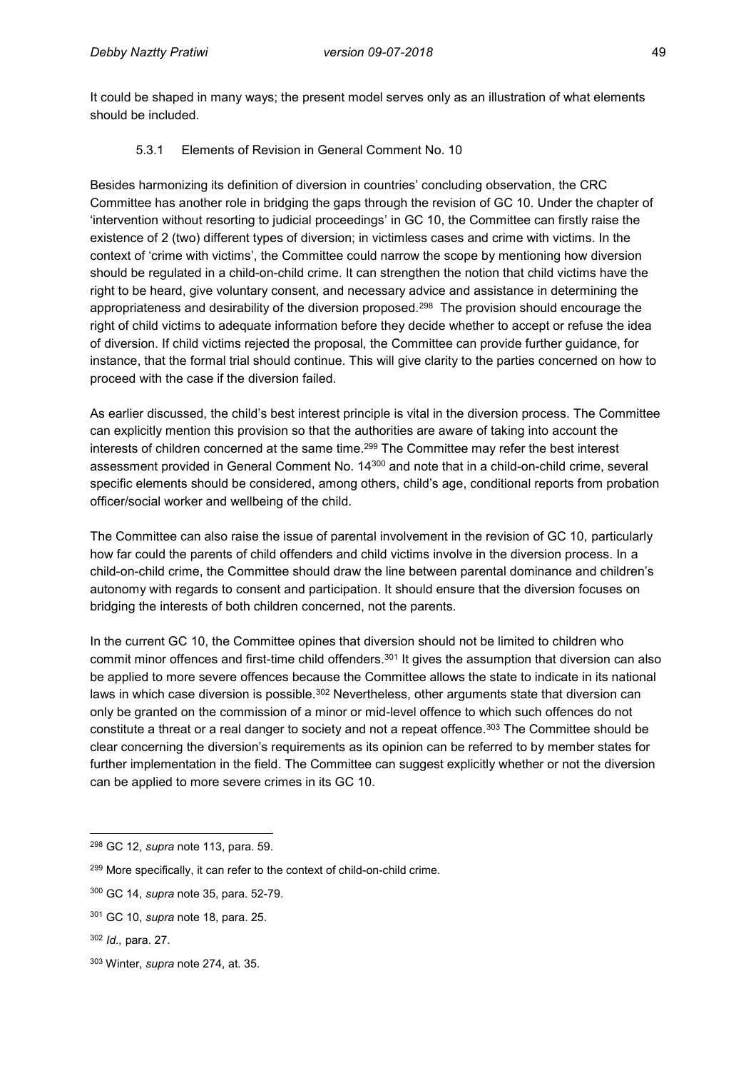It could be shaped in many ways; the present model serves only as an illustration of what elements should be included.

### 5.3.1 Elements of Revision in General Comment No. 10

Besides harmonizing its definition of diversion in countries' concluding observation, the CRC Committee has another role in bridging the gaps through the revision of GC 10. Under the chapter of 'intervention without resorting to judicial proceedings' in GC 10, the Committee can firstly raise the existence of 2 (two) different types of diversion; in victimless cases and crime with victims. In the context of 'crime with victims', the Committee could narrow the scope by mentioning how diversion should be regulated in a child-on-child crime. It can strengthen the notion that child victims have the right to be heard, give voluntary consent, and necessary advice and assistance in determining the appropriateness and desirability of the diversion proposed.[298] The provision should encourage the right of child victims to adequate information before they decide whether to accept or refuse the idea of diversion. If child victims rejected the proposal, the Committee can provide further guidance, for instance, that the formal trial should continue. This will give clarity to the parties concerned on how to proceed with the case if the diversion failed.

As earlier discussed, the child's best interest principle is vital in the diversion process. The Committee can explicitly mention this provision so that the authorities are aware of taking into account the interests of children concerned at the same time.[299] The Committee may refer the best interest assessment provided in General Comment No. 14[300] and note that in a child-on-child crime, several specific elements should be considered, among others, child's age, conditional reports from probation officer/social worker and wellbeing of the child.

The Committee can also raise the issue of parental involvement in the revision of GC 10, particularly how far could the parents of child offenders and child victims involve in the diversion process. In a child-on-child crime, the Committee should draw the line between parental dominance and children's autonomy with regards to consent and participation. It should ensure that the diversion focuses on bridging the interests of both children concerned, not the parents.

In the current GC 10, the Committee opines that diversion should not be limited to children who commit minor offences and first-time child offenders.[301] It gives the assumption that diversion can also be applied to more severe offences because the Committee allows the state to indicate in its national laws in which case diversion is possible.[302] Nevertheless, other arguments state that diversion can only be granted on the commission of a minor or mid-level offence to which such offences do not constitute a threat or a real danger to society and not a repeat offence.[303] The Committee should be clear concerning the diversion's requirements as its opinion can be referred to by member states for further implementation in the field. The Committee can suggest explicitly whether or not the diversion can be applied to more severe crimes in its GC 10.

---

[298] GC 12, *supra* note 113, para. 59.

[299] More specifically, it can refer to the context of child-on-child crime.

[300] GC 14, *supra* note 35, para. 52-79.

[301] GC 10, *supra* note 18, para. 25.

[302] *Id.,* para. 27.

[303] Winter, *supra* note 274, at. 35.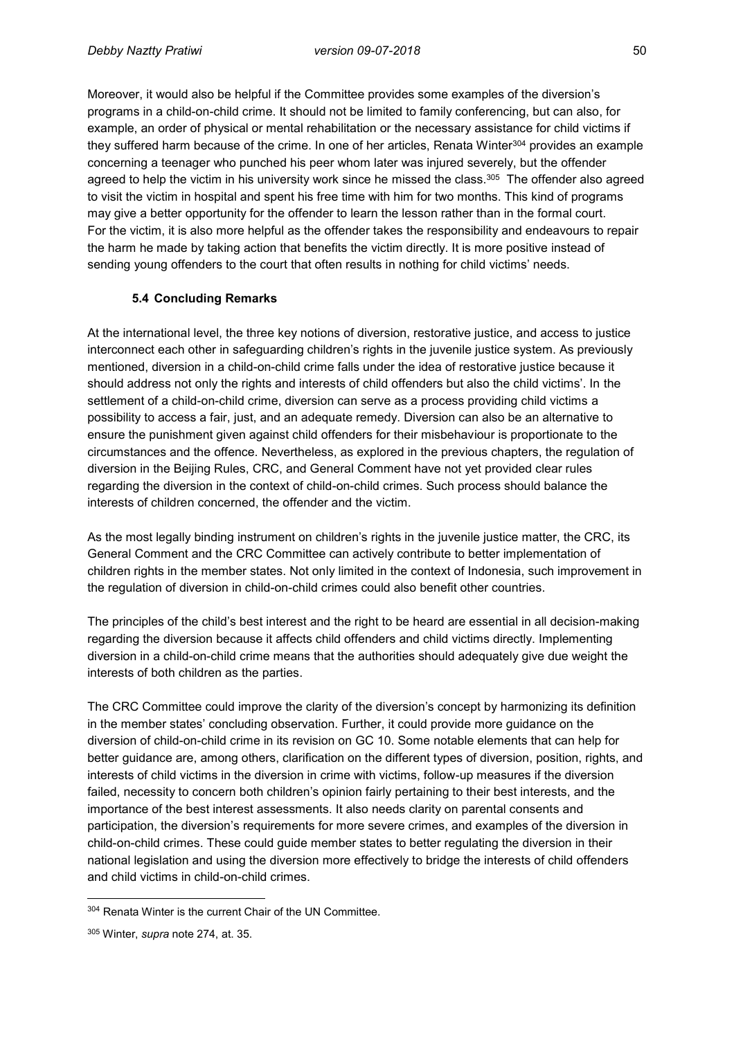Moreover, it would also be helpful if the Committee provides some examples of the diversion's programs in a child-on-child crime. It should not be limited to family conferencing, but can also, for example, an order of physical or mental rehabilitation or the necessary assistance for child victims if they suffered harm because of the crime. In one of her articles, Renata Winter[304] provides an example concerning a teenager who punched his peer whom later was injured severely, but the offender agreed to help the victim in his university work since he missed the class.[305] The offender also agreed to visit the victim in hospital and spent his free time with him for two months. This kind of programs may give a better opportunity for the offender to learn the lesson rather than in the formal court. For the victim, it is also more helpful as the offender takes the responsibility and endeavours to repair the harm he made by taking action that benefits the victim directly. It is more positive instead of sending young offenders to the court that often results in nothing for child victims' needs.

### 5.4 Concluding Remarks

At the international level, the three key notions of diversion, restorative justice, and access to justice interconnect each other in safeguarding children's rights in the juvenile justice system. As previously mentioned, diversion in a child-on-child crime falls under the idea of restorative justice because it should address not only the rights and interests of child offenders but also the child victims'. In the settlement of a child-on-child crime, diversion can serve as a process providing child victims a possibility to access a fair, just, and an adequate remedy. Diversion can also be an alternative to ensure the punishment given against child offenders for their misbehaviour is proportionate to the circumstances and the offence. Nevertheless, as explored in the previous chapters, the regulation of diversion in the Beijing Rules, CRC, and General Comment have not yet provided clear rules regarding the diversion in the context of child-on-child crimes. Such process should balance the interests of children concerned, the offender and the victim.

As the most legally binding instrument on children's rights in the juvenile justice matter, the CRC, its General Comment and the CRC Committee can actively contribute to better implementation of children rights in the member states. Not only limited in the context of Indonesia, such improvement in the regulation of diversion in child-on-child crimes could also benefit other countries.

The principles of the child's best interest and the right to be heard are essential in all decision-making regarding the diversion because it affects child offenders and child victims directly. Implementing diversion in a child-on-child crime means that the authorities should adequately give due weight the interests of both children as the parties.

The CRC Committee could improve the clarity of the diversion's concept by harmonizing its definition in the member states' concluding observation. Further, it could provide more guidance on the diversion of child-on-child crime in its revision on GC 10. Some notable elements that can help for better guidance are, among others, clarification on the different types of diversion, position, rights, and interests of child victims in the diversion in crime with victims, follow-up measures if the diversion failed, necessity to concern both children's opinion fairly pertaining to their best interests, and the importance of the best interest assessments. It also needs clarity on parental consents and participation, the diversion's requirements for more severe crimes, and examples of the diversion in child-on-child crimes. These could guide member states to better regulating the diversion in their national legislation and using the diversion more effectively to bridge the interests of child offenders and child victims in child-on-child crimes.

---

[304] Renata Winter is the current Chair of the UN Committee.

[305] Winter, *supra* note 274, at. 35.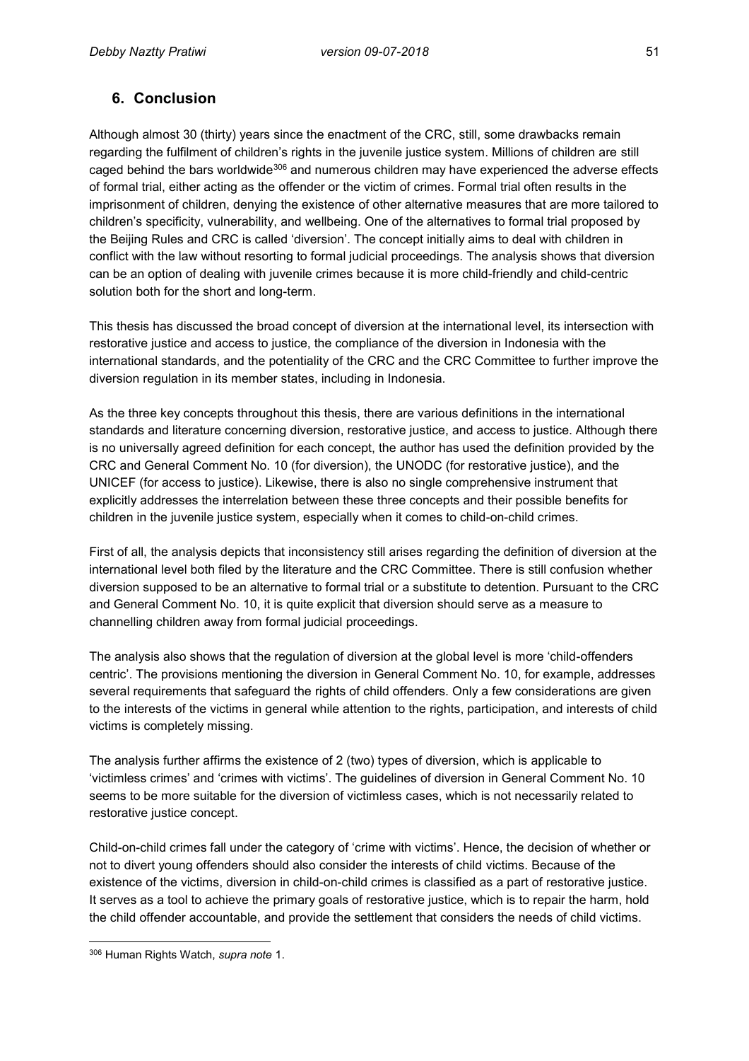## 6. Conclusion

Although almost 30 (thirty) years since the enactment of the CRC, still, some drawbacks remain regarding the fulfilment of children's rights in the juvenile justice system. Millions of children are still caged behind the bars worldwide[306] and numerous children may have experienced the adverse effects of formal trial, either acting as the offender or the victim of crimes. Formal trial often results in the imprisonment of children, denying the existence of other alternative measures that are more tailored to children's specificity, vulnerability, and wellbeing. One of the alternatives to formal trial proposed by the Beijing Rules and CRC is called 'diversion'. The concept initially aims to deal with children in conflict with the law without resorting to formal judicial proceedings. The analysis shows that diversion can be an option of dealing with juvenile crimes because it is more child-friendly and child-centric solution both for the short and long-term.

This thesis has discussed the broad concept of diversion at the international level, its intersection with restorative justice and access to justice, the compliance of the diversion in Indonesia with the international standards, and the potentiality of the CRC and the CRC Committee to further improve the diversion regulation in its member states, including in Indonesia.

As the three key concepts throughout this thesis, there are various definitions in the international standards and literature concerning diversion, restorative justice, and access to justice. Although there is no universally agreed definition for each concept, the author has used the definition provided by the CRC and General Comment No. 10 (for diversion), the UNODC (for restorative justice), and the UNICEF (for access to justice). Likewise, there is also no single comprehensive instrument that explicitly addresses the interrelation between these three concepts and their possible benefits for children in the juvenile justice system, especially when it comes to child-on-child crimes.

First of all, the analysis depicts that inconsistency still arises regarding the definition of diversion at the international level both filed by the literature and the CRC Committee. There is still confusion whether diversion supposed to be an alternative to formal trial or a substitute to detention. Pursuant to the CRC and General Comment No. 10, it is quite explicit that diversion should serve as a measure to channelling children away from formal judicial proceedings.

The analysis also shows that the regulation of diversion at the global level is more 'child-offenders centric'. The provisions mentioning the diversion in General Comment No. 10, for example, addresses several requirements that safeguard the rights of child offenders. Only a few considerations are given to the interests of the victims in general while attention to the rights, participation, and interests of child victims is completely missing.

The analysis further affirms the existence of 2 (two) types of diversion, which is applicable to 'victimless crimes' and 'crimes with victims'. The guidelines of diversion in General Comment No. 10 seems to be more suitable for the diversion of victimless cases, which is not necessarily related to restorative justice concept.

Child-on-child crimes fall under the category of 'crime with victims'. Hence, the decision of whether or not to divert young offenders should also consider the interests of child victims. Because of the existence of the victims, diversion in child-on-child crimes is classified as a part of restorative justice. It serves as a tool to achieve the primary goals of restorative justice, which is to repair the harm, hold the child offender accountable, and provide the settlement that considers the needs of child victims.

---

[306] Human Rights Watch, *supra note* 1.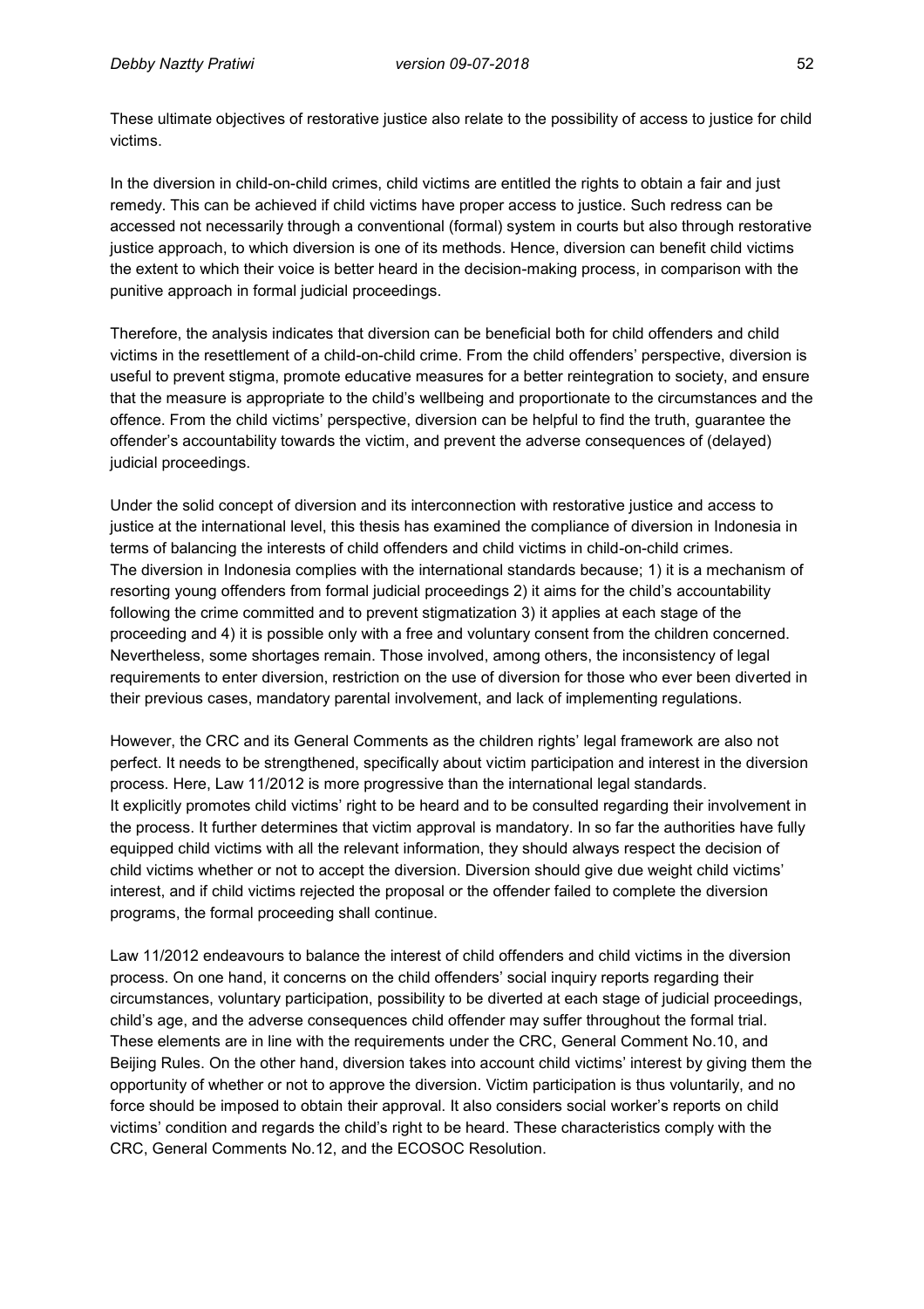These ultimate objectives of restorative justice also relate to the possibility of access to justice for child victims.

In the diversion in child-on-child crimes, child victims are entitled the rights to obtain a fair and just remedy. This can be achieved if child victims have proper access to justice. Such redress can be accessed not necessarily through a conventional (formal) system in courts but also through restorative justice approach, to which diversion is one of its methods. Hence, diversion can benefit child victims the extent to which their voice is better heard in the decision-making process, in comparison with the punitive approach in formal judicial proceedings.

Therefore, the analysis indicates that diversion can be beneficial both for child offenders and child victims in the resettlement of a child-on-child crime. From the child offenders' perspective, diversion is useful to prevent stigma, promote educative measures for a better reintegration to society, and ensure that the measure is appropriate to the child's wellbeing and proportionate to the circumstances and the offence. From the child victims' perspective, diversion can be helpful to find the truth, guarantee the offender's accountability towards the victim, and prevent the adverse consequences of (delayed) judicial proceedings.

Under the solid concept of diversion and its interconnection with restorative justice and access to justice at the international level, this thesis has examined the compliance of diversion in Indonesia in terms of balancing the interests of child offenders and child victims in child-on-child crimes. The diversion in Indonesia complies with the international standards because; 1) it is a mechanism of resorting young offenders from formal judicial proceedings 2) it aims for the child's accountability following the crime committed and to prevent stigmatization 3) it applies at each stage of the proceeding and 4) it is possible only with a free and voluntary consent from the children concerned. Nevertheless, some shortages remain. Those involved, among others, the inconsistency of legal requirements to enter diversion, restriction on the use of diversion for those who ever been diverted in their previous cases, mandatory parental involvement, and lack of implementing regulations.

However, the CRC and its General Comments as the children rights' legal framework are also not perfect. It needs to be strengthened, specifically about victim participation and interest in the diversion process. Here, Law 11/2012 is more progressive than the international legal standards. It explicitly promotes child victims' right to be heard and to be consulted regarding their involvement in the process. It further determines that victim approval is mandatory. In so far the authorities have fully equipped child victims with all the relevant information, they should always respect the decision of child victims whether or not to accept the diversion. Diversion should give due weight child victims' interest, and if child victims rejected the proposal or the offender failed to complete the diversion programs, the formal proceeding shall continue.

Law 11/2012 endeavours to balance the interest of child offenders and child victims in the diversion process. On one hand, it concerns on the child offenders' social inquiry reports regarding their circumstances, voluntary participation, possibility to be diverted at each stage of judicial proceedings, child's age, and the adverse consequences child offender may suffer throughout the formal trial. These elements are in line with the requirements under the CRC, General Comment No.10, and Beijing Rules. On the other hand, diversion takes into account child victims' interest by giving them the opportunity of whether or not to approve the diversion. Victim participation is thus voluntarily, and no force should be imposed to obtain their approval. It also considers social worker's reports on child victims' condition and regards the child's right to be heard. These characteristics comply with the CRC, General Comments No.12, and the ECOSOC Resolution.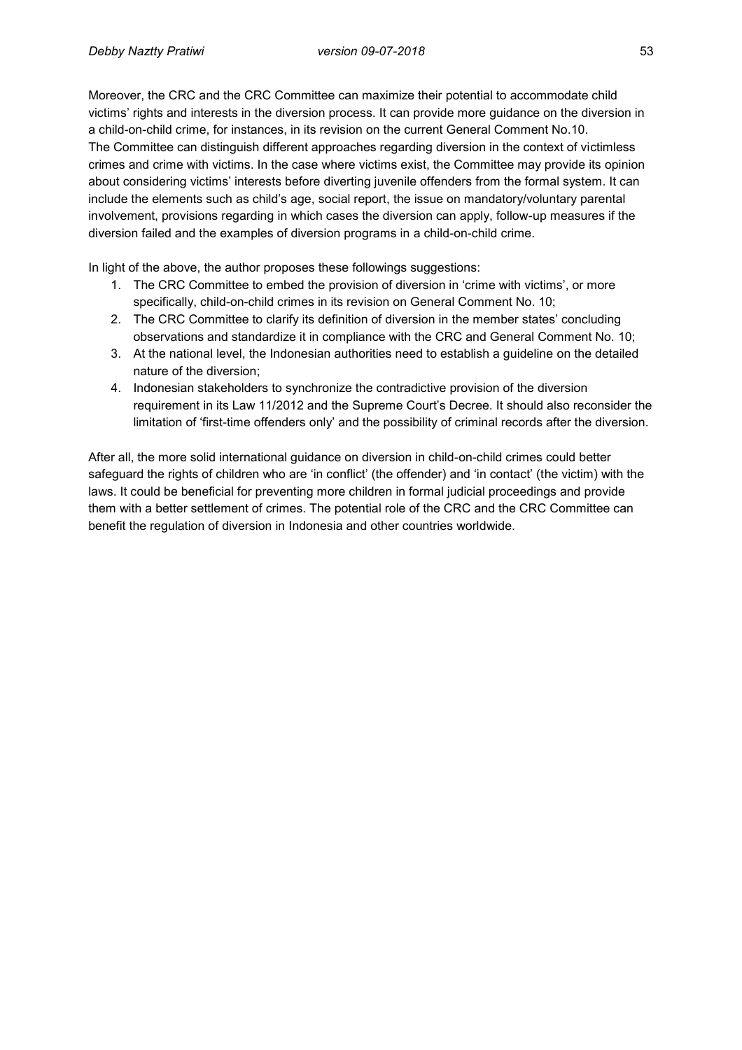Moreover, the CRC and the CRC Committee can maximize their potential to accommodate child victims' rights and interests in the diversion process. It can provide more guidance on the diversion in a child-on-child crime, for instances, in its revision on the current General Comment No.10. The Committee can distinguish different approaches regarding diversion in the context of victimless crimes and crime with victims. In the case where victims exist, the Committee may provide its opinion about considering victims' interests before diverting juvenile offenders from the formal system. It can include the elements such as child's age, social report, the issue on mandatory/voluntary parental involvement, provisions regarding in which cases the diversion can apply, follow-up measures if the diversion failed and the examples of diversion programs in a child-on-child crime.

In light of the above, the author proposes these followings suggestions:

1. The CRC Committee to embed the provision of diversion in 'crime with victims', or more specifically, child-on-child crimes in its revision on General Comment No. 10;
2. The CRC Committee to clarify its definition of diversion in the member states' concluding observations and standardize it in compliance with the CRC and General Comment No. 10;
3. At the national level, the Indonesian authorities need to establish a guideline on the detailed nature of the diversion;
4. Indonesian stakeholders to synchronize the contradictive provision of the diversion requirement in its Law 11/2012 and the Supreme Court's Decree. It should also reconsider the limitation of 'first-time offenders only' and the possibility of criminal records after the diversion.

After all, the more solid international guidance on diversion in child-on-child crimes could better safeguard the rights of children who are 'in conflict' (the offender) and 'in contact' (the victim) with the laws. It could be beneficial for preventing more children in formal judicial proceedings and provide them with a better settlement of crimes. The potential role of the CRC and the CRC Committee can benefit the regulation of diversion in Indonesia and other countries worldwide.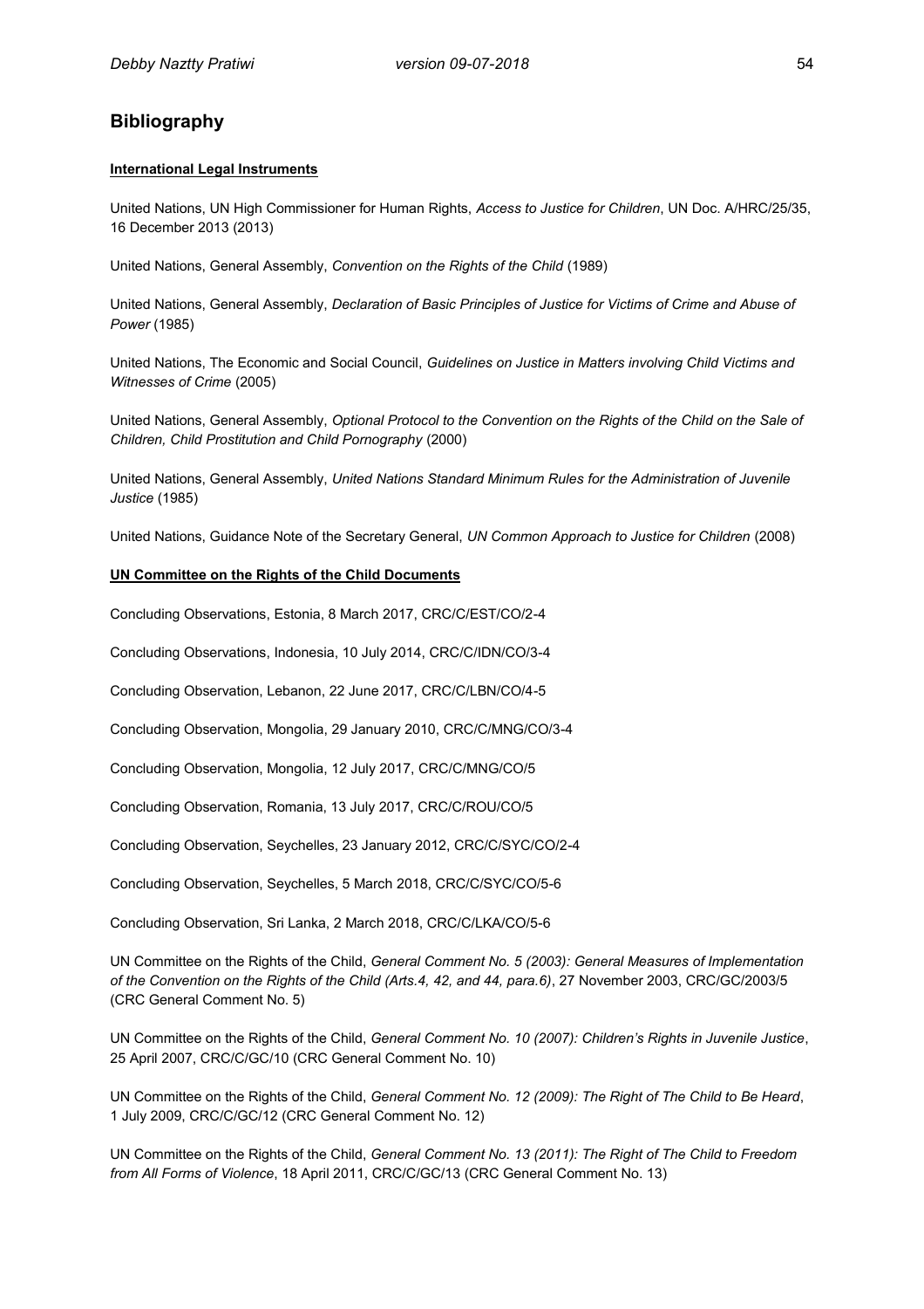## Bibliography

**International Legal Instruments**

United Nations, UN High Commissioner for Human Rights, *Access to Justice for Children*, UN Doc. A/HRC/25/35, 16 December 2013 (2013)

United Nations, General Assembly, *Convention on the Rights of the Child* (1989)

United Nations, General Assembly, *Declaration of Basic Principles of Justice for Victims of Crime and Abuse of Power* (1985)

United Nations, The Economic and Social Council, *Guidelines on Justice in Matters involving Child Victims and Witnesses of Crime* (2005)

United Nations, General Assembly, *Optional Protocol to the Convention on the Rights of the Child on the Sale of Children, Child Prostitution and Child Pornography* (2000)

United Nations, General Assembly, *United Nations Standard Minimum Rules for the Administration of Juvenile Justice* (1985)

United Nations, Guidance Note of the Secretary General, *UN Common Approach to Justice for Children* (2008)

**UN Committee on the Rights of the Child Documents**

Concluding Observations, Estonia, 8 March 2017, CRC/C/EST/CO/2-4

Concluding Observations, Indonesia, 10 July 2014, CRC/C/IDN/CO/3-4

Concluding Observation, Lebanon, 22 June 2017, CRC/C/LBN/CO/4-5

Concluding Observation, Mongolia, 29 January 2010, CRC/C/MNG/CO/3-4

Concluding Observation, Mongolia, 12 July 2017, CRC/C/MNG/CO/5

Concluding Observation, Romania, 13 July 2017, CRC/C/ROU/CO/5

Concluding Observation, Seychelles, 23 January 2012, CRC/C/SYC/CO/2-4

Concluding Observation, Seychelles, 5 March 2018, CRC/C/SYC/CO/5-6

Concluding Observation, Sri Lanka, 2 March 2018, CRC/C/LKA/CO/5-6

UN Committee on the Rights of the Child, *General Comment No. 5 (2003): General Measures of Implementation of the Convention on the Rights of the Child (Arts.4, 42, and 44, para.6)*, 27 November 2003, CRC/GC/2003/5 (CRC General Comment No. 5)

UN Committee on the Rights of the Child, *General Comment No. 10 (2007): Children's Rights in Juvenile Justice*, 25 April 2007, CRC/C/GC/10 (CRC General Comment No. 10)

UN Committee on the Rights of the Child, *General Comment No. 12 (2009): The Right of The Child to Be Heard*, 1 July 2009, CRC/C/GC/12 (CRC General Comment No. 12)

UN Committee on the Rights of the Child, *General Comment No. 13 (2011): The Right of The Child to Freedom from All Forms of Violence*, 18 April 2011, CRC/C/GC/13 (CRC General Comment No. 13)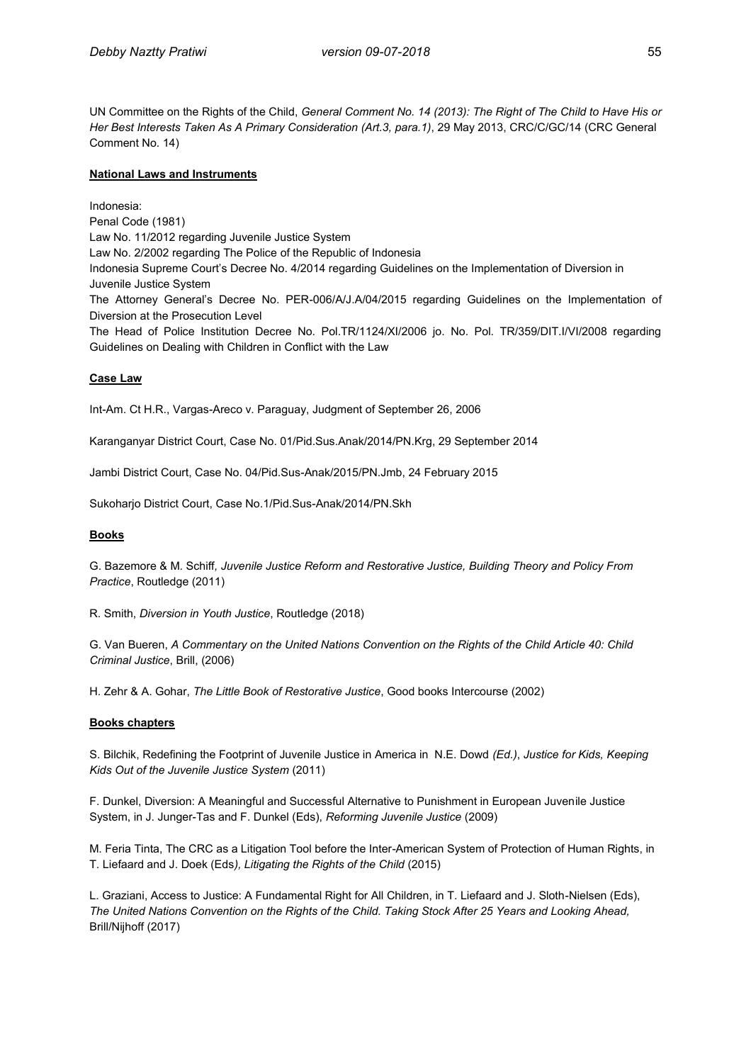UN Committee on the Rights of the Child, *General Comment No. 14 (2013): The Right of The Child to Have His or Her Best Interests Taken As A Primary Consideration (Art.3, para.1)*, 29 May 2013, CRC/C/GC/14 (CRC General Comment No. 14)

**National Laws and Instruments**

Indonesia:
Penal Code (1981)
Law No. 11/2012 regarding Juvenile Justice System
Law No. 2/2002 regarding The Police of the Republic of Indonesia
Indonesia Supreme Court's Decree No. 4/2014 regarding Guidelines on the Implementation of Diversion in Juvenile Justice System
The Attorney General's Decree No. PER-006/A/J.A/04/2015 regarding Guidelines on the Implementation of Diversion at the Prosecution Level
The Head of Police Institution Decree No. Pol.TR/1124/XI/2006 jo. No. Pol. TR/359/DIT.I/VI/2008 regarding Guidelines on Dealing with Children in Conflict with the Law

**Case Law**

Int-Am. Ct H.R., Vargas-Areco v. Paraguay, Judgment of September 26, 2006

Karanganyar District Court, Case No. 01/Pid.Sus.Anak/2014/PN.Krg, 29 September 2014

Jambi District Court, Case No. 04/Pid.Sus-Anak/2015/PN.Jmb, 24 February 2015

Sukoharjo District Court, Case No.1/Pid.Sus-Anak/2014/PN.Skh

**Books**

G. Bazemore & M. Schiff*, Juvenile Justice Reform and Restorative Justice, Building Theory and Policy From Practice*, Routledge (2011)

R. Smith, *Diversion in Youth Justice*, Routledge (2018)

G. Van Bueren, *A Commentary on the United Nations Convention on the Rights of the Child Article 40: Child Criminal Justice*, Brill, (2006)

H. Zehr & A. Gohar, *The Little Book of Restorative Justice*, Good books Intercourse (2002)

**Books chapters**

S. Bilchik, Redefining the Footprint of Juvenile Justice in America in N.E. Dowd *(Ed.)*, *Justice for Kids, Keeping Kids Out of the Juvenile Justice System* (2011)

F. Dunkel, Diversion: A Meaningful and Successful Alternative to Punishment in European Juvenile Justice System, in J. Junger-Tas and F. Dunkel (Eds), *Reforming Juvenile Justice* (2009)

M. Feria Tinta, The CRC as a Litigation Tool before the Inter-American System of Protection of Human Rights, in T. Liefaard and J. Doek (Eds*), Litigating the Rights of the Child* (2015)

L. Graziani, Access to Justice: A Fundamental Right for All Children, in T. Liefaard and J. Sloth-Nielsen (Eds), *The United Nations Convention on the Rights of the Child. Taking Stock After 25 Years and Looking Ahead,* Brill/Nijhoff (2017)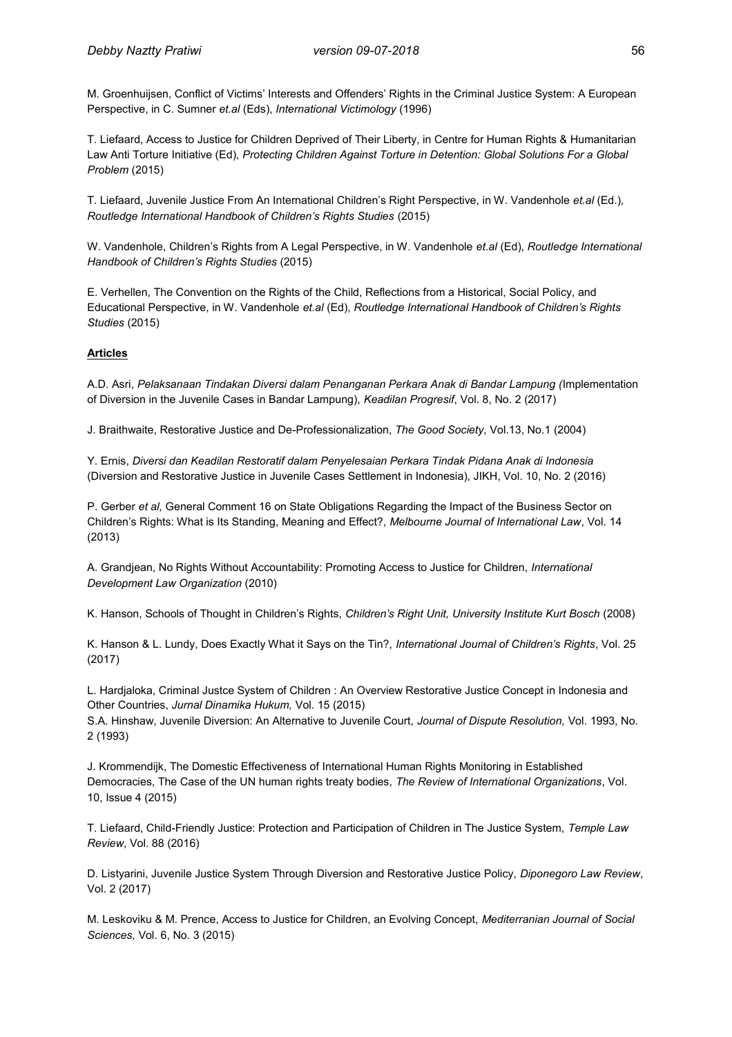M. Groenhuijsen, Conflict of Victims' Interests and Offenders' Rights in the Criminal Justice System: A European Perspective, in C. Sumner *et.al* (Eds), *International Victimology* (1996)

T. Liefaard, Access to Justice for Children Deprived of Their Liberty, in Centre for Human Rights & Humanitarian Law Anti Torture Initiative (Ed), *Protecting Children Against Torture in Detention: Global Solutions For a Global Problem* (2015)

T. Liefaard, Juvenile Justice From An International Children's Right Perspective, in W. Vandenhole *et.al* (Ed.), *Routledge International Handbook of Children's Rights Studies* (2015)

W. Vandenhole, Children's Rights from A Legal Perspective, in W. Vandenhole *et.al* (Ed), *Routledge International Handbook of Children's Rights Studies* (2015)

E. Verhellen, The Convention on the Rights of the Child, Reflections from a Historical, Social Policy, and Educational Perspective, in W. Vandenhole *et.al* (Ed), *Routledge International Handbook of Children's Rights Studies* (2015)

**Articles**

A.D. Asri, *Pelaksanaan Tindakan Diversi dalam Penanganan Perkara Anak di Bandar Lampung (*Implementation of Diversion in the Juvenile Cases in Bandar Lampung), *Keadilan Progresif*, Vol. 8, No. 2 (2017)

J. Braithwaite, Restorative Justice and De-Professionalization, *The Good Society,* Vol.13, No.1 (2004)

Y. Ernis, *Diversi dan Keadilan Restoratif dalam Penyelesaian Perkara Tindak Pidana Anak di Indonesia* (Diversion and Restorative Justice in Juvenile Cases Settlement in Indonesia), JIKH, Vol. 10, No. 2 (2016)

P. Gerber *et al,* General Comment 16 on State Obligations Regarding the Impact of the Business Sector on Children's Rights: What is Its Standing, Meaning and Effect?, *Melbourne Journal of International Law*, Vol. 14 (2013)

A. Grandjean, No Rights Without Accountability: Promoting Access to Justice for Children, *International Development Law Organization* (2010)

K. Hanson, Schools of Thought in Children's Rights, *Children's Right Unit, University Institute Kurt Bosch* (2008)

K. Hanson & L. Lundy, Does Exactly What it Says on the Tin?, *International Journal of Children's Rights*, Vol. 25 (2017)

L. Hardjaloka, Criminal Justce System of Children : An Overview Restorative Justice Concept in Indonesia and Other Countries, *Jurnal Dinamika Hukum,* Vol. 15 (2015)

S.A. Hinshaw, Juvenile Diversion: An Alternative to Juvenile Court, *Journal of Dispute Resolution,* Vol. 1993, No. 2 (1993)

J. Krommendijk, The Domestic Effectiveness of International Human Rights Monitoring in Established Democracies, The Case of the UN human rights treaty bodies, *The Review of International Organizations*, Vol. 10, Issue 4 (2015)

T. Liefaard, Child-Friendly Justice: Protection and Participation of Children in The Justice System, *Temple Law Review*, Vol. 88 (2016)

D. Listyarini, Juvenile Justice System Through Diversion and Restorative Justice Policy, *Diponegoro Law Review*, Vol. 2 (2017)

M. Leskoviku & M. Prence, Access to Justice for Children, an Evolving Concept, *Mediterranian Journal of Social Sciences,* Vol. 6, No. 3 (2015)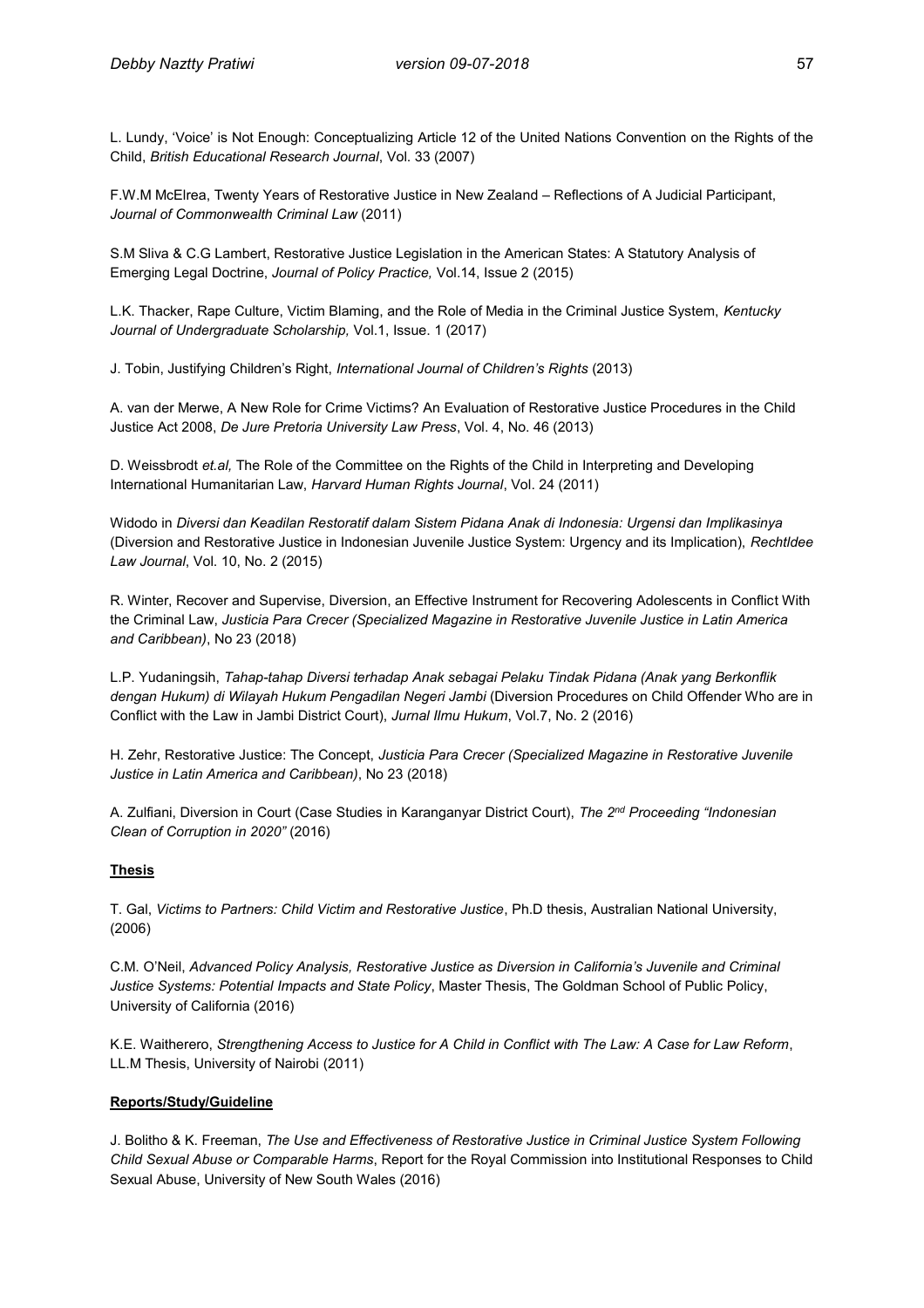L. Lundy, 'Voice' is Not Enough: Conceptualizing Article 12 of the United Nations Convention on the Rights of the Child, *British Educational Research Journal*, Vol. 33 (2007)

F.W.M McElrea, Twenty Years of Restorative Justice in New Zealand – Reflections of A Judicial Participant, *Journal of Commonwealth Criminal Law* (2011)

S.M Sliva & C.G Lambert, Restorative Justice Legislation in the American States: A Statutory Analysis of Emerging Legal Doctrine, *Journal of Policy Practice,* Vol.14, Issue 2 (2015)

L.K. Thacker, Rape Culture, Victim Blaming, and the Role of Media in the Criminal Justice System, *Kentucky Journal of Undergraduate Scholarship,* Vol.1, Issue. 1 (2017)

J. Tobin, Justifying Children's Right, *International Journal of Children's Rights* (2013)

A. van der Merwe, A New Role for Crime Victims? An Evaluation of Restorative Justice Procedures in the Child Justice Act 2008, *De Jure Pretoria University Law Press*, Vol. 4, No. 46 (2013)

D. Weissbrodt *et.al,* The Role of the Committee on the Rights of the Child in Interpreting and Developing International Humanitarian Law, *Harvard Human Rights Journal*, Vol. 24 (2011)

Widodo in *Diversi dan Keadilan Restoratif dalam Sistem Pidana Anak di Indonesia: Urgensi dan Implikasinya* (Diversion and Restorative Justice in Indonesian Juvenile Justice System: Urgency and its Implication), *RechtIdee Law Journal*, Vol. 10, No. 2 (2015)

R. Winter, Recover and Supervise, Diversion, an Effective Instrument for Recovering Adolescents in Conflict With the Criminal Law, *Justicia Para Crecer (Specialized Magazine in Restorative Juvenile Justice in Latin America and Caribbean)*, No 23 (2018)

L.P. Yudaningsih, *Tahap-tahap Diversi terhadap Anak sebagai Pelaku Tindak Pidana (Anak yang Berkonflik dengan Hukum) di Wilayah Hukum Pengadilan Negeri Jambi* (Diversion Procedures on Child Offender Who are in Conflict with the Law in Jambi District Court), *Jurnal Ilmu Hukum*, Vol.7, No. 2 (2016)

H. Zehr, Restorative Justice: The Concept, *Justicia Para Crecer (Specialized Magazine in Restorative Juvenile Justice in Latin America and Caribbean)*, No 23 (2018)

A. Zulfiani, Diversion in Court (Case Studies in Karanganyar District Court), *The 2nd Proceeding "Indonesian Clean of Corruption in 2020"* (2016)

**Thesis**

T. Gal, *Victims to Partners: Child Victim and Restorative Justice*, Ph.D thesis, Australian National University, (2006)

C.M. O'Neil, *Advanced Policy Analysis, Restorative Justice as Diversion in California's Juvenile and Criminal Justice Systems: Potential Impacts and State Policy*, Master Thesis, The Goldman School of Public Policy, University of California (2016)

K.E. Waitherero, *Strengthening Access to Justice for A Child in Conflict with The Law: A Case for Law Reform*, LL.M Thesis, University of Nairobi (2011)

**Reports/Study/Guideline**

J. Bolitho & K. Freeman, *The Use and Effectiveness of Restorative Justice in Criminal Justice System Following Child Sexual Abuse or Comparable Harms*, Report for the Royal Commission into Institutional Responses to Child Sexual Abuse, University of New South Wales (2016)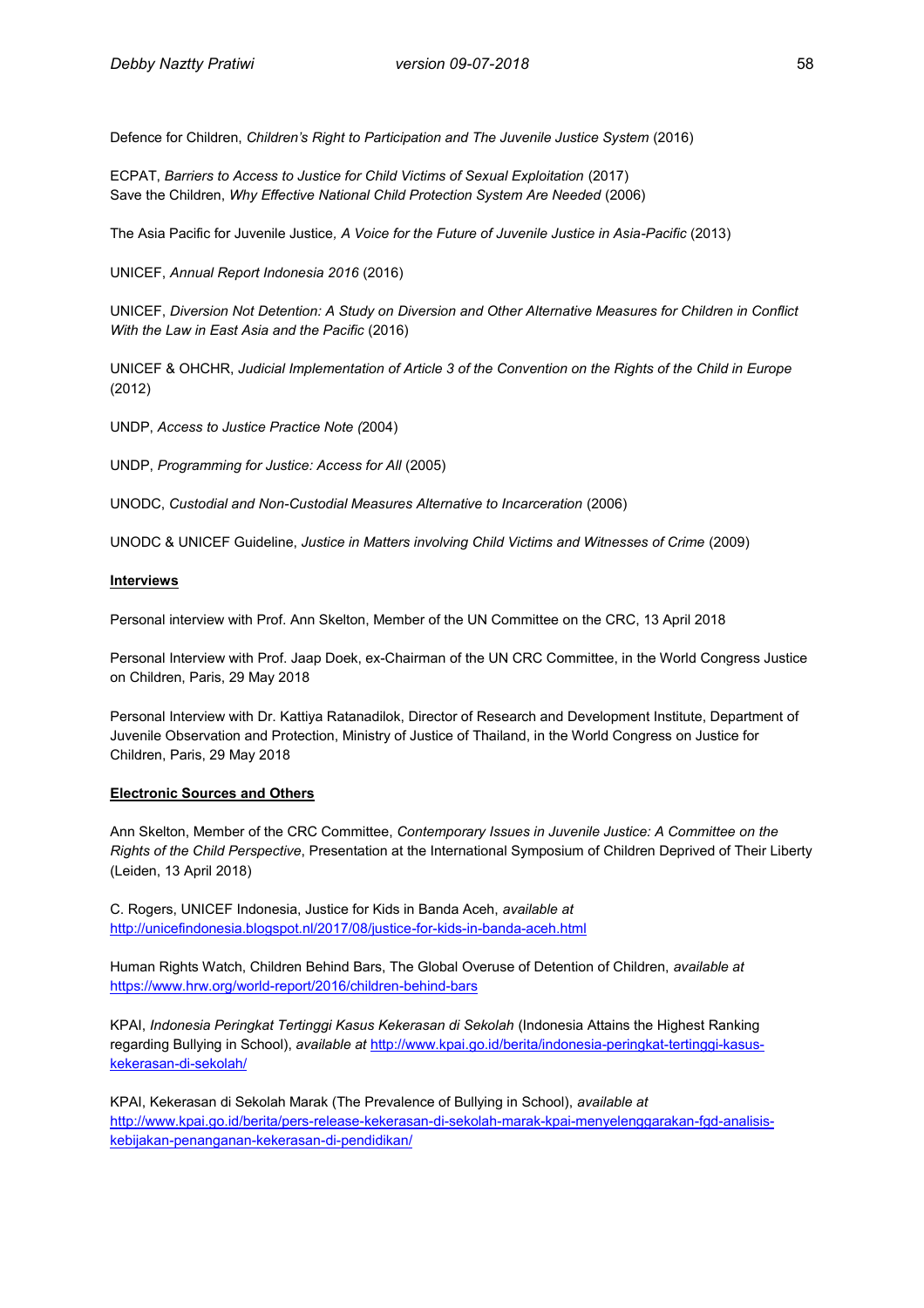Defence for Children, *Children's Right to Participation and The Juvenile Justice System* (2016)

ECPAT, *Barriers to Access to Justice for Child Victims of Sexual Exploitation* (2017)
Save the Children, *Why Effective National Child Protection System Are Needed* (2006)

The Asia Pacific for Juvenile Justice, *A Voice for the Future of Juvenile Justice in Asia-Pacific* (2013)

UNICEF, *Annual Report Indonesia 2016* (2016)

UNICEF, *Diversion Not Detention: A Study on Diversion and Other Alternative Measures for Children in Conflict With the Law in East Asia and the Pacific* (2016)

UNICEF & OHCHR, *Judicial Implementation of Article 3 of the Convention on the Rights of the Child in Europe* (2012)

UNDP, *Access to Justice Practice Note (*2004)

UNDP, *Programming for Justice: Access for All* (2005)

UNODC, *Custodial and Non-Custodial Measures Alternative to Incarceration* (2006)

UNODC & UNICEF Guideline, *Justice in Matters involving Child Victims and Witnesses of Crime* (2009)

**Interviews**

Personal interview with Prof. Ann Skelton, Member of the UN Committee on the CRC, 13 April 2018

Personal Interview with Prof. Jaap Doek, ex-Chairman of the UN CRC Committee, in the World Congress Justice on Children, Paris, 29 May 2018

Personal Interview with Dr. Kattiya Ratanadilok, Director of Research and Development Institute, Department of Juvenile Observation and Protection, Ministry of Justice of Thailand, in the World Congress on Justice for Children, Paris, 29 May 2018

**Electronic Sources and Others**

Ann Skelton, Member of the CRC Committee, *Contemporary Issues in Juvenile Justice: A Committee on the Rights of the Child Perspective*, Presentation at the International Symposium of Children Deprived of Their Liberty (Leiden, 13 April 2018)

C. Rogers, UNICEF Indonesia, Justice for Kids in Banda Aceh, *available at* http://unicefindonesia.blogspot.nl/2017/08/justice-for-kids-in-banda-aceh.html

Human Rights Watch, Children Behind Bars, The Global Overuse of Detention of Children, *available at* https://www.hrw.org/world-report/2016/children-behind-bars

KPAI, *Indonesia Peringkat Tertinggi Kasus Kekerasan di Sekolah* (Indonesia Attains the Highest Ranking regarding Bullying in School), *available at* http://www.kpai.go.id/berita/indonesia-peringkat-tertinggi-kasus-kekerasan-di-sekolah/

KPAI, Kekerasan di Sekolah Marak (The Prevalence of Bullying in School), *available at* http://www.kpai.go.id/berita/pers-release-kekerasan-di-sekolah-marak-kpai-menyelenggarakan-fgd-analisis-kebijakan-penanganan-kekerasan-di-pendidikan/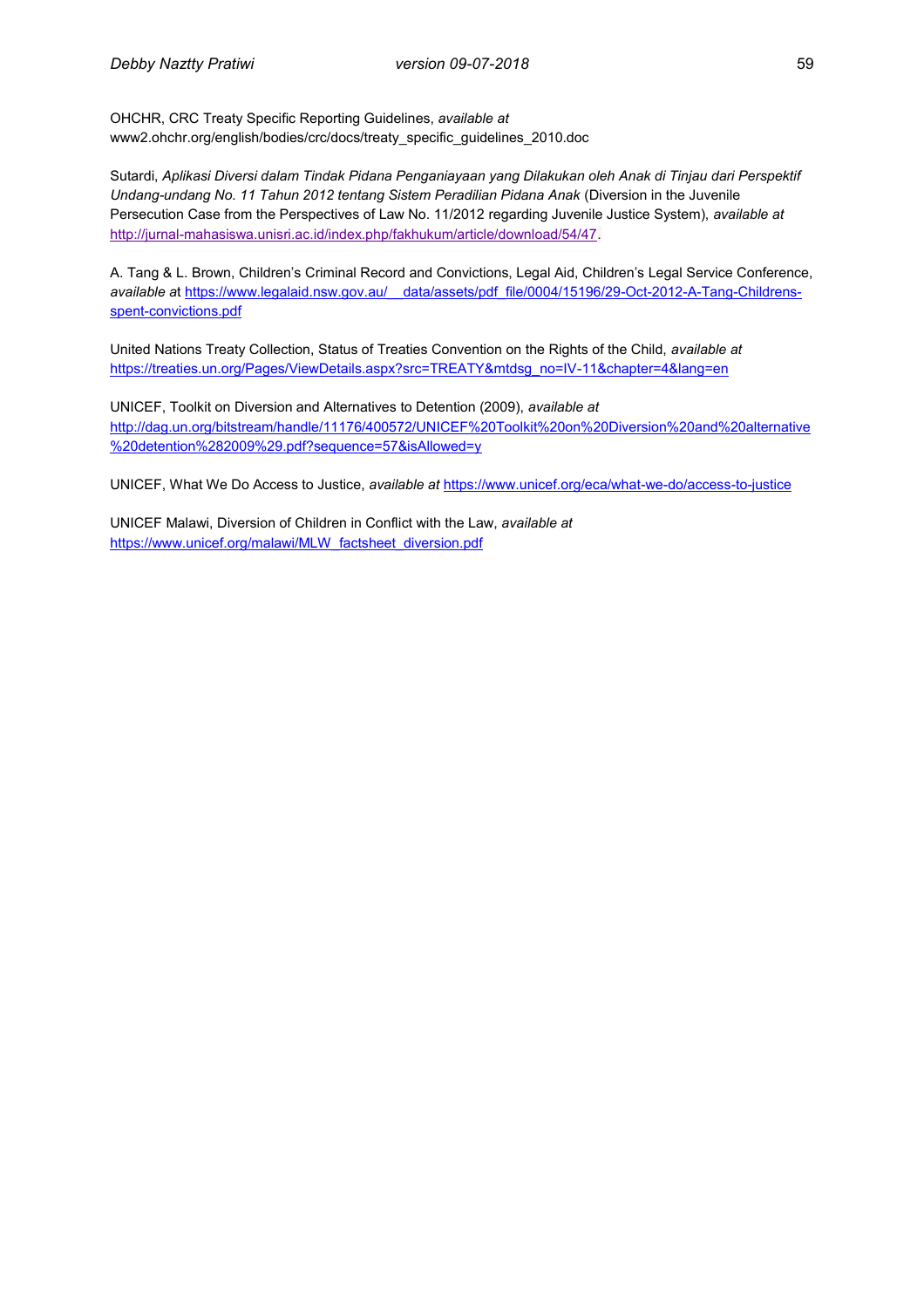OHCHR, CRC Treaty Specific Reporting Guidelines, *available at* www2.ohchr.org/english/bodies/crc/docs/treaty_specific_guidelines_2010.doc

Sutardi, *Aplikasi Diversi dalam Tindak Pidana Penganiayaan yang Dilakukan oleh Anak di Tinjau dari Perspektif Undang-undang No. 11 Tahun 2012 tentang Sistem Peradilan Pidana Anak* (Diversion in the Juvenile Persecution Case from the Perspectives of Law No. 11/2012 regarding Juvenile Justice System), *available at* http://jurnal-mahasiswa.unisri.ac.id/index.php/fakhukum/article/download/54/47.

A. Tang & L. Brown, Children's Criminal Record and Convictions, Legal Aid, Children's Legal Service Conference, *available at* https://www.legalaid.nsw.gov.au/__data/assets/pdf_file/0004/15196/29-Oct-2012-A-Tang-Childrens-spent-convictions.pdf

United Nations Treaty Collection, Status of Treaties Convention on the Rights of the Child, *available at* https://treaties.un.org/Pages/ViewDetails.aspx?src=TREATY&mtdsg_no=IV-11&chapter=4&lang=en

UNICEF, Toolkit on Diversion and Alternatives to Detention (2009), *available at* http://dag.un.org/bitstream/handle/11176/400572/UNICEF%20Toolkit%20on%20Diversion%20and%20alternative%20detention%282009%29.pdf?sequence=57&isAllowed=y

UNICEF, What We Do Access to Justice, *available at* https://www.unicef.org/eca/what-we-do/access-to-justice

UNICEF Malawi, Diversion of Children in Conflict with the Law, *available at* https://www.unicef.org/malawi/MLW_factsheet_diversion.pdf